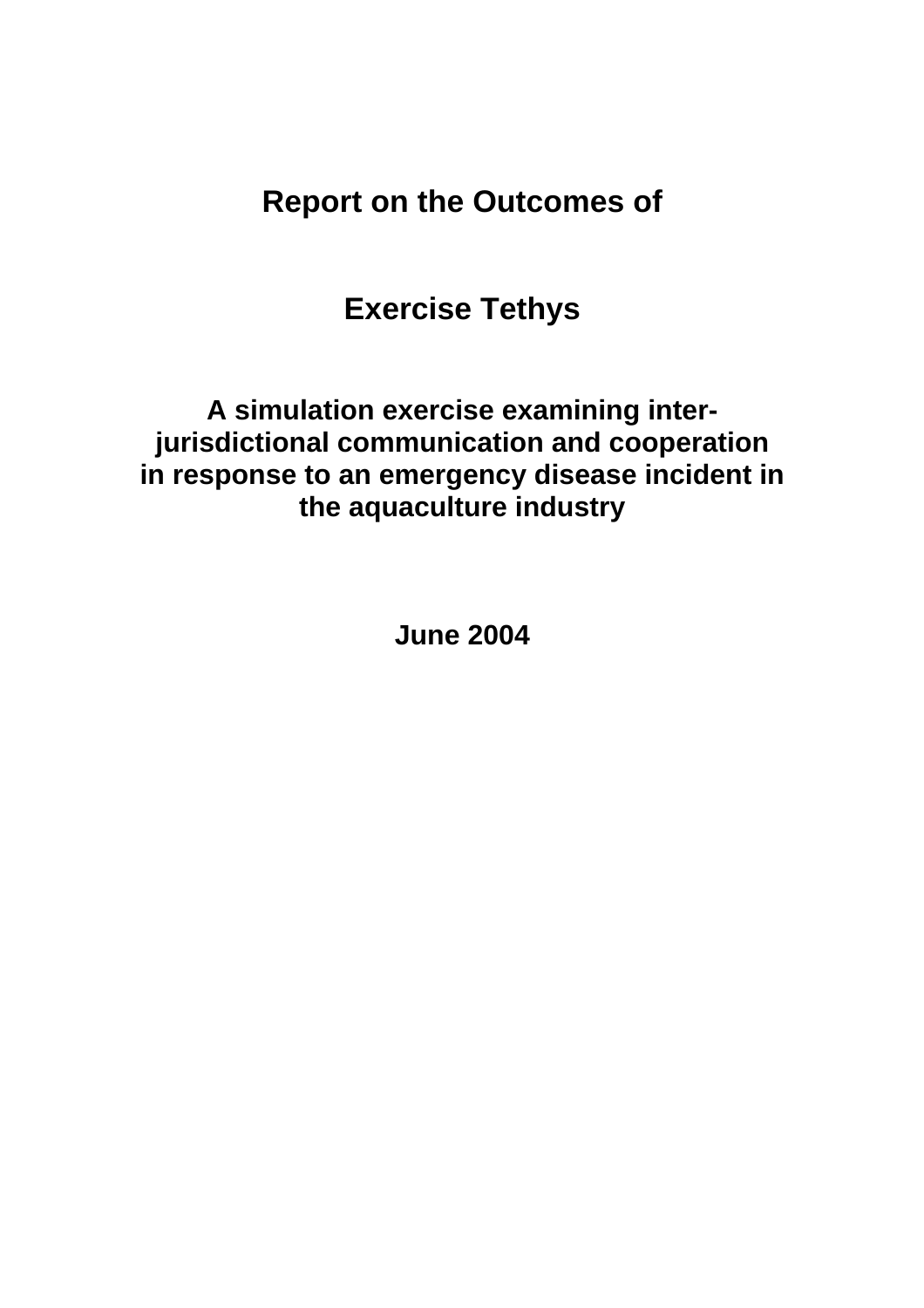# Report on the Outcomes of

# Exercise Tethys

## A simulation exercise examining inter-jurisdictional communication and cooperation in response to an emergency disease incident in the aquaculture industry

**June 2004**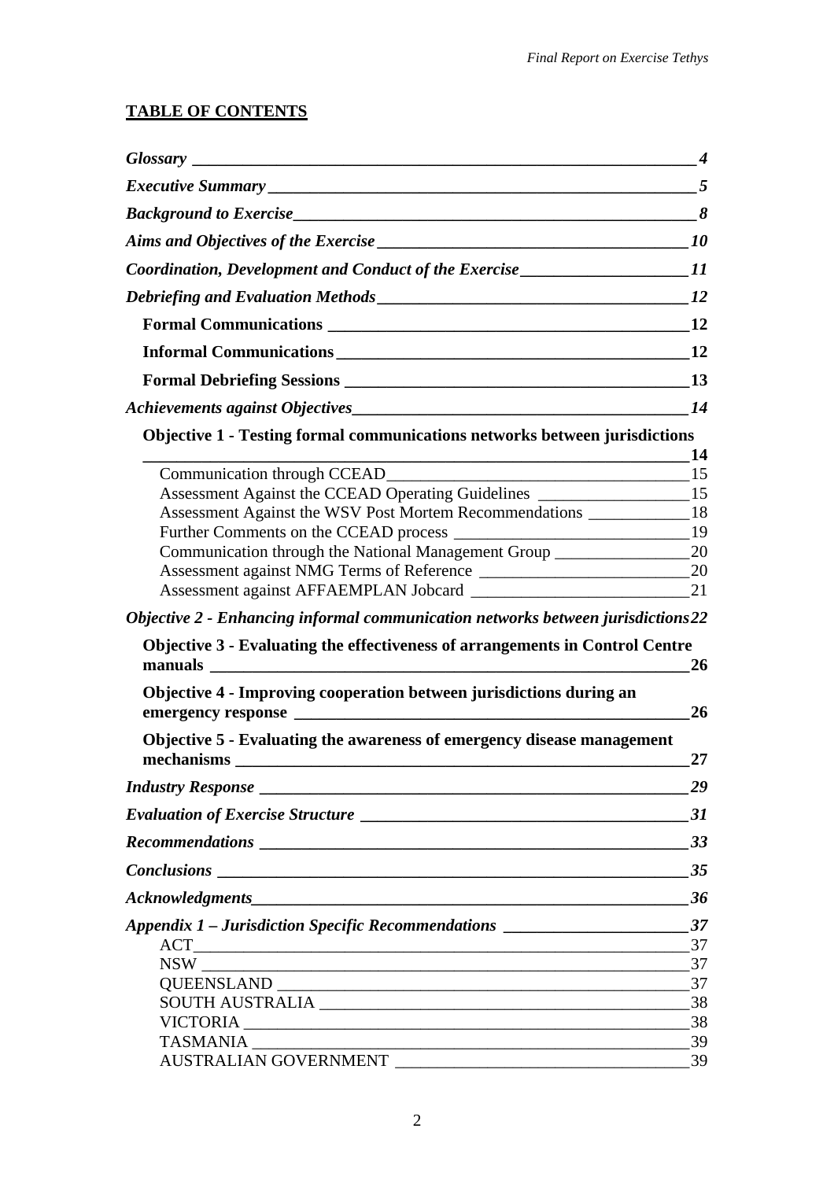## TABLE OF CONTENTS

*Glossary* ____ *4*

*Executive Summary* ____ *5*

*Background to Exercise* ____ *8*

*Aims and Objectives of the Exercise* ____ *10*

*Coordination, Development and Conduct of the Exercise* ____ *11*

*Debriefing and Evaluation Methods* ____ *12*

- **Formal Communications** ____ **12**
- **Informal Communications** ____ **12**
- **Formal Debriefing Sessions** ____ **13**

*Achievements against Objectives* ____ *14*

- **Objective 1 - Testing formal communications networks between jurisdictions** ____ **14**
  - Communication through CCEAD ____ 15
  - Assessment Against the CCEAD Operating Guidelines ____ 15
  - Assessment Against the WSV Post Mortem Recommendations ____ 18
  - Further Comments on the CCEAD process ____ 19
  - Communication through the National Management Group ____ 20
  - Assessment against NMG Terms of Reference ____ 20
  - Assessment against AFFAEMPLAN Jobcard ____ 21

*Objective 2 - Enhancing informal communication networks between jurisdictions* *22*

- **Objective 3 - Evaluating the effectiveness of arrangements in Control Centre manuals** ____ **26**
- **Objective 4 - Improving cooperation between jurisdictions during an emergency response** ____ **26**
- **Objective 5 - Evaluating the awareness of emergency disease management mechanisms** ____ **27**

*Industry Response* ____ *29*

*Evaluation of Exercise Structure* ____ *31*

*Recommendations* ____ *33*

*Conclusions* ____ *35*

*Acknowledgments* ____ *36*

*Appendix 1 – Jurisdiction Specific Recommendations* ____ *37*

- ACT ____ 37
- NSW ____ 37
- QUEENSLAND ____ 37
- SOUTH AUSTRALIA ____ 38
- VICTORIA ____ 38
- TASMANIA ____ 39
- AUSTRALIAN GOVERNMENT ____ 39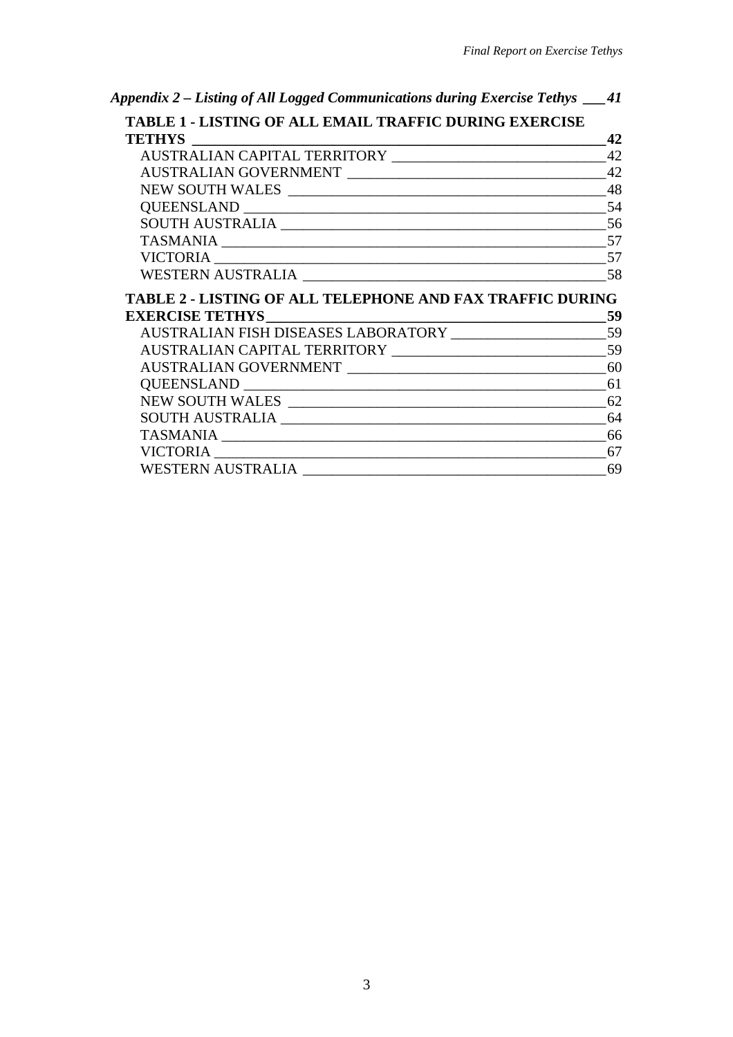*Appendix 2 – Listing of All Logged Communications during Exercise Tethys* 41

**TABLE 1 - LISTING OF ALL EMAIL TRAFFIC DURING EXERCISE TETHYS** 42

- AUSTRALIAN CAPITAL TERRITORY 42
- AUSTRALIAN GOVERNMENT 42
- NEW SOUTH WALES 48
- QUEENSLAND 54
- SOUTH AUSTRALIA 56
- TASMANIA 57
- VICTORIA 57
- WESTERN AUSTRALIA 58

**TABLE 2 - LISTING OF ALL TELEPHONE AND FAX TRAFFIC DURING EXERCISE TETHYS** 59

- AUSTRALIAN FISH DISEASES LABORATORY 59
- AUSTRALIAN CAPITAL TERRITORY 59
- AUSTRALIAN GOVERNMENT 60
- QUEENSLAND 61
- NEW SOUTH WALES 62
- SOUTH AUSTRALIA 64
- TASMANIA 66
- VICTORIA 67
- WESTERN AUSTRALIA 69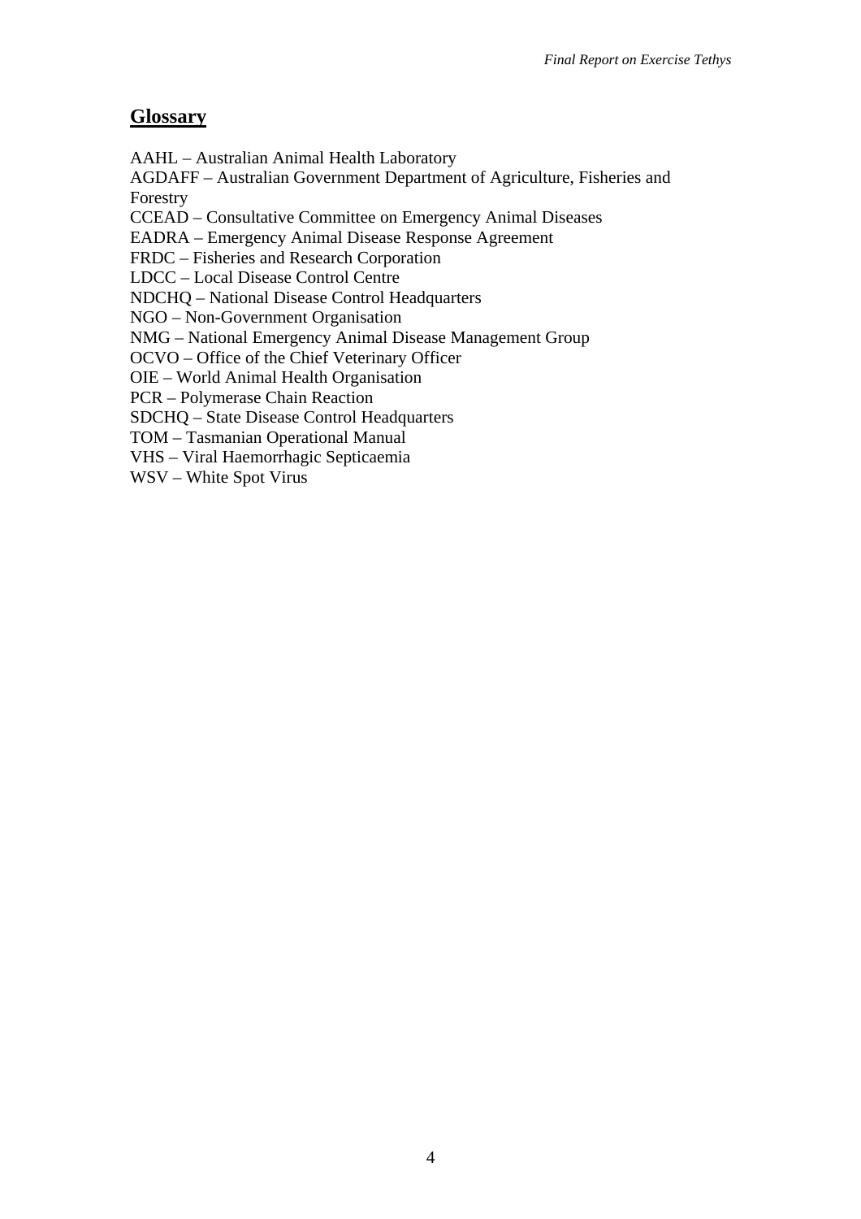## Glossary

AAHL – Australian Animal Health Laboratory
AGDAFF – Australian Government Department of Agriculture, Fisheries and Forestry
CCEAD – Consultative Committee on Emergency Animal Diseases
EADRA – Emergency Animal Disease Response Agreement
FRDC – Fisheries and Research Corporation
LDCC – Local Disease Control Centre
NDCHQ – National Disease Control Headquarters
NGO – Non-Government Organisation
NMG – National Emergency Animal Disease Management Group
OCVO – Office of the Chief Veterinary Officer
OIE – World Animal Health Organisation
PCR – Polymerase Chain Reaction
SDCHQ – State Disease Control Headquarters
TOM – Tasmanian Operational Manual
VHS – Viral Haemorrhagic Septicaemia
WSV – White Spot Virus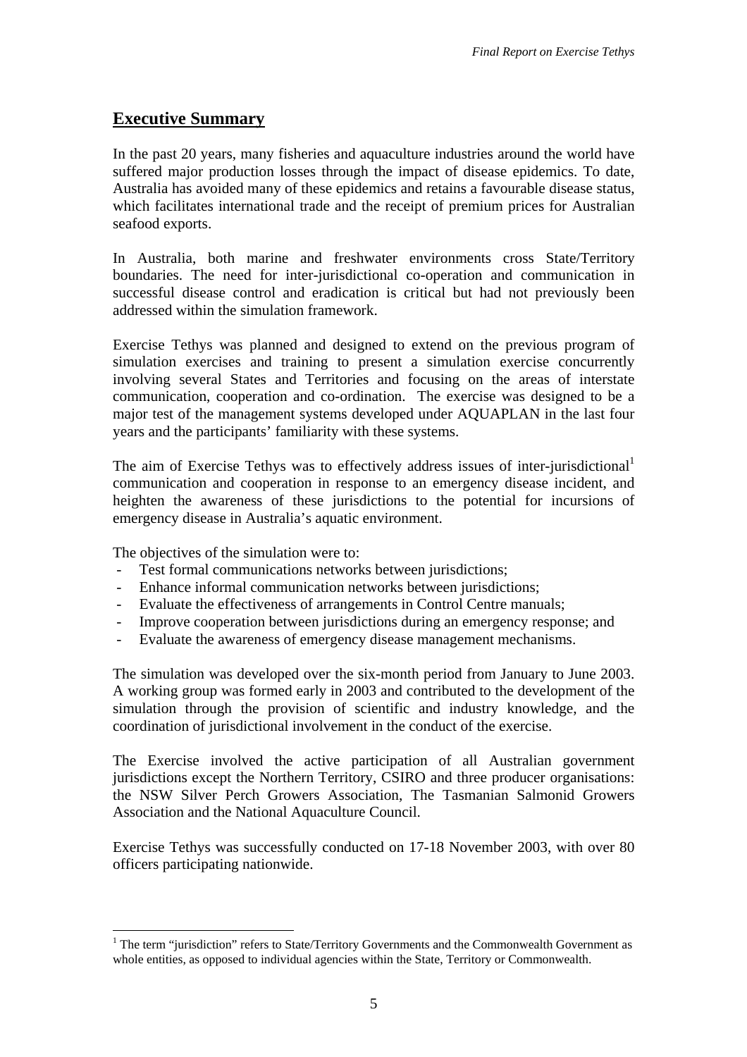## Executive Summary

In the past 20 years, many fisheries and aquaculture industries around the world have suffered major production losses through the impact of disease epidemics. To date, Australia has avoided many of these epidemics and retains a favourable disease status, which facilitates international trade and the receipt of premium prices for Australian seafood exports.

In Australia, both marine and freshwater environments cross State/Territory boundaries. The need for inter-jurisdictional co-operation and communication in successful disease control and eradication is critical but had not previously been addressed within the simulation framework.

Exercise Tethys was planned and designed to extend on the previous program of simulation exercises and training to present a simulation exercise concurrently involving several States and Territories and focusing on the areas of interstate communication, cooperation and co-ordination. The exercise was designed to be a major test of the management systems developed under AQUAPLAN in the last four years and the participants' familiarity with these systems.

The aim of Exercise Tethys was to effectively address issues of inter-jurisdictional[1] communication and cooperation in response to an emergency disease incident, and heighten the awareness of these jurisdictions to the potential for incursions of emergency disease in Australia's aquatic environment.

The objectives of the simulation were to:

- Test formal communications networks between jurisdictions;
- Enhance informal communication networks between jurisdictions;
- Evaluate the effectiveness of arrangements in Control Centre manuals;
- Improve cooperation between jurisdictions during an emergency response; and
- Evaluate the awareness of emergency disease management mechanisms.

The simulation was developed over the six-month period from January to June 2003. A working group was formed early in 2003 and contributed to the development of the simulation through the provision of scientific and industry knowledge, and the coordination of jurisdictional involvement in the conduct of the exercise.

The Exercise involved the active participation of all Australian government jurisdictions except the Northern Territory, CSIRO and three producer organisations: the NSW Silver Perch Growers Association, The Tasmanian Salmonid Growers Association and the National Aquaculture Council.

Exercise Tethys was successfully conducted on 17-18 November 2003, with over 80 officers participating nationwide.

[1] The term "jurisdiction" refers to State/Territory Governments and the Commonwealth Government as whole entities, as opposed to individual agencies within the State, Territory or Commonwealth.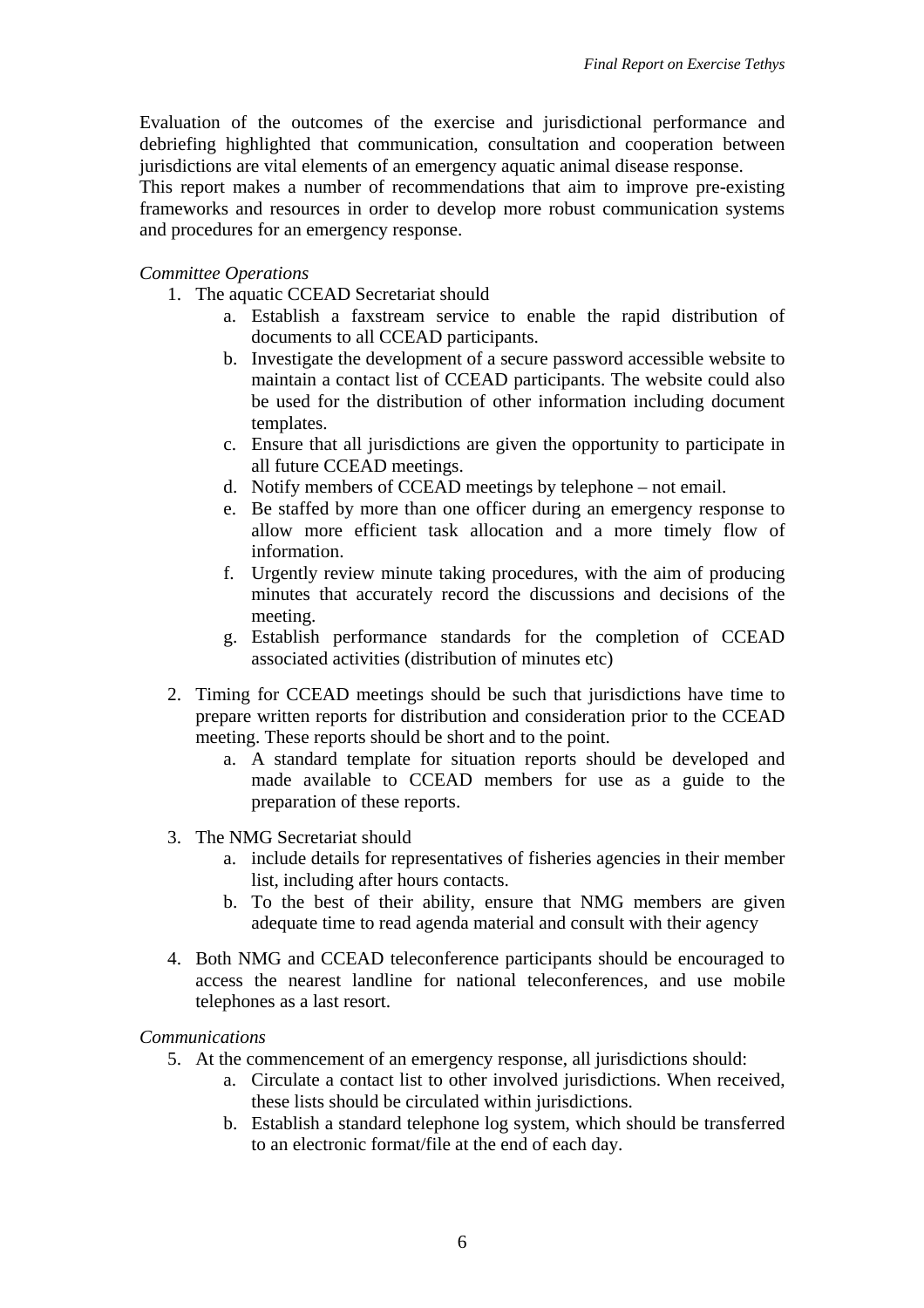Evaluation of the outcomes of the exercise and jurisdictional performance and debriefing highlighted that communication, consultation and cooperation between jurisdictions are vital elements of an emergency aquatic animal disease response.
This report makes a number of recommendations that aim to improve pre-existing frameworks and resources in order to develop more robust communication systems and procedures for an emergency response.

*Committee Operations*

1. The aquatic CCEAD Secretariat should
   a. Establish a faxstream service to enable the rapid distribution of documents to all CCEAD participants.
   b. Investigate the development of a secure password accessible website to maintain a contact list of CCEAD participants. The website could also be used for the distribution of other information including document templates.
   c. Ensure that all jurisdictions are given the opportunity to participate in all future CCEAD meetings.
   d. Notify members of CCEAD meetings by telephone – not email.
   e. Be staffed by more than one officer during an emergency response to allow more efficient task allocation and a more timely flow of information.
   f. Urgently review minute taking procedures, with the aim of producing minutes that accurately record the discussions and decisions of the meeting.
   g. Establish performance standards for the completion of CCEAD associated activities (distribution of minutes etc)

2. Timing for CCEAD meetings should be such that jurisdictions have time to prepare written reports for distribution and consideration prior to the CCEAD meeting. These reports should be short and to the point.
   a. A standard template for situation reports should be developed and made available to CCEAD members for use as a guide to the preparation of these reports.

3. The NMG Secretariat should
   a. include details for representatives of fisheries agencies in their member list, including after hours contacts.
   b. To the best of their ability, ensure that NMG members are given adequate time to read agenda material and consult with their agency

4. Both NMG and CCEAD teleconference participants should be encouraged to access the nearest landline for national teleconferences, and use mobile telephones as a last resort.

*Communications*

5. At the commencement of an emergency response, all jurisdictions should:
   a. Circulate a contact list to other involved jurisdictions. When received, these lists should be circulated within jurisdictions.
   b. Establish a standard telephone log system, which should be transferred to an electronic format/file at the end of each day.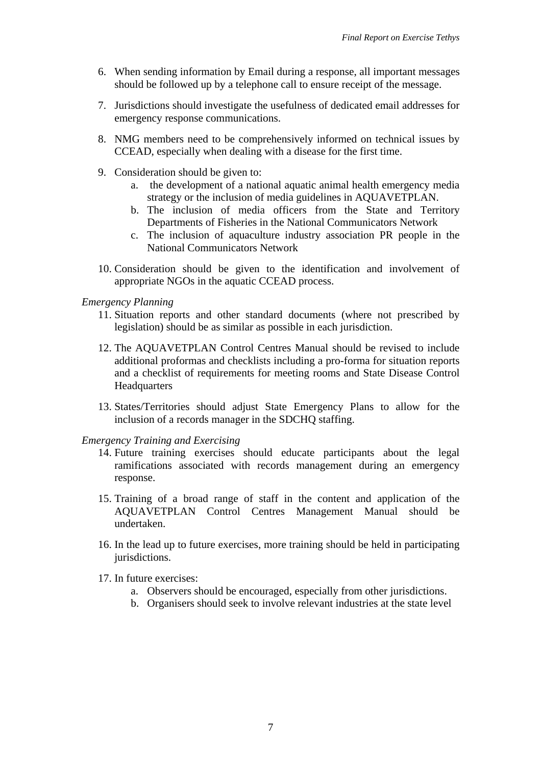6. When sending information by Email during a response, all important messages should be followed up by a telephone call to ensure receipt of the message.

7. Jurisdictions should investigate the usefulness of dedicated email addresses for emergency response communications.

8. NMG members need to be comprehensively informed on technical issues by CCEAD, especially when dealing with a disease for the first time.

9. Consideration should be given to:
    a. the development of a national aquatic animal health emergency media strategy or the inclusion of media guidelines in AQUAVETPLAN.
    b. The inclusion of media officers from the State and Territory Departments of Fisheries in the National Communicators Network
    c. The inclusion of aquaculture industry association PR people in the National Communicators Network

10. Consideration should be given to the identification and involvement of appropriate NGOs in the aquatic CCEAD process.

*Emergency Planning*

11. Situation reports and other standard documents (where not prescribed by legislation) should be as similar as possible in each jurisdiction.

12. The AQUAVETPLAN Control Centres Manual should be revised to include additional proformas and checklists including a pro-forma for situation reports and a checklist of requirements for meeting rooms and State Disease Control Headquarters

13. States/Territories should adjust State Emergency Plans to allow for the inclusion of a records manager in the SDCHQ staffing.

*Emergency Training and Exercising*

14. Future training exercises should educate participants about the legal ramifications associated with records management during an emergency response.

15. Training of a broad range of staff in the content and application of the AQUAVETPLAN Control Centres Management Manual should be undertaken.

16. In the lead up to future exercises, more training should be held in participating jurisdictions.

17. In future exercises:
    a. Observers should be encouraged, especially from other jurisdictions.
    b. Organisers should seek to involve relevant industries at the state level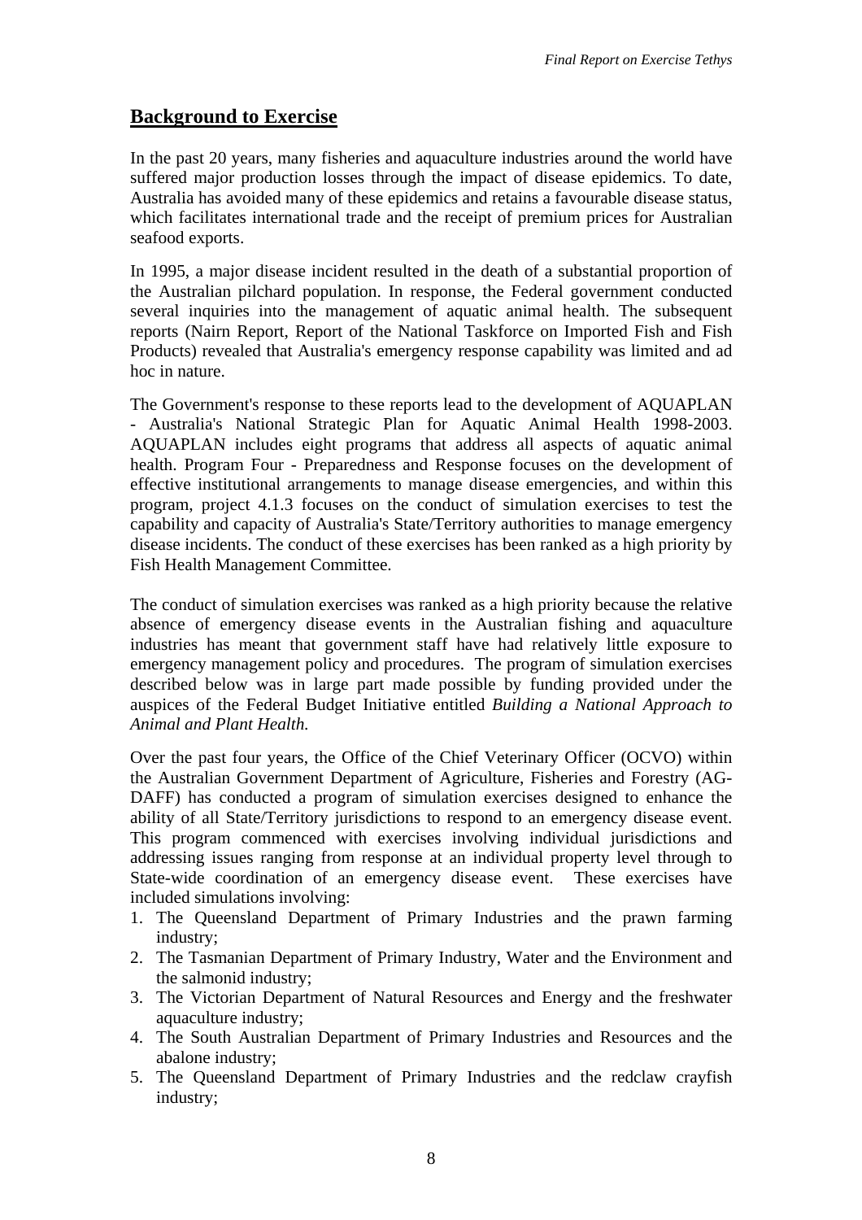## Background to Exercise

In the past 20 years, many fisheries and aquaculture industries around the world have suffered major production losses through the impact of disease epidemics. To date, Australia has avoided many of these epidemics and retains a favourable disease status, which facilitates international trade and the receipt of premium prices for Australian seafood exports.

In 1995, a major disease incident resulted in the death of a substantial proportion of the Australian pilchard population. In response, the Federal government conducted several inquiries into the management of aquatic animal health. The subsequent reports (Nairn Report, Report of the National Taskforce on Imported Fish and Fish Products) revealed that Australia's emergency response capability was limited and ad hoc in nature.

The Government's response to these reports lead to the development of AQUAPLAN - Australia's National Strategic Plan for Aquatic Animal Health 1998-2003. AQUAPLAN includes eight programs that address all aspects of aquatic animal health. Program Four - Preparedness and Response focuses on the development of effective institutional arrangements to manage disease emergencies, and within this program, project 4.1.3 focuses on the conduct of simulation exercises to test the capability and capacity of Australia's State/Territory authorities to manage emergency disease incidents. The conduct of these exercises has been ranked as a high priority by Fish Health Management Committee.

The conduct of simulation exercises was ranked as a high priority because the relative absence of emergency disease events in the Australian fishing and aquaculture industries has meant that government staff have had relatively little exposure to emergency management policy and procedures. The program of simulation exercises described below was in large part made possible by funding provided under the auspices of the Federal Budget Initiative entitled *Building a National Approach to Animal and Plant Health.*

Over the past four years, the Office of the Chief Veterinary Officer (OCVO) within the Australian Government Department of Agriculture, Fisheries and Forestry (AG-DAFF) has conducted a program of simulation exercises designed to enhance the ability of all State/Territory jurisdictions to respond to an emergency disease event. This program commenced with exercises involving individual jurisdictions and addressing issues ranging from response at an individual property level through to State-wide coordination of an emergency disease event. These exercises have included simulations involving:

1. The Queensland Department of Primary Industries and the prawn farming industry;
2. The Tasmanian Department of Primary Industry, Water and the Environment and the salmonid industry;
3. The Victorian Department of Natural Resources and Energy and the freshwater aquaculture industry;
4. The South Australian Department of Primary Industries and Resources and the abalone industry;
5. The Queensland Department of Primary Industries and the redclaw crayfish industry;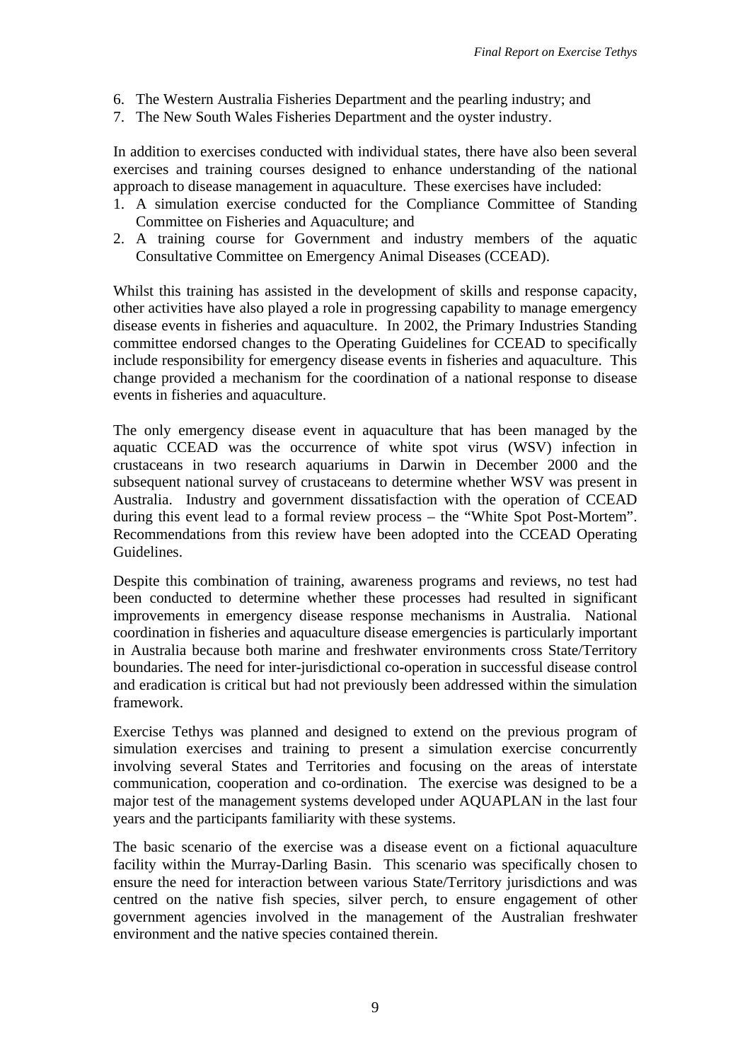6. The Western Australia Fisheries Department and the pearling industry; and
7. The New South Wales Fisheries Department and the oyster industry.

In addition to exercises conducted with individual states, there have also been several exercises and training courses designed to enhance understanding of the national approach to disease management in aquaculture. These exercises have included:

1. A simulation exercise conducted for the Compliance Committee of Standing Committee on Fisheries and Aquaculture; and
2. A training course for Government and industry members of the aquatic Consultative Committee on Emergency Animal Diseases (CCEAD).

Whilst this training has assisted in the development of skills and response capacity, other activities have also played a role in progressing capability to manage emergency disease events in fisheries and aquaculture. In 2002, the Primary Industries Standing committee endorsed changes to the Operating Guidelines for CCEAD to specifically include responsibility for emergency disease events in fisheries and aquaculture. This change provided a mechanism for the coordination of a national response to disease events in fisheries and aquaculture.

The only emergency disease event in aquaculture that has been managed by the aquatic CCEAD was the occurrence of white spot virus (WSV) infection in crustaceans in two research aquariums in Darwin in December 2000 and the subsequent national survey of crustaceans to determine whether WSV was present in Australia. Industry and government dissatisfaction with the operation of CCEAD during this event lead to a formal review process – the "White Spot Post-Mortem". Recommendations from this review have been adopted into the CCEAD Operating Guidelines.

Despite this combination of training, awareness programs and reviews, no test had been conducted to determine whether these processes had resulted in significant improvements in emergency disease response mechanisms in Australia. National coordination in fisheries and aquaculture disease emergencies is particularly important in Australia because both marine and freshwater environments cross State/Territory boundaries. The need for inter-jurisdictional co-operation in successful disease control and eradication is critical but had not previously been addressed within the simulation framework.

Exercise Tethys was planned and designed to extend on the previous program of simulation exercises and training to present a simulation exercise concurrently involving several States and Territories and focusing on the areas of interstate communication, cooperation and co-ordination. The exercise was designed to be a major test of the management systems developed under AQUAPLAN in the last four years and the participants familiarity with these systems.

The basic scenario of the exercise was a disease event on a fictional aquaculture facility within the Murray-Darling Basin. This scenario was specifically chosen to ensure the need for interaction between various State/Territory jurisdictions and was centred on the native fish species, silver perch, to ensure engagement of other government agencies involved in the management of the Australian freshwater environment and the native species contained therein.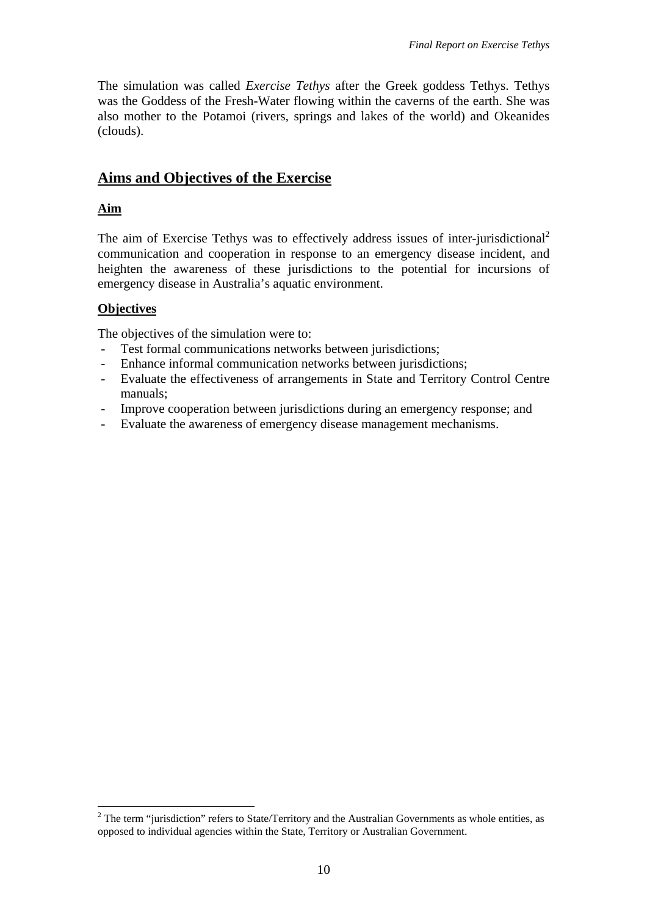The simulation was called *Exercise Tethys* after the Greek goddess Tethys. Tethys was the Goddess of the Fresh-Water flowing within the caverns of the earth. She was also mother to the Potamoi (rivers, springs and lakes of the world) and Okeanides (clouds).

## Aims and Objectives of the Exercise

### Aim

The aim of Exercise Tethys was to effectively address issues of inter-jurisdictional[2] communication and cooperation in response to an emergency disease incident, and heighten the awareness of these jurisdictions to the potential for incursions of emergency disease in Australia's aquatic environment.

### Objectives

The objectives of the simulation were to:

- Test formal communications networks between jurisdictions;
- Enhance informal communication networks between jurisdictions;
- Evaluate the effectiveness of arrangements in State and Territory Control Centre manuals;
- Improve cooperation between jurisdictions during an emergency response; and
- Evaluate the awareness of emergency disease management mechanisms.

---

[2] The term "jurisdiction" refers to State/Territory and the Australian Governments as whole entities, as opposed to individual agencies within the State, Territory or Australian Government.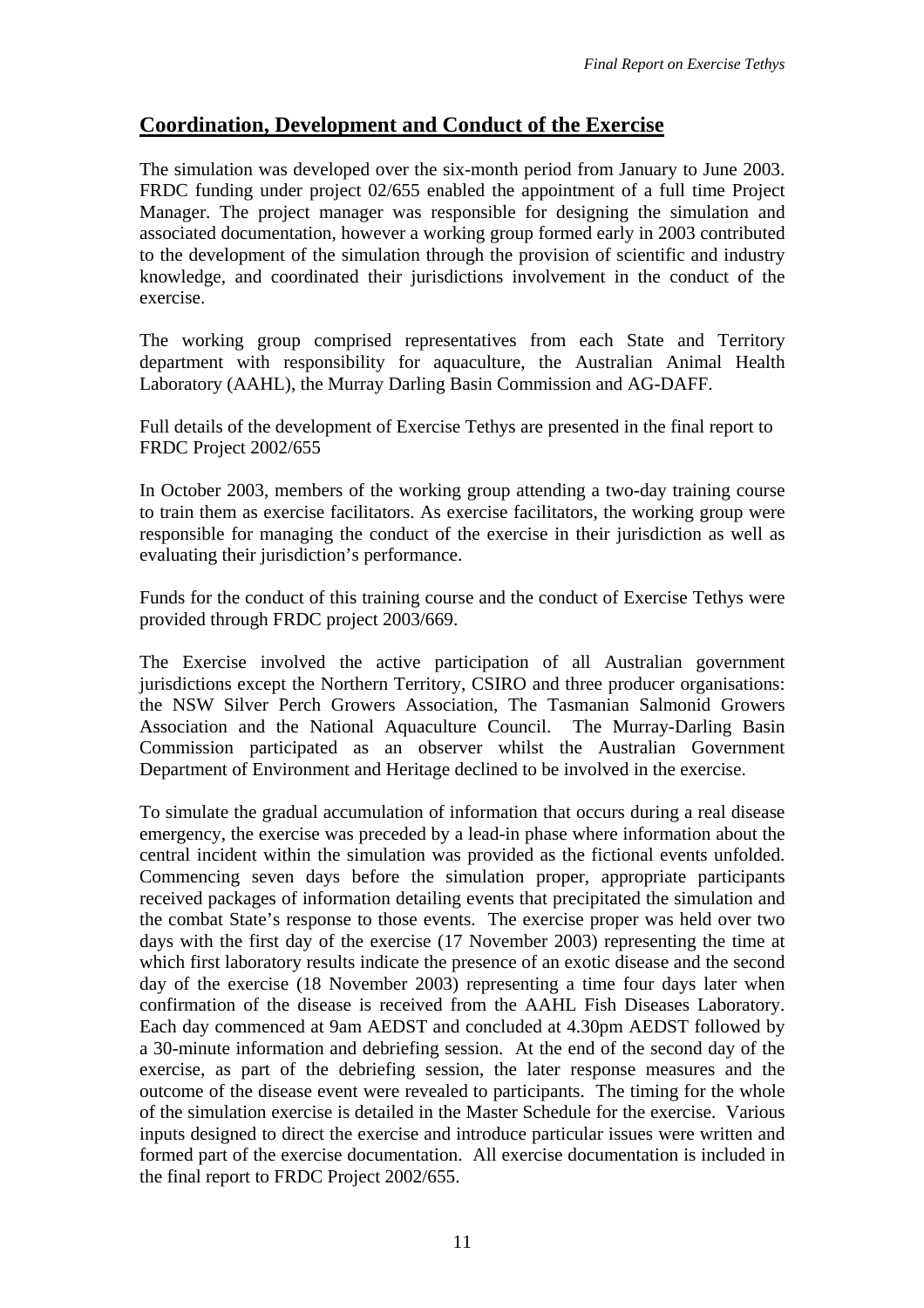## Coordination, Development and Conduct of the Exercise

The simulation was developed over the six-month period from January to June 2003. FRDC funding under project 02/655 enabled the appointment of a full time Project Manager. The project manager was responsible for designing the simulation and associated documentation, however a working group formed early in 2003 contributed to the development of the simulation through the provision of scientific and industry knowledge, and coordinated their jurisdictions involvement in the conduct of the exercise.

The working group comprised representatives from each State and Territory department with responsibility for aquaculture, the Australian Animal Health Laboratory (AAHL), the Murray Darling Basin Commission and AG-DAFF.

Full details of the development of Exercise Tethys are presented in the final report to FRDC Project 2002/655

In October 2003, members of the working group attending a two-day training course to train them as exercise facilitators. As exercise facilitators, the working group were responsible for managing the conduct of the exercise in their jurisdiction as well as evaluating their jurisdiction's performance.

Funds for the conduct of this training course and the conduct of Exercise Tethys were provided through FRDC project 2003/669.

The Exercise involved the active participation of all Australian government jurisdictions except the Northern Territory, CSIRO and three producer organisations: the NSW Silver Perch Growers Association, The Tasmanian Salmonid Growers Association and the National Aquaculture Council. The Murray-Darling Basin Commission participated as an observer whilst the Australian Government Department of Environment and Heritage declined to be involved in the exercise.

To simulate the gradual accumulation of information that occurs during a real disease emergency, the exercise was preceded by a lead-in phase where information about the central incident within the simulation was provided as the fictional events unfolded. Commencing seven days before the simulation proper, appropriate participants received packages of information detailing events that precipitated the simulation and the combat State's response to those events. The exercise proper was held over two days with the first day of the exercise (17 November 2003) representing the time at which first laboratory results indicate the presence of an exotic disease and the second day of the exercise (18 November 2003) representing a time four days later when confirmation of the disease is received from the AAHL Fish Diseases Laboratory. Each day commenced at 9am AEDST and concluded at 4.30pm AEDST followed by a 30-minute information and debriefing session. At the end of the second day of the exercise, as part of the debriefing session, the later response measures and the outcome of the disease event were revealed to participants. The timing for the whole of the simulation exercise is detailed in the Master Schedule for the exercise. Various inputs designed to direct the exercise and introduce particular issues were written and formed part of the exercise documentation. All exercise documentation is included in the final report to FRDC Project 2002/655.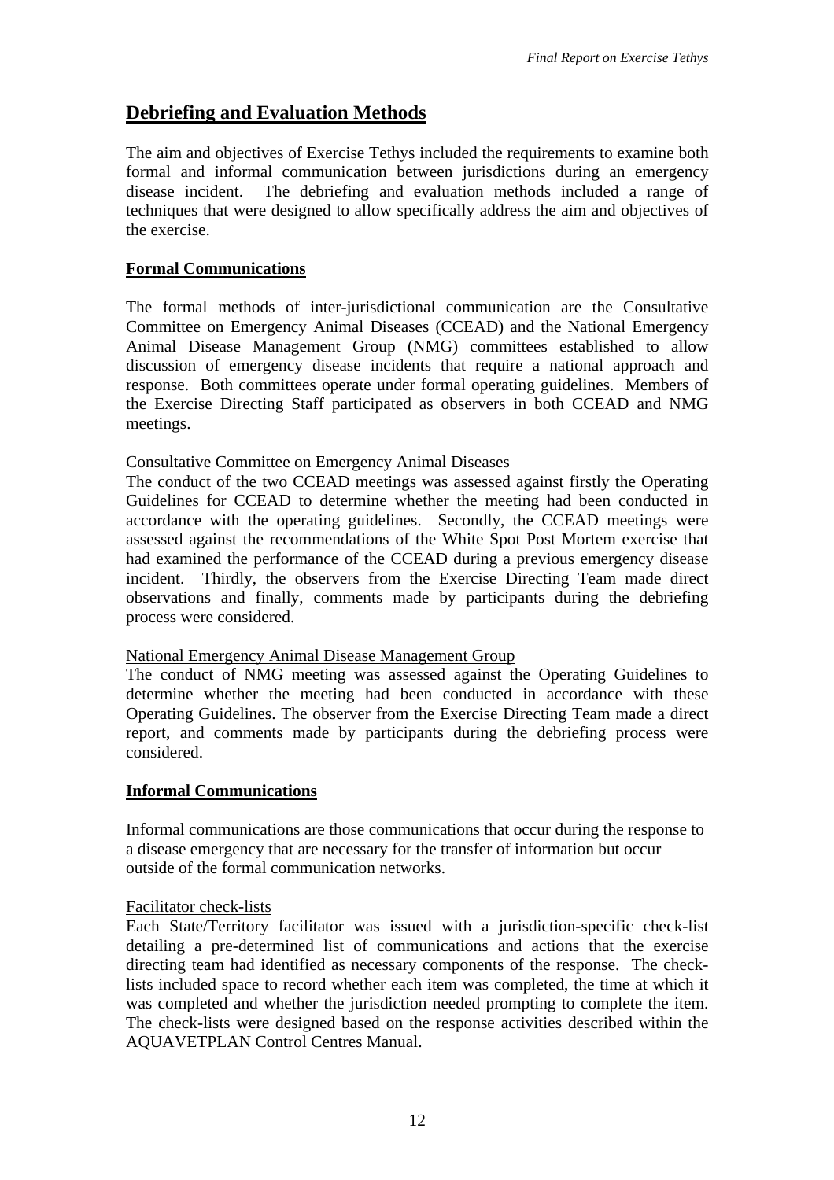## Debriefing and Evaluation Methods

The aim and objectives of Exercise Tethys included the requirements to examine both formal and informal communication between jurisdictions during an emergency disease incident. The debriefing and evaluation methods included a range of techniques that were designed to allow specifically address the aim and objectives of the exercise.

### Formal Communications

The formal methods of inter-jurisdictional communication are the Consultative Committee on Emergency Animal Diseases (CCEAD) and the National Emergency Animal Disease Management Group (NMG) committees established to allow discussion of emergency disease incidents that require a national approach and response. Both committees operate under formal operating guidelines. Members of the Exercise Directing Staff participated as observers in both CCEAD and NMG meetings.

#### Consultative Committee on Emergency Animal Diseases

The conduct of the two CCEAD meetings was assessed against firstly the Operating Guidelines for CCEAD to determine whether the meeting had been conducted in accordance with the operating guidelines. Secondly, the CCEAD meetings were assessed against the recommendations of the White Spot Post Mortem exercise that had examined the performance of the CCEAD during a previous emergency disease incident. Thirdly, the observers from the Exercise Directing Team made direct observations and finally, comments made by participants during the debriefing process were considered.

#### National Emergency Animal Disease Management Group

The conduct of NMG meeting was assessed against the Operating Guidelines to determine whether the meeting had been conducted in accordance with these Operating Guidelines. The observer from the Exercise Directing Team made a direct report, and comments made by participants during the debriefing process were considered.

### Informal Communications

Informal communications are those communications that occur during the response to a disease emergency that are necessary for the transfer of information but occur outside of the formal communication networks.

#### Facilitator check-lists

Each State/Territory facilitator was issued with a jurisdiction-specific check-list detailing a pre-determined list of communications and actions that the exercise directing team had identified as necessary components of the response. The check-lists included space to record whether each item was completed, the time at which it was completed and whether the jurisdiction needed prompting to complete the item. The check-lists were designed based on the response activities described within the AQUAVETPLAN Control Centres Manual.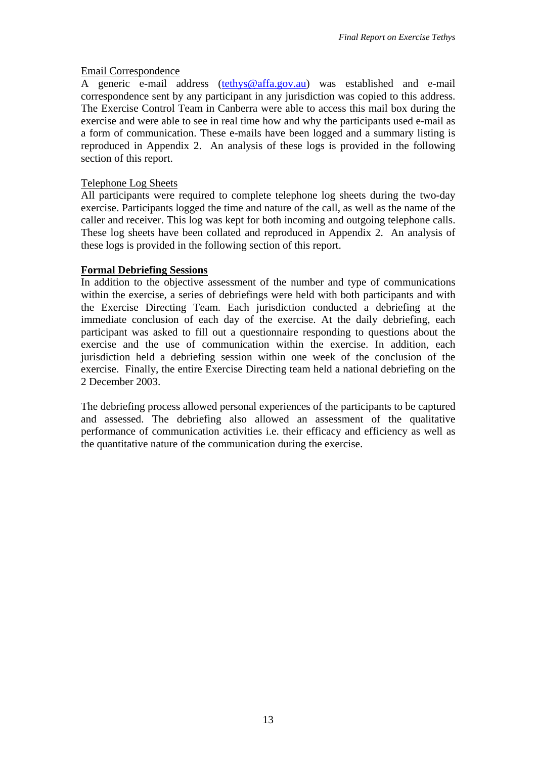Email Correspondence

A generic e-mail address (tethys@affa.gov.au) was established and e-mail correspondence sent by any participant in any jurisdiction was copied to this address. The Exercise Control Team in Canberra were able to access this mail box during the exercise and were able to see in real time how and why the participants used e-mail as a form of communication. These e-mails have been logged and a summary listing is reproduced in Appendix 2. An analysis of these logs is provided in the following section of this report.

Telephone Log Sheets

All participants were required to complete telephone log sheets during the two-day exercise. Participants logged the time and nature of the call, as well as the name of the caller and receiver. This log was kept for both incoming and outgoing telephone calls. These log sheets have been collated and reproduced in Appendix 2. An analysis of these logs is provided in the following section of this report.

**Formal Debriefing Sessions**

In addition to the objective assessment of the number and type of communications within the exercise, a series of debriefings were held with both participants and with the Exercise Directing Team. Each jurisdiction conducted a debriefing at the immediate conclusion of each day of the exercise. At the daily debriefing, each participant was asked to fill out a questionnaire responding to questions about the exercise and the use of communication within the exercise. In addition, each jurisdiction held a debriefing session within one week of the conclusion of the exercise. Finally, the entire Exercise Directing team held a national debriefing on the 2 December 2003.

The debriefing process allowed personal experiences of the participants to be captured and assessed. The debriefing also allowed an assessment of the qualitative performance of communication activities i.e. their efficacy and efficiency as well as the quantitative nature of the communication during the exercise.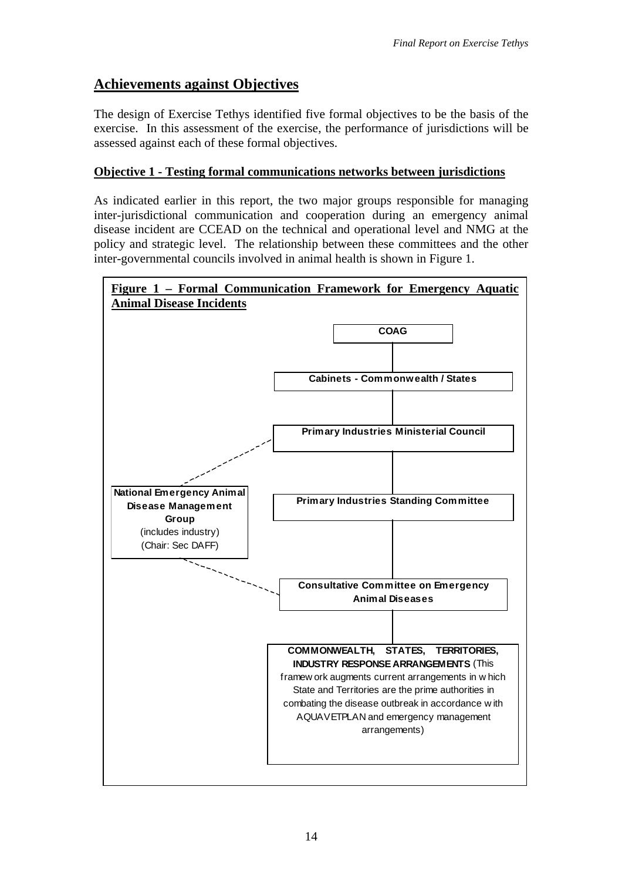## Achievements against Objectives

The design of Exercise Tethys identified five formal objectives to be the basis of the exercise. In this assessment of the exercise, the performance of jurisdictions will be assessed against each of these formal objectives.

### Objective 1 - Testing formal communications networks between jurisdictions

As indicated earlier in this report, the two major groups responsible for managing inter-jurisdictional communication and cooperation during an emergency animal disease incident are CCEAD on the technical and operational level and NMG at the policy and strategic level. The relationship between these committees and the other inter-governmental councils involved in animal health is shown in Figure 1.

**Figure 1 – Formal Communication Framework for Emergency Aquatic Animal Disease Incidents**

COAG

Cabinets - Commonwealth / States

Primary Industries Ministerial Council

Primary Industries Standing Committee

National Emergency Animal Disease Management Group
(includes industry)
(Chair: Sec DAFF)

Consultative Committee on Emergency Animal Diseases

COMMONWEALTH, STATES, TERRITORIES, INDUSTRY RESPONSE ARRANGEMENTS (This framework augments current arrangements in which State and Territories are the prime authorities in combating the disease outbreak in accordance with AQUAVETPLAN and emergency management arrangements)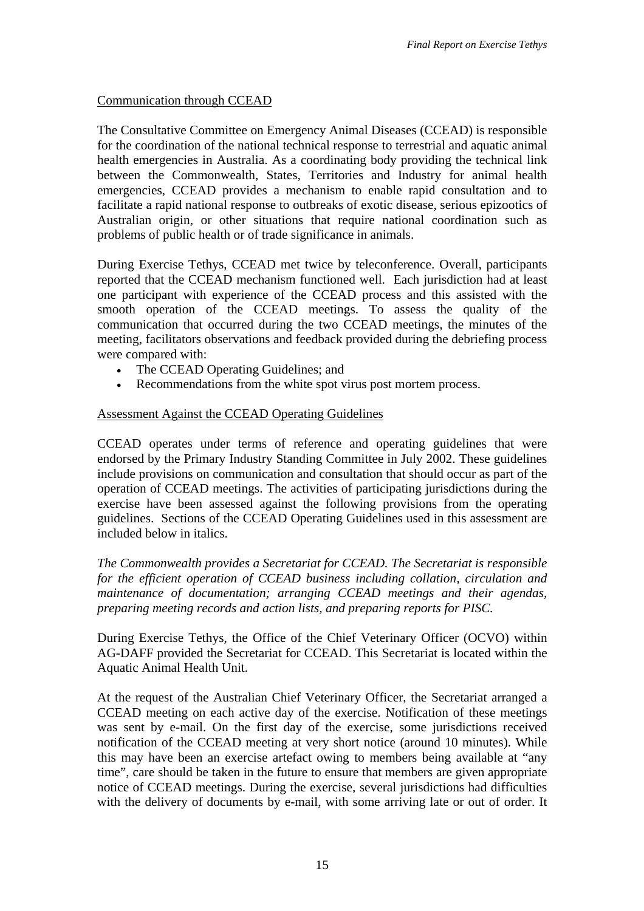Communication through CCEAD

The Consultative Committee on Emergency Animal Diseases (CCEAD) is responsible for the coordination of the national technical response to terrestrial and aquatic animal health emergencies in Australia. As a coordinating body providing the technical link between the Commonwealth, States, Territories and Industry for animal health emergencies, CCEAD provides a mechanism to enable rapid consultation and to facilitate a rapid national response to outbreaks of exotic disease, serious epizootics of Australian origin, or other situations that require national coordination such as problems of public health or of trade significance in animals.

During Exercise Tethys, CCEAD met twice by teleconference. Overall, participants reported that the CCEAD mechanism functioned well. Each jurisdiction had at least one participant with experience of the CCEAD process and this assisted with the smooth operation of the CCEAD meetings. To assess the quality of the communication that occurred during the two CCEAD meetings, the minutes of the meeting, facilitators observations and feedback provided during the debriefing process were compared with:

- The CCEAD Operating Guidelines; and
- Recommendations from the white spot virus post mortem process.

Assessment Against the CCEAD Operating Guidelines

CCEAD operates under terms of reference and operating guidelines that were endorsed by the Primary Industry Standing Committee in July 2002. These guidelines include provisions on communication and consultation that should occur as part of the operation of CCEAD meetings. The activities of participating jurisdictions during the exercise have been assessed against the following provisions from the operating guidelines. Sections of the CCEAD Operating Guidelines used in this assessment are included below in italics.

*The Commonwealth provides a Secretariat for CCEAD. The Secretariat is responsible for the efficient operation of CCEAD business including collation, circulation and maintenance of documentation; arranging CCEAD meetings and their agendas, preparing meeting records and action lists, and preparing reports for PISC.*

During Exercise Tethys, the Office of the Chief Veterinary Officer (OCVO) within AG-DAFF provided the Secretariat for CCEAD. This Secretariat is located within the Aquatic Animal Health Unit.

At the request of the Australian Chief Veterinary Officer, the Secretariat arranged a CCEAD meeting on each active day of the exercise. Notification of these meetings was sent by e-mail. On the first day of the exercise, some jurisdictions received notification of the CCEAD meeting at very short notice (around 10 minutes). While this may have been an exercise artefact owing to members being available at "any time", care should be taken in the future to ensure that members are given appropriate notice of CCEAD meetings. During the exercise, several jurisdictions had difficulties with the delivery of documents by e-mail, with some arriving late or out of order. It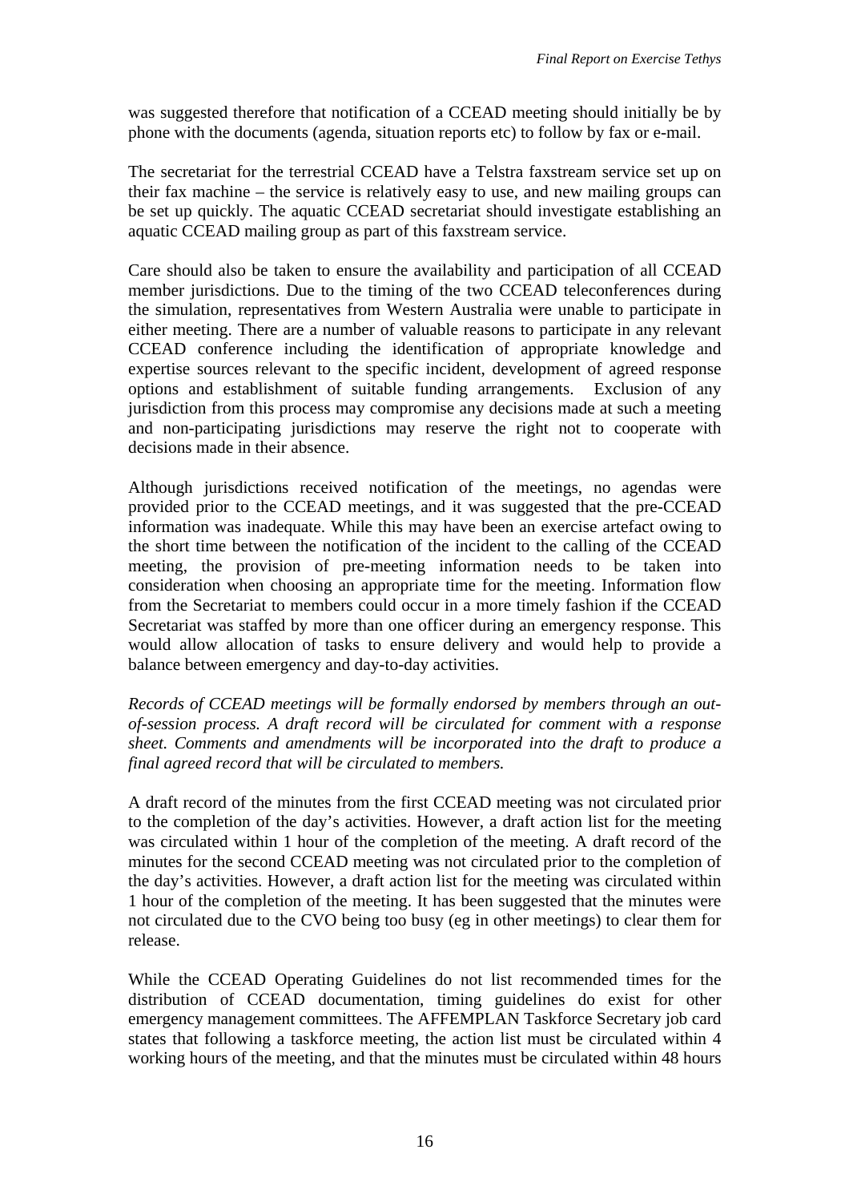was suggested therefore that notification of a CCEAD meeting should initially be by phone with the documents (agenda, situation reports etc) to follow by fax or e-mail.

The secretariat for the terrestrial CCEAD have a Telstra faxstream service set up on their fax machine – the service is relatively easy to use, and new mailing groups can be set up quickly. The aquatic CCEAD secretariat should investigate establishing an aquatic CCEAD mailing group as part of this faxstream service.

Care should also be taken to ensure the availability and participation of all CCEAD member jurisdictions. Due to the timing of the two CCEAD teleconferences during the simulation, representatives from Western Australia were unable to participate in either meeting. There are a number of valuable reasons to participate in any relevant CCEAD conference including the identification of appropriate knowledge and expertise sources relevant to the specific incident, development of agreed response options and establishment of suitable funding arrangements. Exclusion of any jurisdiction from this process may compromise any decisions made at such a meeting and non-participating jurisdictions may reserve the right not to cooperate with decisions made in their absence.

Although jurisdictions received notification of the meetings, no agendas were provided prior to the CCEAD meetings, and it was suggested that the pre-CCEAD information was inadequate. While this may have been an exercise artefact owing to the short time between the notification of the incident to the calling of the CCEAD meeting, the provision of pre-meeting information needs to be taken into consideration when choosing an appropriate time for the meeting. Information flow from the Secretariat to members could occur in a more timely fashion if the CCEAD Secretariat was staffed by more than one officer during an emergency response. This would allow allocation of tasks to ensure delivery and would help to provide a balance between emergency and day-to-day activities.

*Records of CCEAD meetings will be formally endorsed by members through an out-of-session process. A draft record will be circulated for comment with a response sheet. Comments and amendments will be incorporated into the draft to produce a final agreed record that will be circulated to members.*

A draft record of the minutes from the first CCEAD meeting was not circulated prior to the completion of the day's activities. However, a draft action list for the meeting was circulated within 1 hour of the completion of the meeting. A draft record of the minutes for the second CCEAD meeting was not circulated prior to the completion of the day's activities. However, a draft action list for the meeting was circulated within 1 hour of the completion of the meeting. It has been suggested that the minutes were not circulated due to the CVO being too busy (eg in other meetings) to clear them for release.

While the CCEAD Operating Guidelines do not list recommended times for the distribution of CCEAD documentation, timing guidelines do exist for other emergency management committees. The AFFEMPLAN Taskforce Secretary job card states that following a taskforce meeting, the action list must be circulated within 4 working hours of the meeting, and that the minutes must be circulated within 48 hours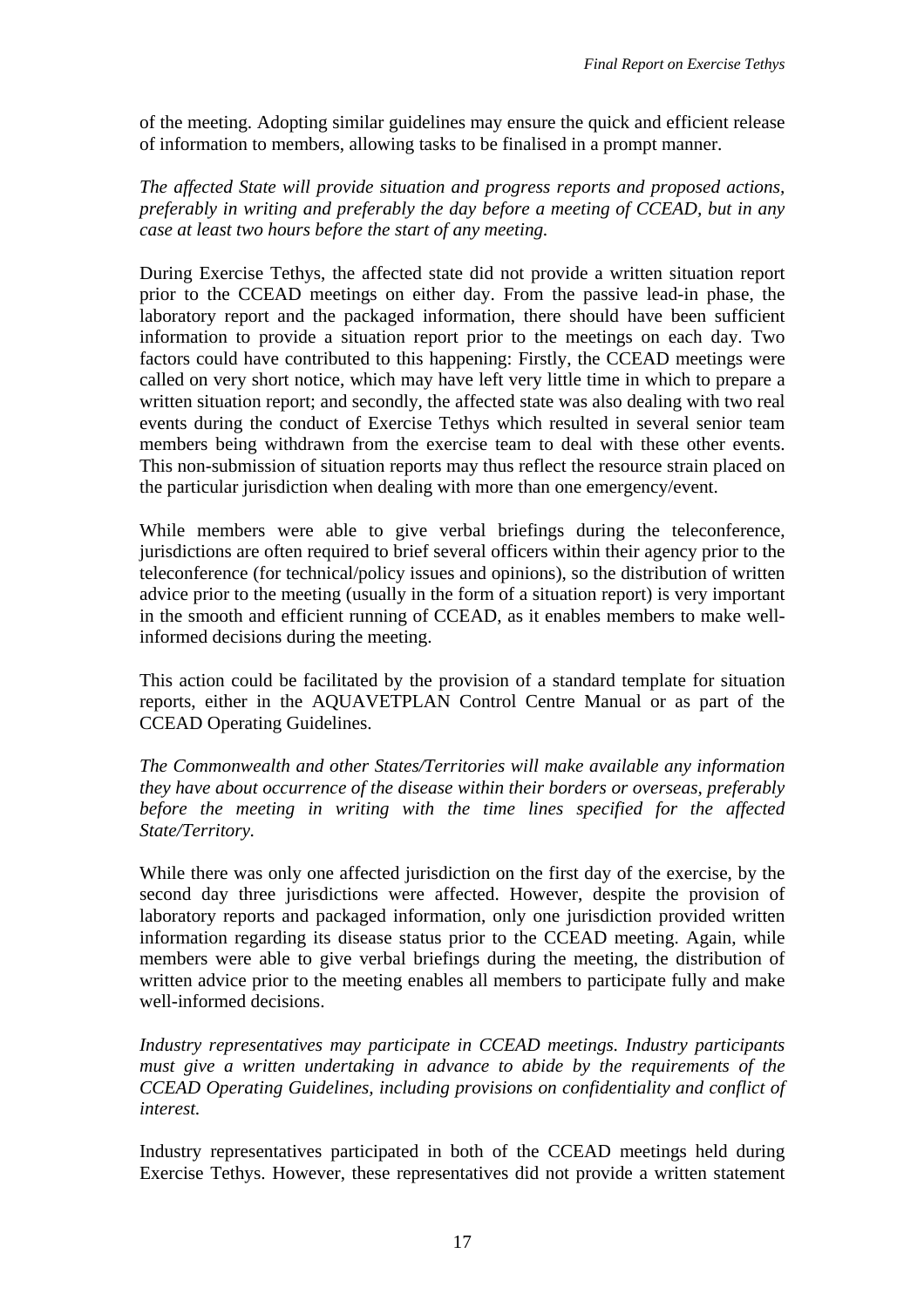of the meeting. Adopting similar guidelines may ensure the quick and efficient release of information to members, allowing tasks to be finalised in a prompt manner.

*The affected State will provide situation and progress reports and proposed actions, preferably in writing and preferably the day before a meeting of CCEAD, but in any case at least two hours before the start of any meeting.*

During Exercise Tethys, the affected state did not provide a written situation report prior to the CCEAD meetings on either day. From the passive lead-in phase, the laboratory report and the packaged information, there should have been sufficient information to provide a situation report prior to the meetings on each day. Two factors could have contributed to this happening: Firstly, the CCEAD meetings were called on very short notice, which may have left very little time in which to prepare a written situation report; and secondly, the affected state was also dealing with two real events during the conduct of Exercise Tethys which resulted in several senior team members being withdrawn from the exercise team to deal with these other events. This non-submission of situation reports may thus reflect the resource strain placed on the particular jurisdiction when dealing with more than one emergency/event.

While members were able to give verbal briefings during the teleconference, jurisdictions are often required to brief several officers within their agency prior to the teleconference (for technical/policy issues and opinions), so the distribution of written advice prior to the meeting (usually in the form of a situation report) is very important in the smooth and efficient running of CCEAD, as it enables members to make well-informed decisions during the meeting.

This action could be facilitated by the provision of a standard template for situation reports, either in the AQUAVETPLAN Control Centre Manual or as part of the CCEAD Operating Guidelines.

*The Commonwealth and other States/Territories will make available any information they have about occurrence of the disease within their borders or overseas, preferably before the meeting in writing with the time lines specified for the affected State/Territory.*

While there was only one affected jurisdiction on the first day of the exercise, by the second day three jurisdictions were affected. However, despite the provision of laboratory reports and packaged information, only one jurisdiction provided written information regarding its disease status prior to the CCEAD meeting. Again, while members were able to give verbal briefings during the meeting, the distribution of written advice prior to the meeting enables all members to participate fully and make well-informed decisions.

*Industry representatives may participate in CCEAD meetings. Industry participants must give a written undertaking in advance to abide by the requirements of the CCEAD Operating Guidelines, including provisions on confidentiality and conflict of interest.*

Industry representatives participated in both of the CCEAD meetings held during Exercise Tethys. However, these representatives did not provide a written statement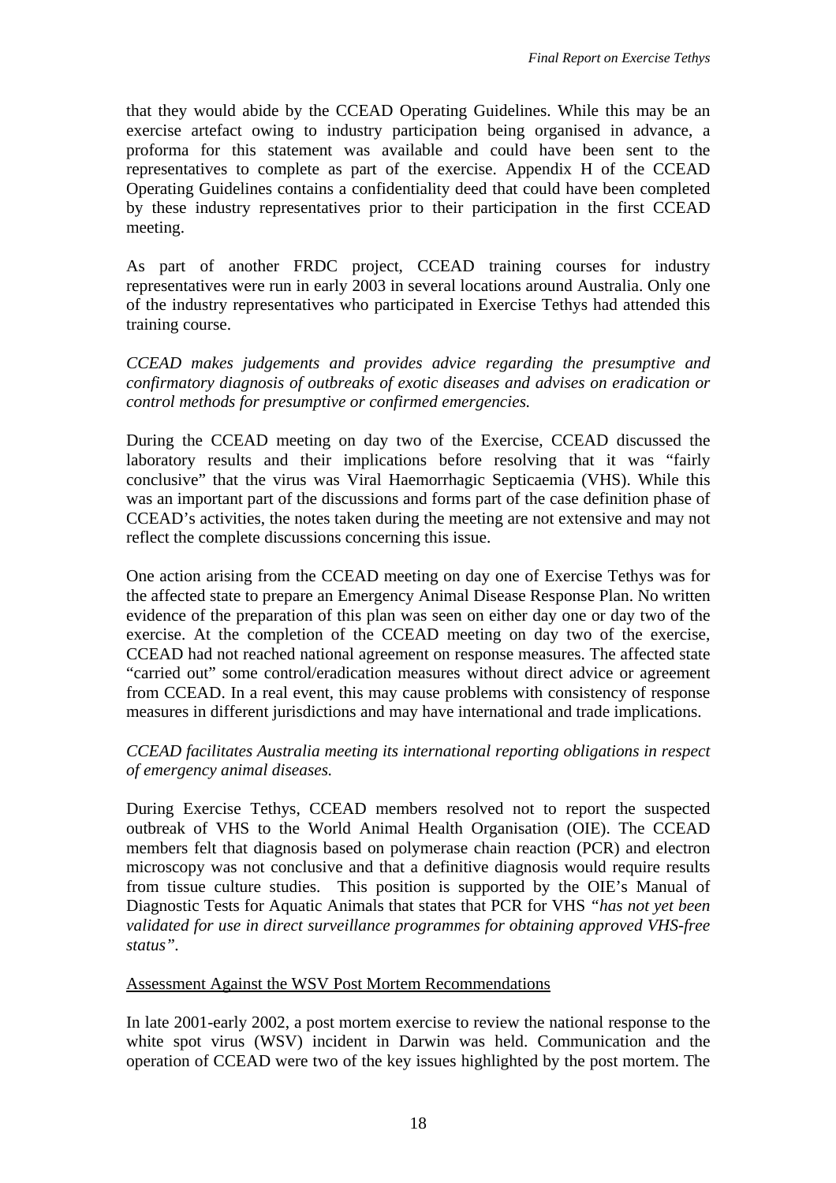that they would abide by the CCEAD Operating Guidelines. While this may be an exercise artefact owing to industry participation being organised in advance, a proforma for this statement was available and could have been sent to the representatives to complete as part of the exercise. Appendix H of the CCEAD Operating Guidelines contains a confidentiality deed that could have been completed by these industry representatives prior to their participation in the first CCEAD meeting.

As part of another FRDC project, CCEAD training courses for industry representatives were run in early 2003 in several locations around Australia. Only one of the industry representatives who participated in Exercise Tethys had attended this training course.

*CCEAD makes judgements and provides advice regarding the presumptive and confirmatory diagnosis of outbreaks of exotic diseases and advises on eradication or control methods for presumptive or confirmed emergencies.*

During the CCEAD meeting on day two of the Exercise, CCEAD discussed the laboratory results and their implications before resolving that it was "fairly conclusive" that the virus was Viral Haemorrhagic Septicaemia (VHS). While this was an important part of the discussions and forms part of the case definition phase of CCEAD's activities, the notes taken during the meeting are not extensive and may not reflect the complete discussions concerning this issue.

One action arising from the CCEAD meeting on day one of Exercise Tethys was for the affected state to prepare an Emergency Animal Disease Response Plan. No written evidence of the preparation of this plan was seen on either day one or day two of the exercise. At the completion of the CCEAD meeting on day two of the exercise, CCEAD had not reached national agreement on response measures. The affected state "carried out" some control/eradication measures without direct advice or agreement from CCEAD. In a real event, this may cause problems with consistency of response measures in different jurisdictions and may have international and trade implications.

*CCEAD facilitates Australia meeting its international reporting obligations in respect of emergency animal diseases.*

During Exercise Tethys, CCEAD members resolved not to report the suspected outbreak of VHS to the World Animal Health Organisation (OIE). The CCEAD members felt that diagnosis based on polymerase chain reaction (PCR) and electron microscopy was not conclusive and that a definitive diagnosis would require results from tissue culture studies. This position is supported by the OIE's Manual of Diagnostic Tests for Aquatic Animals that states that PCR for VHS *"has not yet been validated for use in direct surveillance programmes for obtaining approved VHS-free status".*

<u>Assessment Against the WSV Post Mortem Recommendations</u>

In late 2001-early 2002, a post mortem exercise to review the national response to the white spot virus (WSV) incident in Darwin was held. Communication and the operation of CCEAD were two of the key issues highlighted by the post mortem. The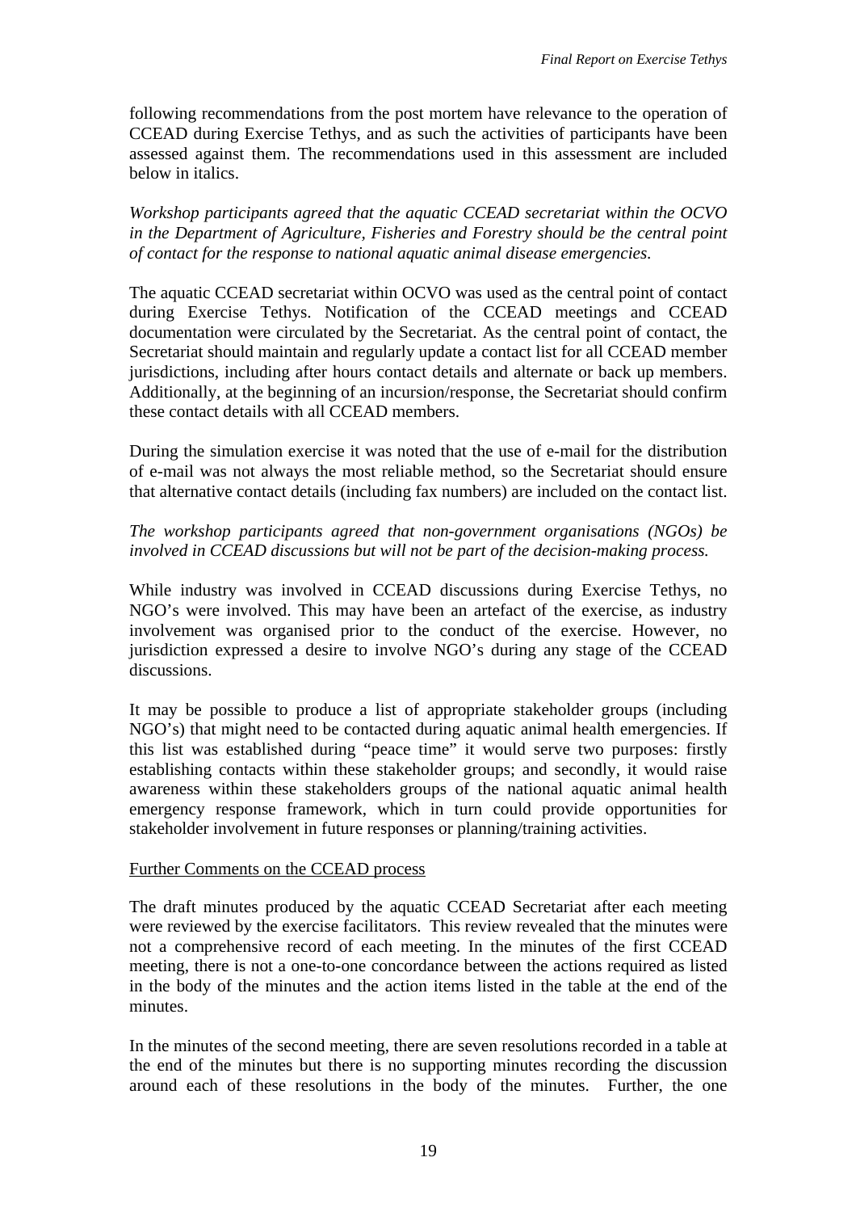following recommendations from the post mortem have relevance to the operation of CCEAD during Exercise Tethys, and as such the activities of participants have been assessed against them. The recommendations used in this assessment are included below in italics.

*Workshop participants agreed that the aquatic CCEAD secretariat within the OCVO in the Department of Agriculture, Fisheries and Forestry should be the central point of contact for the response to national aquatic animal disease emergencies.*

The aquatic CCEAD secretariat within OCVO was used as the central point of contact during Exercise Tethys. Notification of the CCEAD meetings and CCEAD documentation were circulated by the Secretariat. As the central point of contact, the Secretariat should maintain and regularly update a contact list for all CCEAD member jurisdictions, including after hours contact details and alternate or back up members. Additionally, at the beginning of an incursion/response, the Secretariat should confirm these contact details with all CCEAD members.

During the simulation exercise it was noted that the use of e-mail for the distribution of e-mail was not always the most reliable method, so the Secretariat should ensure that alternative contact details (including fax numbers) are included on the contact list.

*The workshop participants agreed that non-government organisations (NGOs) be involved in CCEAD discussions but will not be part of the decision-making process.*

While industry was involved in CCEAD discussions during Exercise Tethys, no NGO's were involved. This may have been an artefact of the exercise, as industry involvement was organised prior to the conduct of the exercise. However, no jurisdiction expressed a desire to involve NGO's during any stage of the CCEAD discussions.

It may be possible to produce a list of appropriate stakeholder groups (including NGO's) that might need to be contacted during aquatic animal health emergencies. If this list was established during "peace time" it would serve two purposes: firstly establishing contacts within these stakeholder groups; and secondly, it would raise awareness within these stakeholders groups of the national aquatic animal health emergency response framework, which in turn could provide opportunities for stakeholder involvement in future responses or planning/training activities.

Further Comments on the CCEAD process

The draft minutes produced by the aquatic CCEAD Secretariat after each meeting were reviewed by the exercise facilitators. This review revealed that the minutes were not a comprehensive record of each meeting. In the minutes of the first CCEAD meeting, there is not a one-to-one concordance between the actions required as listed in the body of the minutes and the action items listed in the table at the end of the minutes.

In the minutes of the second meeting, there are seven resolutions recorded in a table at the end of the minutes but there is no supporting minutes recording the discussion around each of these resolutions in the body of the minutes. Further, the one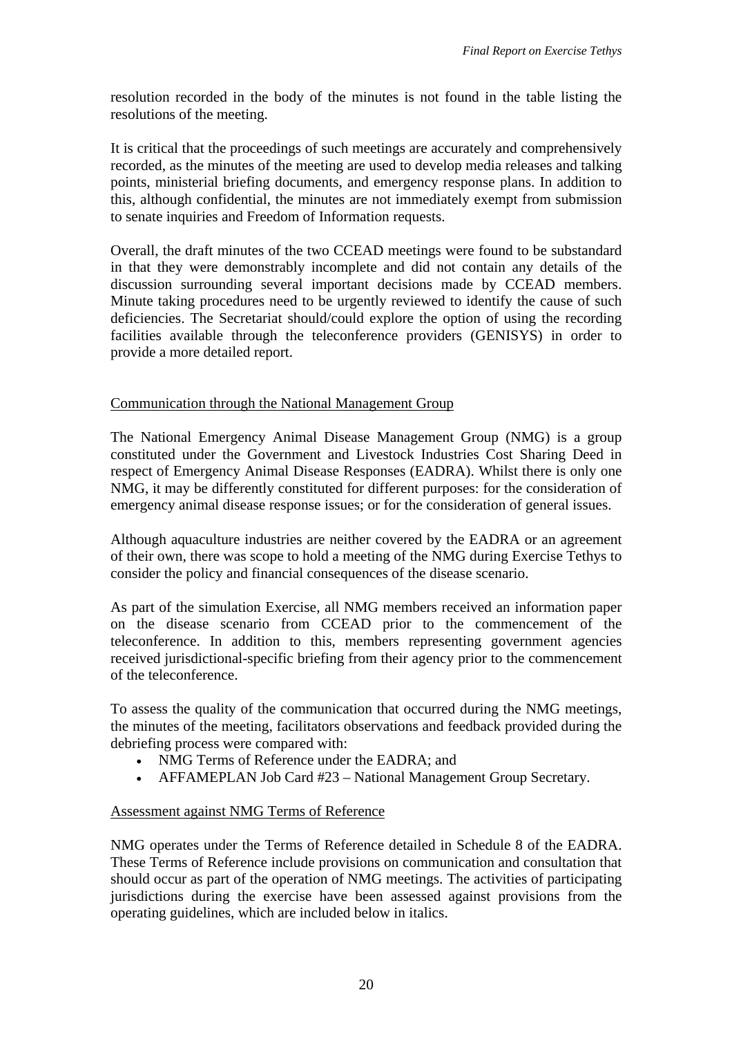resolution recorded in the body of the minutes is not found in the table listing the resolutions of the meeting.

It is critical that the proceedings of such meetings are accurately and comprehensively recorded, as the minutes of the meeting are used to develop media releases and talking points, ministerial briefing documents, and emergency response plans. In addition to this, although confidential, the minutes are not immediately exempt from submission to senate inquiries and Freedom of Information requests.

Overall, the draft minutes of the two CCEAD meetings were found to be substandard in that they were demonstrably incomplete and did not contain any details of the discussion surrounding several important decisions made by CCEAD members. Minute taking procedures need to be urgently reviewed to identify the cause of such deficiencies. The Secretariat should/could explore the option of using the recording facilities available through the teleconference providers (GENISYS) in order to provide a more detailed report.

<u>Communication through the National Management Group</u>

The National Emergency Animal Disease Management Group (NMG) is a group constituted under the Government and Livestock Industries Cost Sharing Deed in respect of Emergency Animal Disease Responses (EADRA). Whilst there is only one NMG, it may be differently constituted for different purposes: for the consideration of emergency animal disease response issues; or for the consideration of general issues.

Although aquaculture industries are neither covered by the EADRA or an agreement of their own, there was scope to hold a meeting of the NMG during Exercise Tethys to consider the policy and financial consequences of the disease scenario.

As part of the simulation Exercise, all NMG members received an information paper on the disease scenario from CCEAD prior to the commencement of the teleconference. In addition to this, members representing government agencies received jurisdictional-specific briefing from their agency prior to the commencement of the teleconference.

To assess the quality of the communication that occurred during the NMG meetings, the minutes of the meeting, facilitators observations and feedback provided during the debriefing process were compared with:

- NMG Terms of Reference under the EADRA; and
- AFFAMEPLAN Job Card #23 – National Management Group Secretary.

<u>Assessment against NMG Terms of Reference</u>

NMG operates under the Terms of Reference detailed in Schedule 8 of the EADRA. These Terms of Reference include provisions on communication and consultation that should occur as part of the operation of NMG meetings. The activities of participating jurisdictions during the exercise have been assessed against provisions from the operating guidelines, which are included below in italics.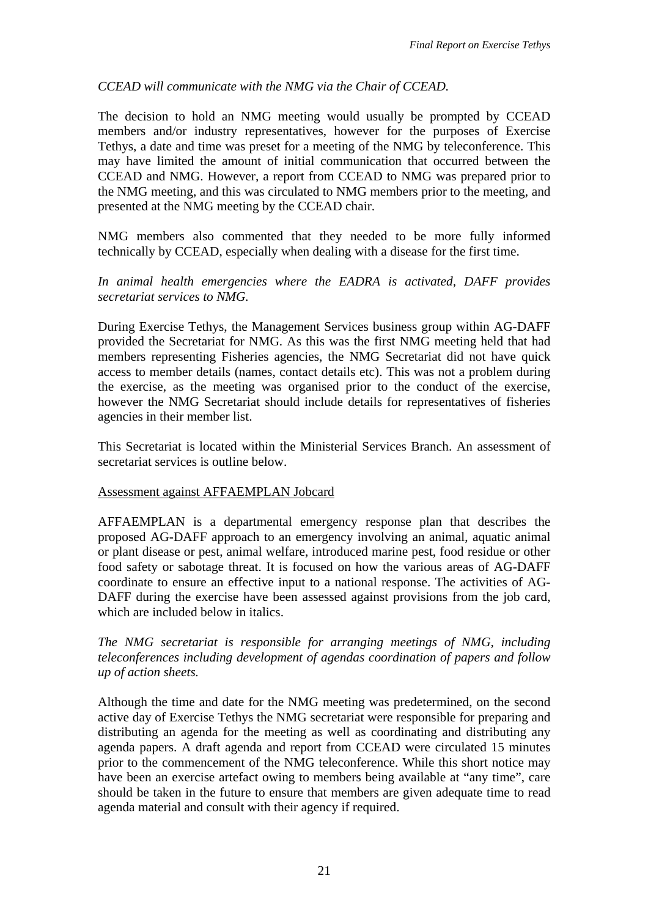*CCEAD will communicate with the NMG via the Chair of CCEAD.*

The decision to hold an NMG meeting would usually be prompted by CCEAD members and/or industry representatives, however for the purposes of Exercise Tethys, a date and time was preset for a meeting of the NMG by teleconference. This may have limited the amount of initial communication that occurred between the CCEAD and NMG. However, a report from CCEAD to NMG was prepared prior to the NMG meeting, and this was circulated to NMG members prior to the meeting, and presented at the NMG meeting by the CCEAD chair.

NMG members also commented that they needed to be more fully informed technically by CCEAD, especially when dealing with a disease for the first time.

*In animal health emergencies where the EADRA is activated, DAFF provides secretariat services to NMG.*

During Exercise Tethys, the Management Services business group within AG-DAFF provided the Secretariat for NMG. As this was the first NMG meeting held that had members representing Fisheries agencies, the NMG Secretariat did not have quick access to member details (names, contact details etc). This was not a problem during the exercise, as the meeting was organised prior to the conduct of the exercise, however the NMG Secretariat should include details for representatives of fisheries agencies in their member list.

This Secretariat is located within the Ministerial Services Branch. An assessment of secretariat services is outline below.

<u>Assessment against AFFAEMPLAN Jobcard</u>

AFFAEMPLAN is a departmental emergency response plan that describes the proposed AG-DAFF approach to an emergency involving an animal, aquatic animal or plant disease or pest, animal welfare, introduced marine pest, food residue or other food safety or sabotage threat. It is focused on how the various areas of AG-DAFF coordinate to ensure an effective input to a national response. The activities of AG-DAFF during the exercise have been assessed against provisions from the job card, which are included below in italics.

*The NMG secretariat is responsible for arranging meetings of NMG, including teleconferences including development of agendas coordination of papers and follow up of action sheets.*

Although the time and date for the NMG meeting was predetermined, on the second active day of Exercise Tethys the NMG secretariat were responsible for preparing and distributing an agenda for the meeting as well as coordinating and distributing any agenda papers. A draft agenda and report from CCEAD were circulated 15 minutes prior to the commencement of the NMG teleconference. While this short notice may have been an exercise artefact owing to members being available at "any time", care should be taken in the future to ensure that members are given adequate time to read agenda material and consult with their agency if required.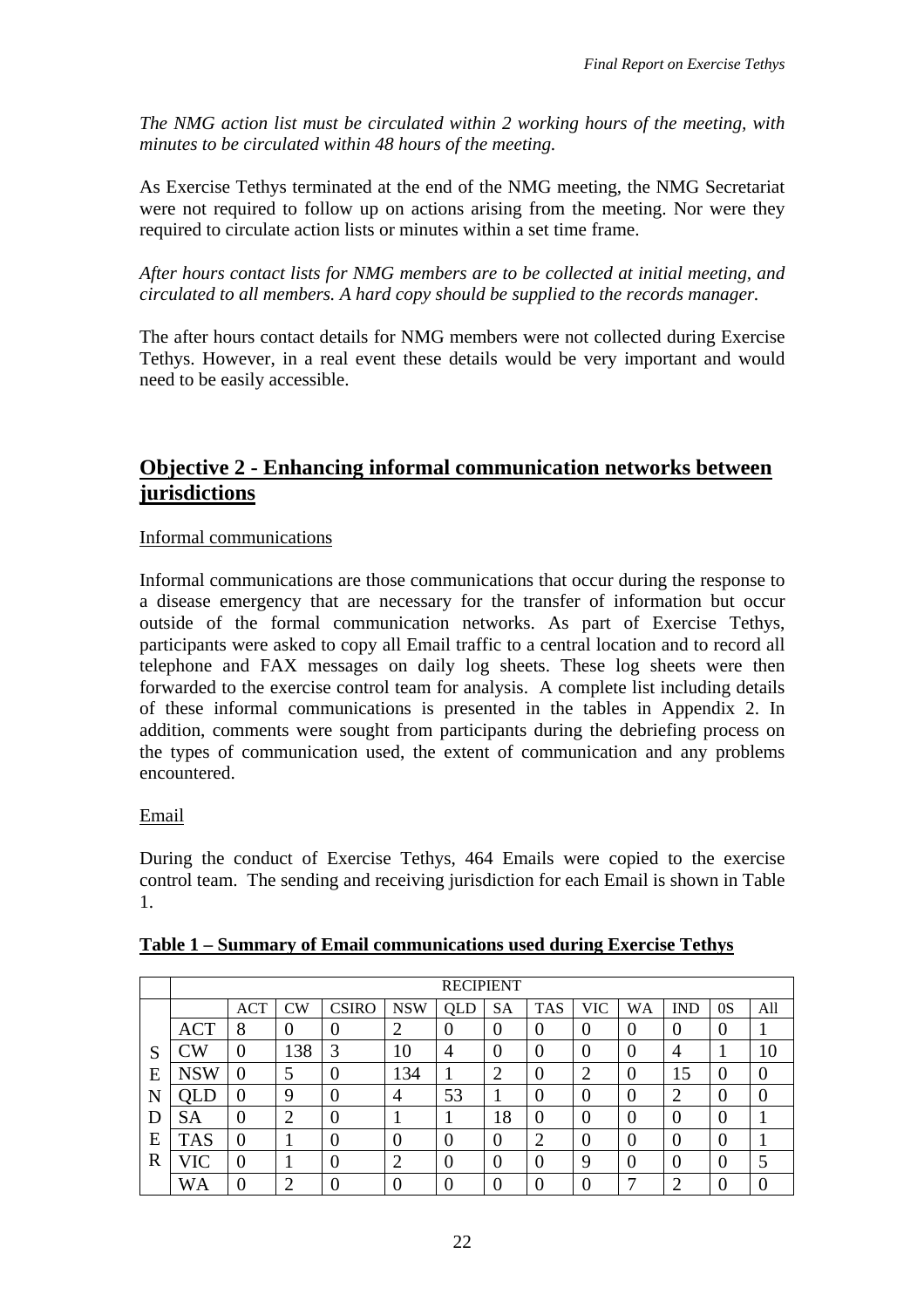*The NMG action list must be circulated within 2 working hours of the meeting, with minutes to be circulated within 48 hours of the meeting.*

As Exercise Tethys terminated at the end of the NMG meeting, the NMG Secretariat were not required to follow up on actions arising from the meeting. Nor were they required to circulate action lists or minutes within a set time frame.

*After hours contact lists for NMG members are to be collected at initial meeting, and circulated to all members. A hard copy should be supplied to the records manager.*

The after hours contact details for NMG members were not collected during Exercise Tethys. However, in a real event these details would be very important and would need to be easily accessible.

## Objective 2 - Enhancing informal communication networks between jurisdictions

Informal communications

Informal communications are those communications that occur during the response to a disease emergency that are necessary for the transfer of information but occur outside of the formal communication networks. As part of Exercise Tethys, participants were asked to copy all Email traffic to a central location and to record all telephone and FAX messages on daily log sheets. These log sheets were then forwarded to the exercise control team for analysis. A complete list including details of these informal communications is presented in the tables in Appendix 2. In addition, comments were sought from participants during the debriefing process on the types of communication used, the extent of communication and any problems encountered.

Email

During the conduct of Exercise Tethys, 464 Emails were copied to the exercise control team. The sending and receiving jurisdiction for each Email is shown in Table 1.

**Table 1 – Summary of Email communications used during Exercise Tethys**

| | | RECIPIENT | | | | | | | | | | | |
|---|---|---|---|---|---|---|---|---|---|---|---|---|---|
| | | ACT | CW | CSIRO | NSW | QLD | SA | TAS | VIC | WA | IND | 0S | All |
| SENDER | ACT | 8 | 0 | 0 | 2 | 0 | 0 | 0 | 0 | 0 | 0 | 0 | 1 |
| | CW | 0 | 138 | 3 | 10 | 4 | 0 | 0 | 0 | 0 | 4 | 1 | 10 |
| | NSW | 0 | 5 | 0 | 134 | 1 | 2 | 0 | 2 | 0 | 15 | 0 | 0 |
| | QLD | 0 | 9 | 0 | 4 | 53 | 1 | 0 | 0 | 0 | 2 | 0 | 0 |
| | SA | 0 | 2 | 0 | 1 | 1 | 18 | 0 | 0 | 0 | 0 | 0 | 1 |
| | TAS | 0 | 1 | 0 | 0 | 0 | 0 | 2 | 0 | 0 | 0 | 0 | 1 |
| | VIC | 0 | 1 | 0 | 2 | 0 | 0 | 0 | 9 | 0 | 0 | 0 | 5 |
| | WA | 0 | 2 | 0 | 0 | 0 | 0 | 0 | 0 | 7 | 2 | 0 | 0 |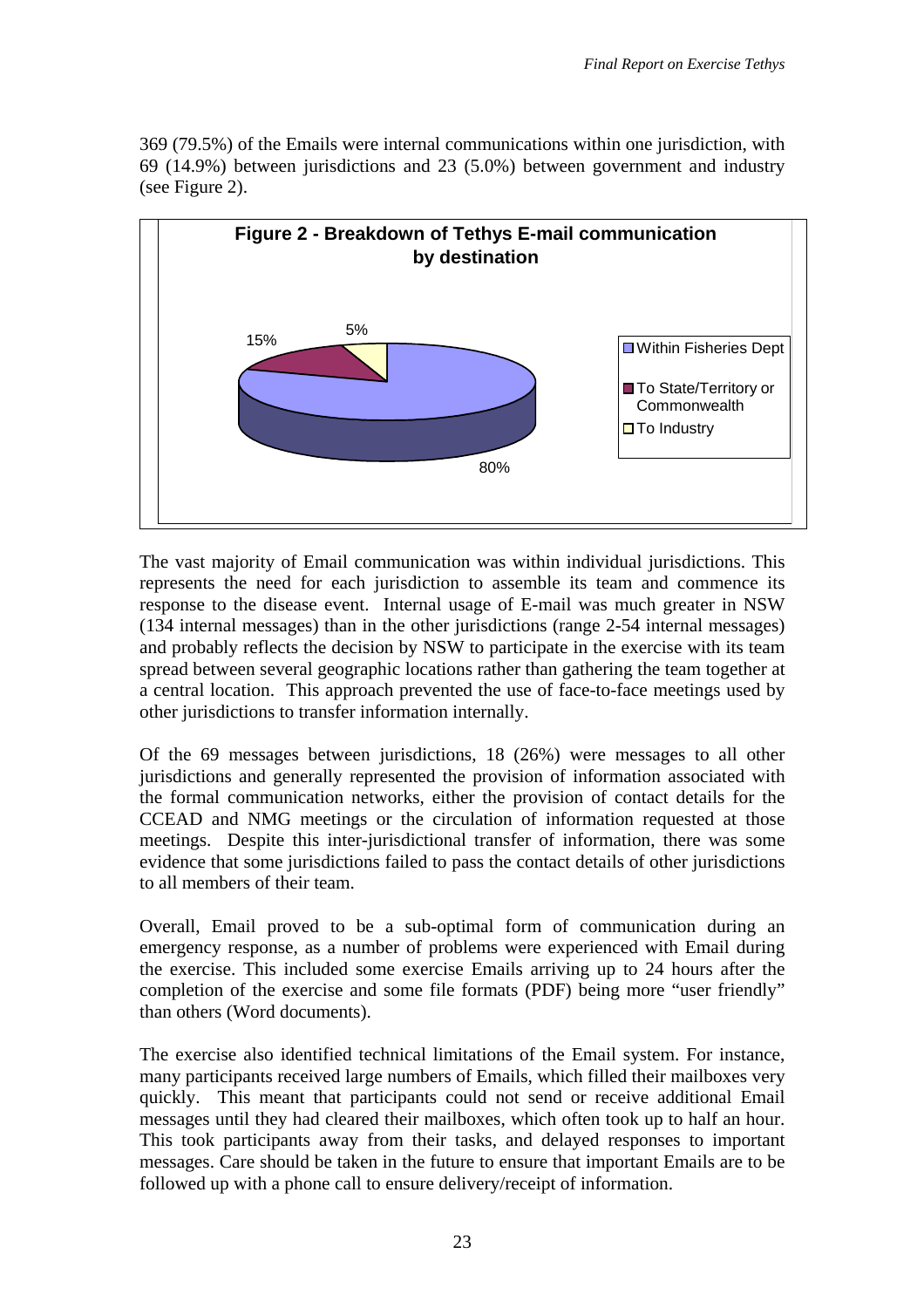369 (79.5%) of the Emails were internal communications within one jurisdiction, with 69 (14.9%) between jurisdictions and 23 (5.0%) between government and industry (see Figure 2).

**Figure 2 - Breakdown of Tethys E-mail communication by destination**

15%
5%
80%

Within Fisheries Dept
To State/Territory or Commonwealth
To Industry

The vast majority of Email communication was within individual jurisdictions. This represents the need for each jurisdiction to assemble its team and commence its response to the disease event. Internal usage of E-mail was much greater in NSW (134 internal messages) than in the other jurisdictions (range 2-54 internal messages) and probably reflects the decision by NSW to participate in the exercise with its team spread between several geographic locations rather than gathering the team together at a central location. This approach prevented the use of face-to-face meetings used by other jurisdictions to transfer information internally.

Of the 69 messages between jurisdictions, 18 (26%) were messages to all other jurisdictions and generally represented the provision of information associated with the formal communication networks, either the provision of contact details for the CCEAD and NMG meetings or the circulation of information requested at those meetings. Despite this inter-jurisdictional transfer of information, there was some evidence that some jurisdictions failed to pass the contact details of other jurisdictions to all members of their team.

Overall, Email proved to be a sub-optimal form of communication during an emergency response, as a number of problems were experienced with Email during the exercise. This included some exercise Emails arriving up to 24 hours after the completion of the exercise and some file formats (PDF) being more "user friendly" than others (Word documents).

The exercise also identified technical limitations of the Email system. For instance, many participants received large numbers of Emails, which filled their mailboxes very quickly. This meant that participants could not send or receive additional Email messages until they had cleared their mailboxes, which often took up to half an hour. This took participants away from their tasks, and delayed responses to important messages. Care should be taken in the future to ensure that important Emails are to be followed up with a phone call to ensure delivery/receipt of information.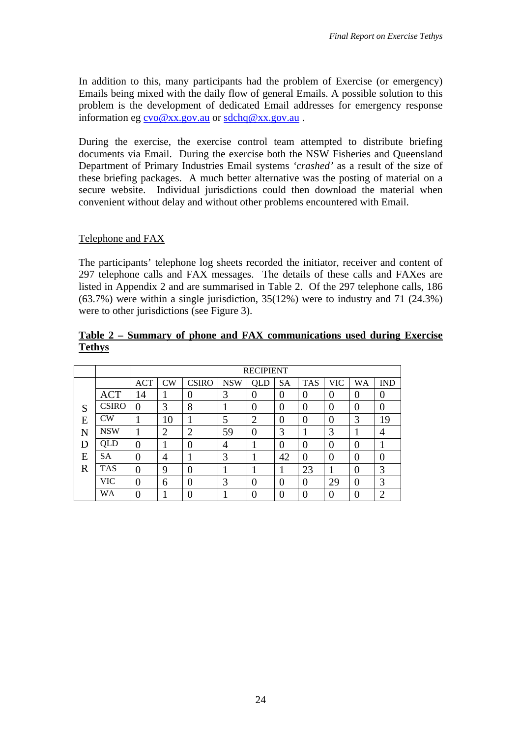In addition to this, many participants had the problem of Exercise (or emergency) Emails being mixed with the daily flow of general Emails. A possible solution to this problem is the development of dedicated Email addresses for emergency response information eg cvo@xx.gov.au or sdchq@xx.gov.au .

During the exercise, the exercise control team attempted to distribute briefing documents via Email. During the exercise both the NSW Fisheries and Queensland Department of Primary Industries Email systems *'crashed'* as a result of the size of these briefing packages. A much better alternative was the posting of material on a secure website. Individual jurisdictions could then download the material when convenient without delay and without other problems encountered with Email.

## Telephone and FAX

The participants' telephone log sheets recorded the initiator, receiver and content of 297 telephone calls and FAX messages. The details of these calls and FAXes are listed in Appendix 2 and are summarised in Table 2. Of the 297 telephone calls, 186 (63.7%) were within a single jurisdiction, 35(12%) were to industry and 71 (24.3%) were to other jurisdictions (see Figure 3).

**Table 2 – Summary of phone and FAX communications used during Exercise Tethys**

| | | RECIPIENT | | | | | | | | | |
|---|---|---|---|---|---|---|---|---|---|---|---|
| | | ACT | CW | CSIRO | NSW | QLD | SA | TAS | VIC | WA | IND |
| SENDER | ACT | 14 | 1 | 0 | 3 | 0 | 0 | 0 | 0 | 0 | 0 |
| | CSIRO | 0 | 3 | 8 | 1 | 0 | 0 | 0 | 0 | 0 | 0 |
| | CW | 1 | 10 | 1 | 5 | 2 | 0 | 0 | 0 | 3 | 19 |
| | NSW | 1 | 2 | 2 | 59 | 0 | 3 | 1 | 3 | 1 | 4 |
| | QLD | 0 | 1 | 0 | 4 | 1 | 0 | 0 | 0 | 0 | 1 |
| | SA | 0 | 4 | 1 | 3 | 1 | 42 | 0 | 0 | 0 | 0 |
| | TAS | 0 | 9 | 0 | 1 | 1 | 1 | 23 | 1 | 0 | 3 |
| | VIC | 0 | 6 | 0 | 3 | 0 | 0 | 0 | 29 | 0 | 3 |
| | WA | 0 | 1 | 0 | 1 | 0 | 0 | 0 | 0 | 0 | 2 |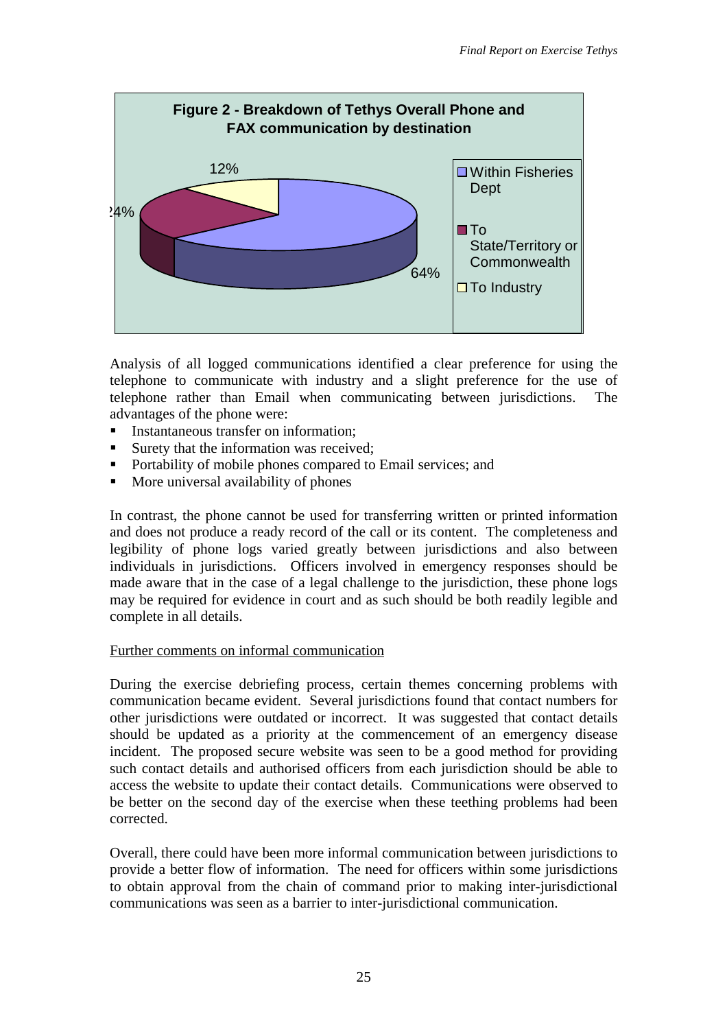**Figure 2 - Breakdown of Tethys Overall Phone and FAX communication by destination**

12%

24%

64%

Within Fisheries Dept

To State/Territory or Commonwealth

To Industry

Analysis of all logged communications identified a clear preference for using the telephone to communicate with industry and a slight preference for the use of telephone rather than Email when communicating between jurisdictions. The advantages of the phone were:

- Instantaneous transfer on information;
- Surety that the information was received;
- Portability of mobile phones compared to Email services; and
- More universal availability of phones

In contrast, the phone cannot be used for transferring written or printed information and does not produce a ready record of the call or its content. The completeness and legibility of phone logs varied greatly between jurisdictions and also between individuals in jurisdictions. Officers involved in emergency responses should be made aware that in the case of a legal challenge to the jurisdiction, these phone logs may be required for evidence in court and as such should be both readily legible and complete in all details.

<u>Further comments on informal communication</u>

During the exercise debriefing process, certain themes concerning problems with communication became evident. Several jurisdictions found that contact numbers for other jurisdictions were outdated or incorrect. It was suggested that contact details should be updated as a priority at the commencement of an emergency disease incident. The proposed secure website was seen to be a good method for providing such contact details and authorised officers from each jurisdiction should be able to access the website to update their contact details. Communications were observed to be better on the second day of the exercise when these teething problems had been corrected.

Overall, there could have been more informal communication between jurisdictions to provide a better flow of information. The need for officers within some jurisdictions to obtain approval from the chain of command prior to making inter-jurisdictional communications was seen as a barrier to inter-jurisdictional communication.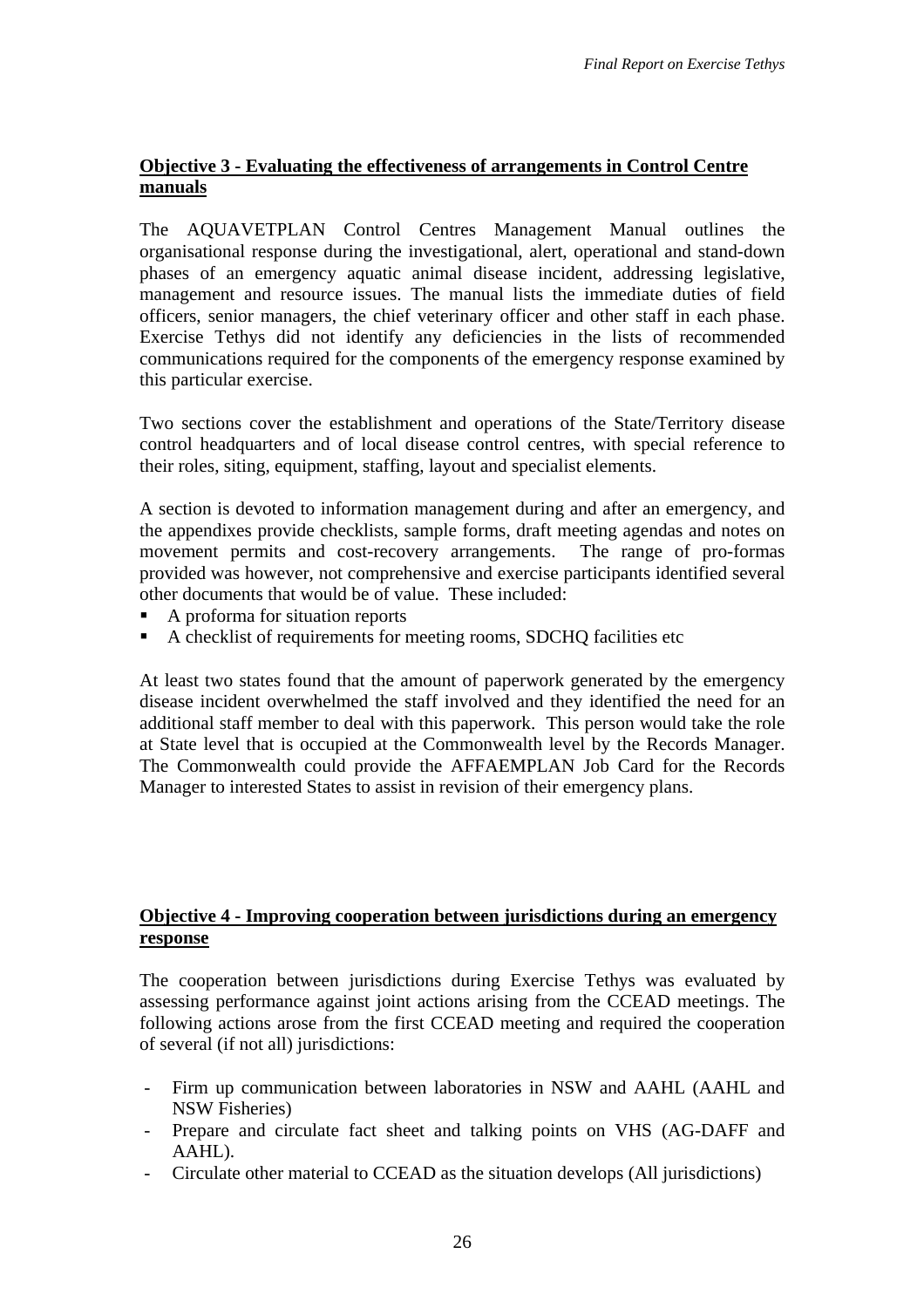**Objective 3 - Evaluating the effectiveness of arrangements in Control Centre manuals**

The AQUAVETPLAN Control Centres Management Manual outlines the organisational response during the investigational, alert, operational and stand-down phases of an emergency aquatic animal disease incident, addressing legislative, management and resource issues. The manual lists the immediate duties of field officers, senior managers, the chief veterinary officer and other staff in each phase. Exercise Tethys did not identify any deficiencies in the lists of recommended communications required for the components of the emergency response examined by this particular exercise.

Two sections cover the establishment and operations of the State/Territory disease control headquarters and of local disease control centres, with special reference to their roles, siting, equipment, staffing, layout and specialist elements.

A section is devoted to information management during and after an emergency, and the appendixes provide checklists, sample forms, draft meeting agendas and notes on movement permits and cost-recovery arrangements. The range of pro-formas provided was however, not comprehensive and exercise participants identified several other documents that would be of value. These included:

- A proforma for situation reports
- A checklist of requirements for meeting rooms, SDCHQ facilities etc

At least two states found that the amount of paperwork generated by the emergency disease incident overwhelmed the staff involved and they identified the need for an additional staff member to deal with this paperwork. This person would take the role at State level that is occupied at the Commonwealth level by the Records Manager. The Commonwealth could provide the AFFAEMPLAN Job Card for the Records Manager to interested States to assist in revision of their emergency plans.

**Objective 4 - Improving cooperation between jurisdictions during an emergency response**

The cooperation between jurisdictions during Exercise Tethys was evaluated by assessing performance against joint actions arising from the CCEAD meetings. The following actions arose from the first CCEAD meeting and required the cooperation of several (if not all) jurisdictions:

- Firm up communication between laboratories in NSW and AAHL (AAHL and NSW Fisheries)
- Prepare and circulate fact sheet and talking points on VHS (AG-DAFF and AAHL).
- Circulate other material to CCEAD as the situation develops (All jurisdictions)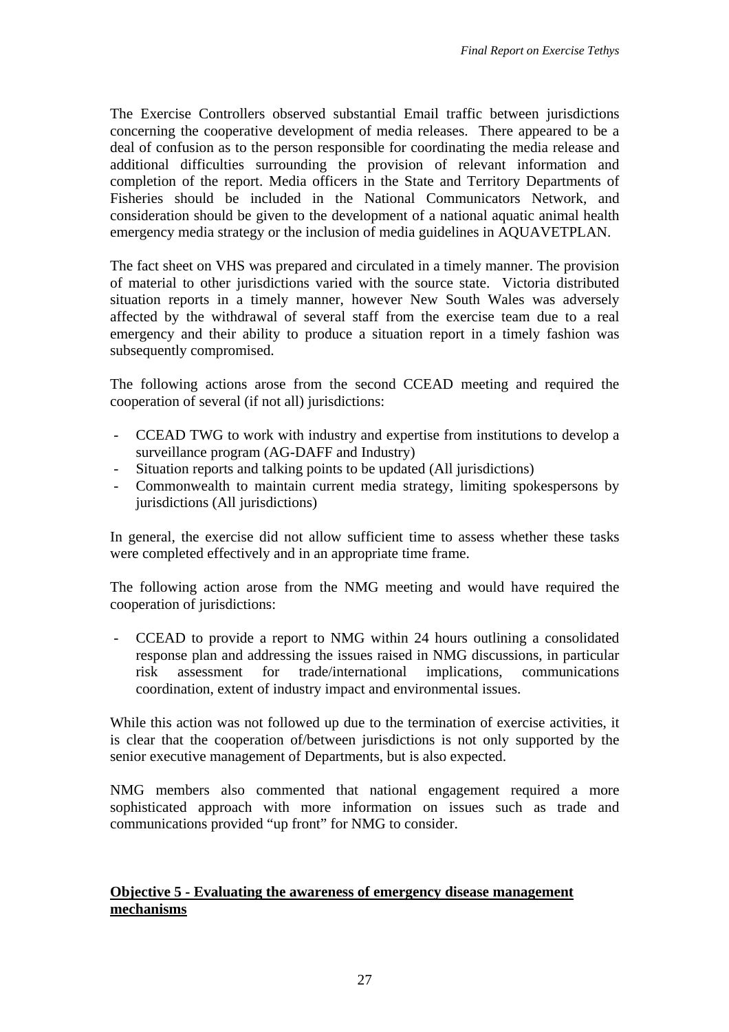The Exercise Controllers observed substantial Email traffic between jurisdictions concerning the cooperative development of media releases. There appeared to be a deal of confusion as to the person responsible for coordinating the media release and additional difficulties surrounding the provision of relevant information and completion of the report. Media officers in the State and Territory Departments of Fisheries should be included in the National Communicators Network, and consideration should be given to the development of a national aquatic animal health emergency media strategy or the inclusion of media guidelines in AQUAVETPLAN.

The fact sheet on VHS was prepared and circulated in a timely manner. The provision of material to other jurisdictions varied with the source state. Victoria distributed situation reports in a timely manner, however New South Wales was adversely affected by the withdrawal of several staff from the exercise team due to a real emergency and their ability to produce a situation report in a timely fashion was subsequently compromised.

The following actions arose from the second CCEAD meeting and required the cooperation of several (if not all) jurisdictions:

- CCEAD TWG to work with industry and expertise from institutions to develop a surveillance program (AG-DAFF and Industry)
- Situation reports and talking points to be updated (All jurisdictions)
- Commonwealth to maintain current media strategy, limiting spokespersons by jurisdictions (All jurisdictions)

In general, the exercise did not allow sufficient time to assess whether these tasks were completed effectively and in an appropriate time frame.

The following action arose from the NMG meeting and would have required the cooperation of jurisdictions:

- CCEAD to provide a report to NMG within 24 hours outlining a consolidated response plan and addressing the issues raised in NMG discussions, in particular risk assessment for trade/international implications, communications coordination, extent of industry impact and environmental issues.

While this action was not followed up due to the termination of exercise activities, it is clear that the cooperation of/between jurisdictions is not only supported by the senior executive management of Departments, but is also expected.

NMG members also commented that national engagement required a more sophisticated approach with more information on issues such as trade and communications provided "up front" for NMG to consider.

**Objective 5 - Evaluating the awareness of emergency disease management mechanisms**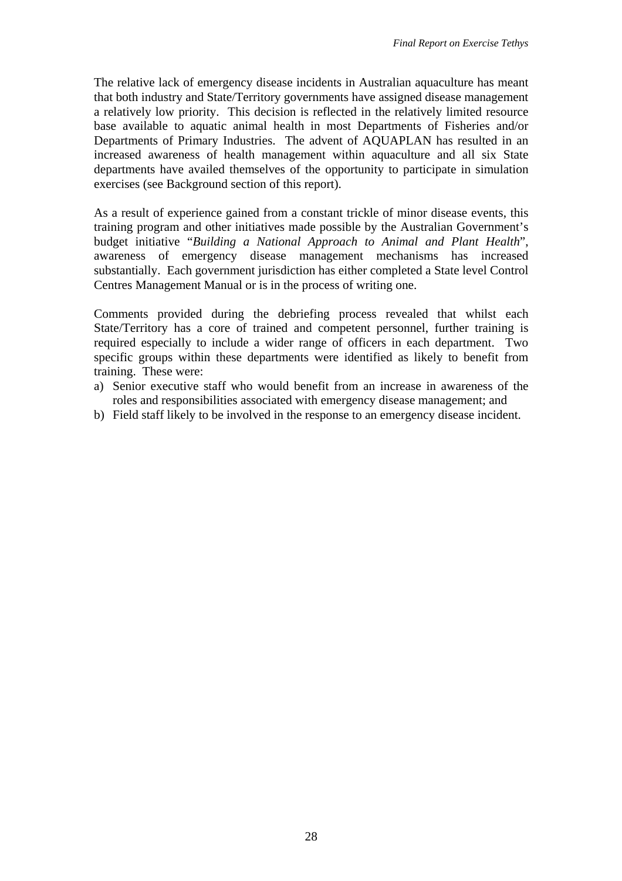The relative lack of emergency disease incidents in Australian aquaculture has meant that both industry and State/Territory governments have assigned disease management a relatively low priority. This decision is reflected in the relatively limited resource base available to aquatic animal health in most Departments of Fisheries and/or Departments of Primary Industries. The advent of AQUAPLAN has resulted in an increased awareness of health management within aquaculture and all six State departments have availed themselves of the opportunity to participate in simulation exercises (see Background section of this report).

As a result of experience gained from a constant trickle of minor disease events, this training program and other initiatives made possible by the Australian Government's budget initiative "*Building a National Approach to Animal and Plant Health*", awareness of emergency disease management mechanisms has increased substantially. Each government jurisdiction has either completed a State level Control Centres Management Manual or is in the process of writing one.

Comments provided during the debriefing process revealed that whilst each State/Territory has a core of trained and competent personnel, further training is required especially to include a wider range of officers in each department. Two specific groups within these departments were identified as likely to benefit from training. These were:

a) Senior executive staff who would benefit from an increase in awareness of the roles and responsibilities associated with emergency disease management; and
b) Field staff likely to be involved in the response to an emergency disease incident.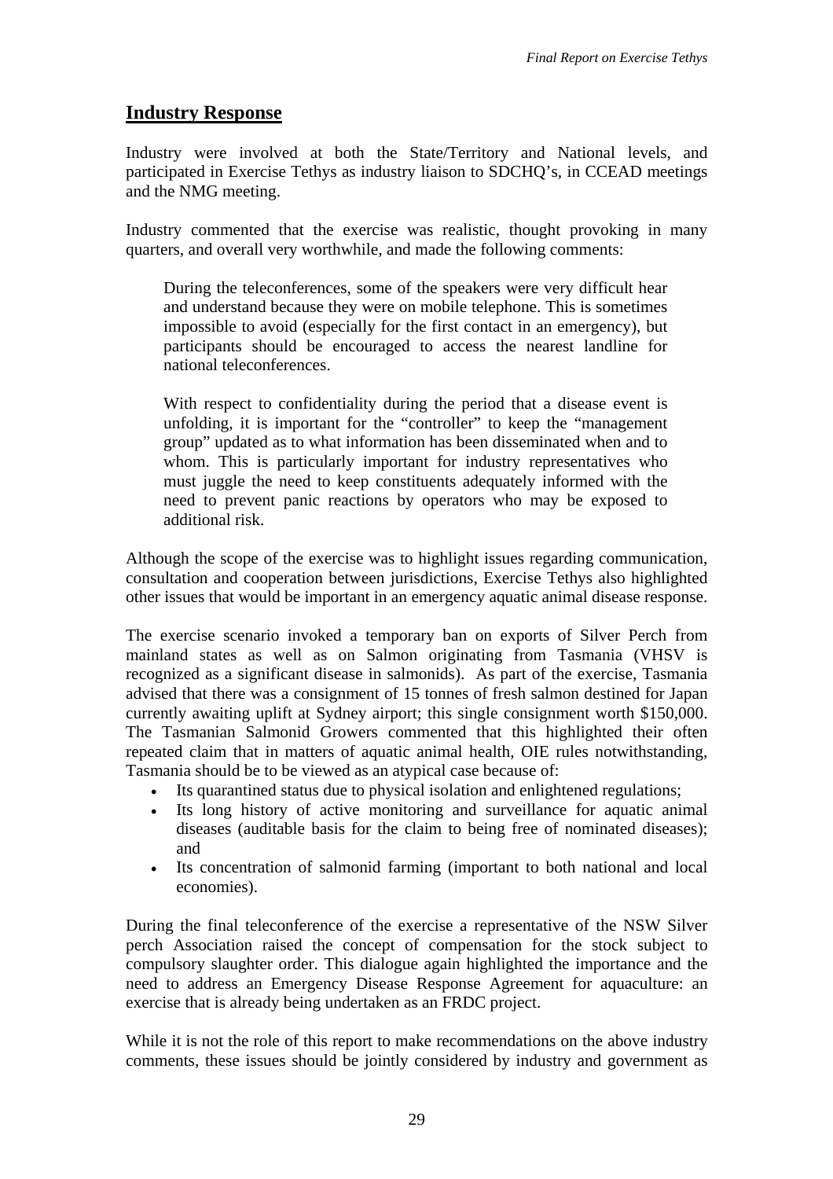## Industry Response

Industry were involved at both the State/Territory and National levels, and participated in Exercise Tethys as industry liaison to SDCHQ's, in CCEAD meetings and the NMG meeting.

Industry commented that the exercise was realistic, thought provoking in many quarters, and overall very worthwhile, and made the following comments:

> During the teleconferences, some of the speakers were very difficult hear and understand because they were on mobile telephone. This is sometimes impossible to avoid (especially for the first contact in an emergency), but participants should be encouraged to access the nearest landline for national teleconferences.
>
> With respect to confidentiality during the period that a disease event is unfolding, it is important for the "controller" to keep the "management group" updated as to what information has been disseminated when and to whom. This is particularly important for industry representatives who must juggle the need to keep constituents adequately informed with the need to prevent panic reactions by operators who may be exposed to additional risk.

Although the scope of the exercise was to highlight issues regarding communication, consultation and cooperation between jurisdictions, Exercise Tethys also highlighted other issues that would be important in an emergency aquatic animal disease response.

The exercise scenario invoked a temporary ban on exports of Silver Perch from mainland states as well as on Salmon originating from Tasmania (VHSV is recognized as a significant disease in salmonids). As part of the exercise, Tasmania advised that there was a consignment of 15 tonnes of fresh salmon destined for Japan currently awaiting uplift at Sydney airport; this single consignment worth $150,000. The Tasmanian Salmonid Growers commented that this highlighted their often repeated claim that in matters of aquatic animal health, OIE rules notwithstanding, Tasmania should be to be viewed as an atypical case because of:

- Its quarantined status due to physical isolation and enlightened regulations;
- Its long history of active monitoring and surveillance for aquatic animal diseases (auditable basis for the claim to being free of nominated diseases); and
- Its concentration of salmonid farming (important to both national and local economies).

During the final teleconference of the exercise a representative of the NSW Silver perch Association raised the concept of compensation for the stock subject to compulsory slaughter order. This dialogue again highlighted the importance and the need to address an Emergency Disease Response Agreement for aquaculture: an exercise that is already being undertaken as an FRDC project.

While it is not the role of this report to make recommendations on the above industry comments, these issues should be jointly considered by industry and government as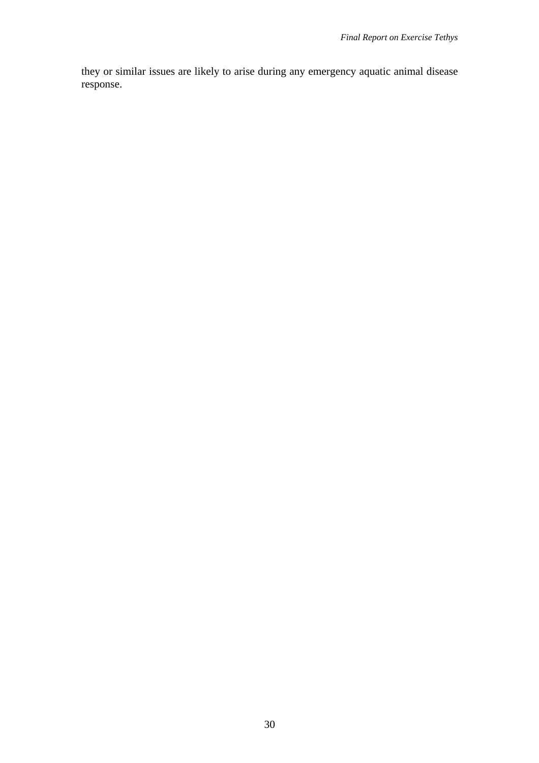they or similar issues are likely to arise during any emergency aquatic animal disease response.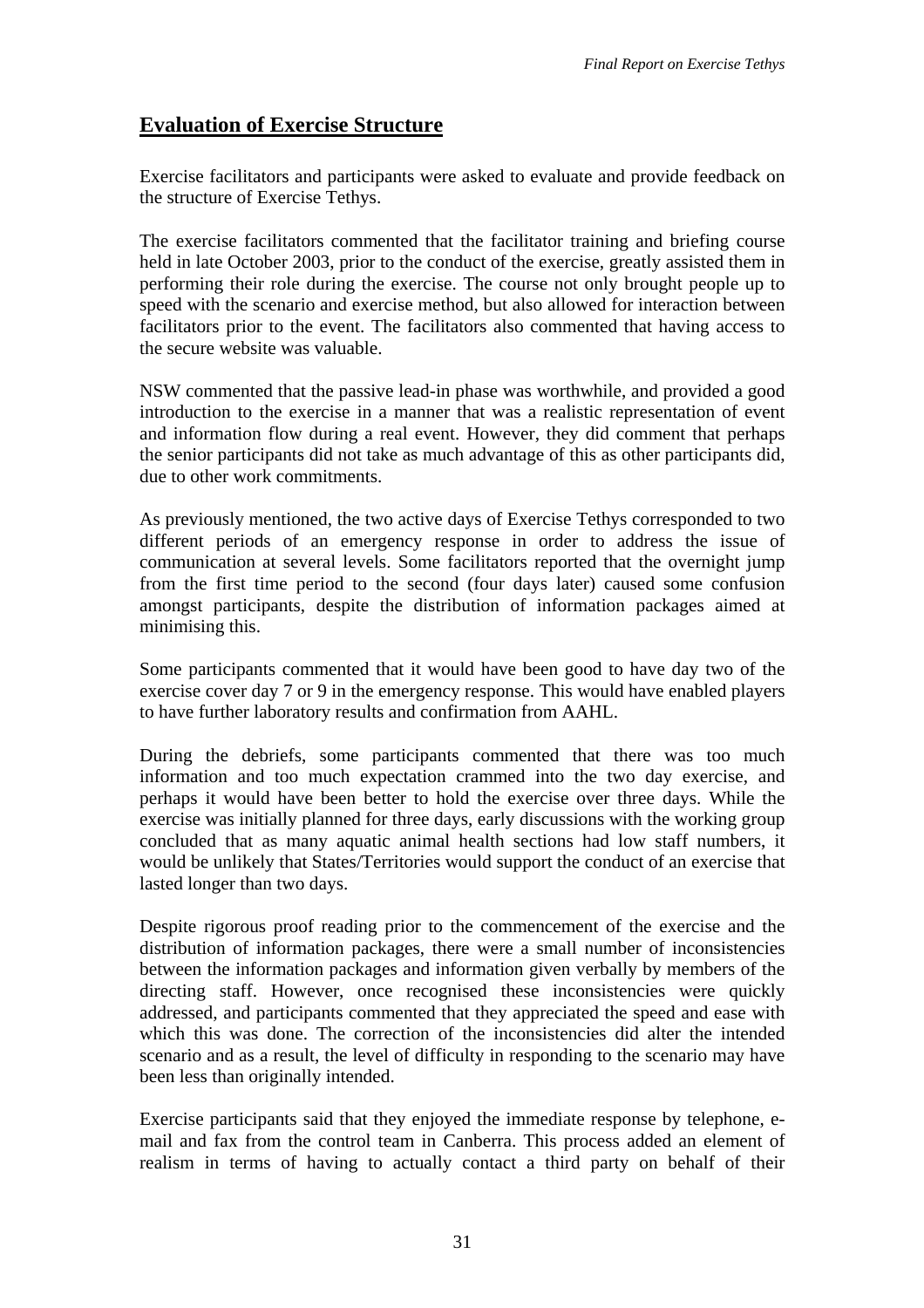## Evaluation of Exercise Structure

Exercise facilitators and participants were asked to evaluate and provide feedback on the structure of Exercise Tethys.

The exercise facilitators commented that the facilitator training and briefing course held in late October 2003, prior to the conduct of the exercise, greatly assisted them in performing their role during the exercise. The course not only brought people up to speed with the scenario and exercise method, but also allowed for interaction between facilitators prior to the event. The facilitators also commented that having access to the secure website was valuable.

NSW commented that the passive lead-in phase was worthwhile, and provided a good introduction to the exercise in a manner that was a realistic representation of event and information flow during a real event. However, they did comment that perhaps the senior participants did not take as much advantage of this as other participants did, due to other work commitments.

As previously mentioned, the two active days of Exercise Tethys corresponded to two different periods of an emergency response in order to address the issue of communication at several levels. Some facilitators reported that the overnight jump from the first time period to the second (four days later) caused some confusion amongst participants, despite the distribution of information packages aimed at minimising this.

Some participants commented that it would have been good to have day two of the exercise cover day 7 or 9 in the emergency response. This would have enabled players to have further laboratory results and confirmation from AAHL.

During the debriefs, some participants commented that there was too much information and too much expectation crammed into the two day exercise, and perhaps it would have been better to hold the exercise over three days. While the exercise was initially planned for three days, early discussions with the working group concluded that as many aquatic animal health sections had low staff numbers, it would be unlikely that States/Territories would support the conduct of an exercise that lasted longer than two days.

Despite rigorous proof reading prior to the commencement of the exercise and the distribution of information packages, there were a small number of inconsistencies between the information packages and information given verbally by members of the directing staff. However, once recognised these inconsistencies were quickly addressed, and participants commented that they appreciated the speed and ease with which this was done. The correction of the inconsistencies did alter the intended scenario and as a result, the level of difficulty in responding to the scenario may have been less than originally intended.

Exercise participants said that they enjoyed the immediate response by telephone, e-mail and fax from the control team in Canberra. This process added an element of realism in terms of having to actually contact a third party on behalf of their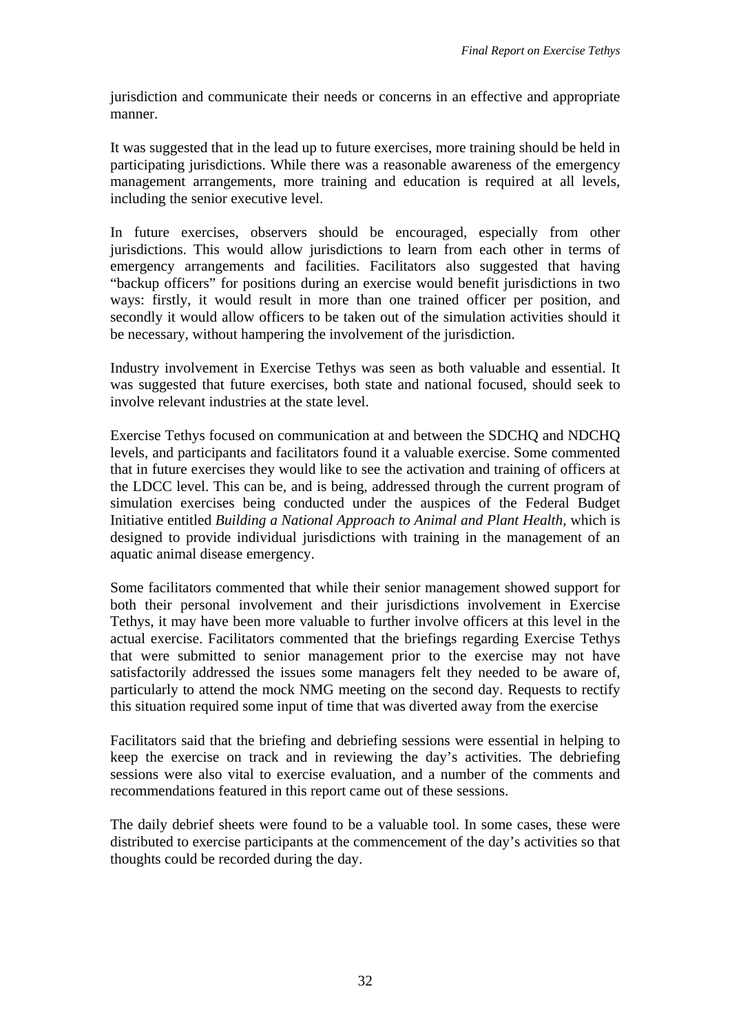jurisdiction and communicate their needs or concerns in an effective and appropriate manner.

It was suggested that in the lead up to future exercises, more training should be held in participating jurisdictions. While there was a reasonable awareness of the emergency management arrangements, more training and education is required at all levels, including the senior executive level.

In future exercises, observers should be encouraged, especially from other jurisdictions. This would allow jurisdictions to learn from each other in terms of emergency arrangements and facilities. Facilitators also suggested that having "backup officers" for positions during an exercise would benefit jurisdictions in two ways: firstly, it would result in more than one trained officer per position, and secondly it would allow officers to be taken out of the simulation activities should it be necessary, without hampering the involvement of the jurisdiction.

Industry involvement in Exercise Tethys was seen as both valuable and essential. It was suggested that future exercises, both state and national focused, should seek to involve relevant industries at the state level.

Exercise Tethys focused on communication at and between the SDCHQ and NDCHQ levels, and participants and facilitators found it a valuable exercise. Some commented that in future exercises they would like to see the activation and training of officers at the LDCC level. This can be, and is being, addressed through the current program of simulation exercises being conducted under the auspices of the Federal Budget Initiative entitled *Building a National Approach to Animal and Plant Health,* which is designed to provide individual jurisdictions with training in the management of an aquatic animal disease emergency.

Some facilitators commented that while their senior management showed support for both their personal involvement and their jurisdictions involvement in Exercise Tethys, it may have been more valuable to further involve officers at this level in the actual exercise. Facilitators commented that the briefings regarding Exercise Tethys that were submitted to senior management prior to the exercise may not have satisfactorily addressed the issues some managers felt they needed to be aware of, particularly to attend the mock NMG meeting on the second day. Requests to rectify this situation required some input of time that was diverted away from the exercise

Facilitators said that the briefing and debriefing sessions were essential in helping to keep the exercise on track and in reviewing the day's activities. The debriefing sessions were also vital to exercise evaluation, and a number of the comments and recommendations featured in this report came out of these sessions.

The daily debrief sheets were found to be a valuable tool. In some cases, these were distributed to exercise participants at the commencement of the day's activities so that thoughts could be recorded during the day.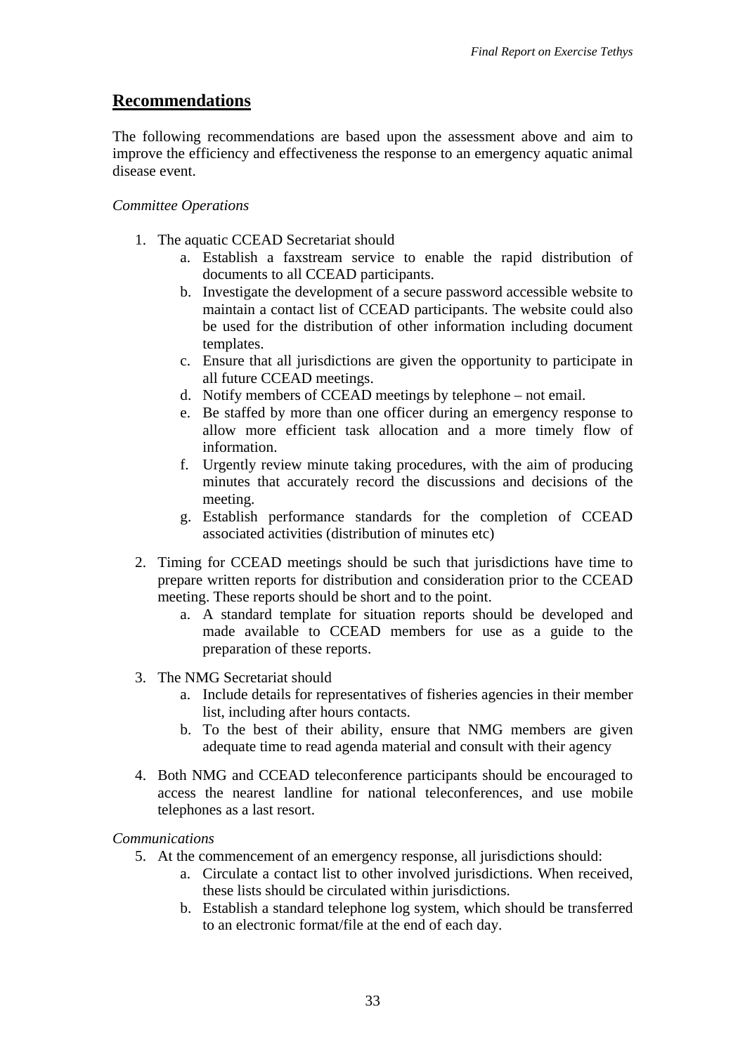## Recommendations

The following recommendations are based upon the assessment above and aim to improve the efficiency and effectiveness the response to an emergency aquatic animal disease event.

*Committee Operations*

1. The aquatic CCEAD Secretariat should
   a. Establish a faxstream service to enable the rapid distribution of documents to all CCEAD participants.
   b. Investigate the development of a secure password accessible website to maintain a contact list of CCEAD participants. The website could also be used for the distribution of other information including document templates.
   c. Ensure that all jurisdictions are given the opportunity to participate in all future CCEAD meetings.
   d. Notify members of CCEAD meetings by telephone – not email.
   e. Be staffed by more than one officer during an emergency response to allow more efficient task allocation and a more timely flow of information.
   f. Urgently review minute taking procedures, with the aim of producing minutes that accurately record the discussions and decisions of the meeting.
   g. Establish performance standards for the completion of CCEAD associated activities (distribution of minutes etc)

2. Timing for CCEAD meetings should be such that jurisdictions have time to prepare written reports for distribution and consideration prior to the CCEAD meeting. These reports should be short and to the point.
   a. A standard template for situation reports should be developed and made available to CCEAD members for use as a guide to the preparation of these reports.

3. The NMG Secretariat should
   a. Include details for representatives of fisheries agencies in their member list, including after hours contacts.
   b. To the best of their ability, ensure that NMG members are given adequate time to read agenda material and consult with their agency

4. Both NMG and CCEAD teleconference participants should be encouraged to access the nearest landline for national teleconferences, and use mobile telephones as a last resort.

*Communications*

5. At the commencement of an emergency response, all jurisdictions should:
   a. Circulate a contact list to other involved jurisdictions. When received, these lists should be circulated within jurisdictions.
   b. Establish a standard telephone log system, which should be transferred to an electronic format/file at the end of each day.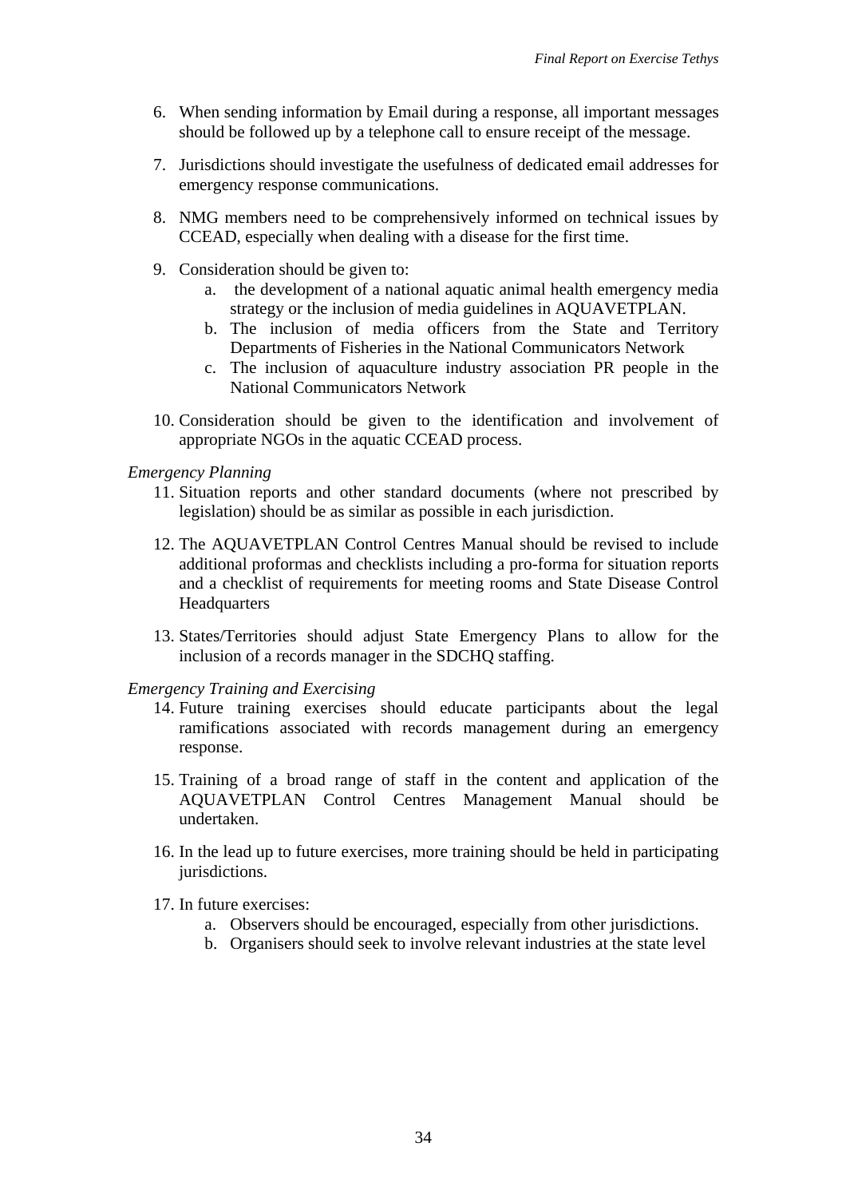6. When sending information by Email during a response, all important messages should be followed up by a telephone call to ensure receipt of the message.

7. Jurisdictions should investigate the usefulness of dedicated email addresses for emergency response communications.

8. NMG members need to be comprehensively informed on technical issues by CCEAD, especially when dealing with a disease for the first time.

9. Consideration should be given to:
   a. the development of a national aquatic animal health emergency media strategy or the inclusion of media guidelines in AQUAVETPLAN.
   b. The inclusion of media officers from the State and Territory Departments of Fisheries in the National Communicators Network
   c. The inclusion of aquaculture industry association PR people in the National Communicators Network

10. Consideration should be given to the identification and involvement of appropriate NGOs in the aquatic CCEAD process.

*Emergency Planning*

11. Situation reports and other standard documents (where not prescribed by legislation) should be as similar as possible in each jurisdiction.

12. The AQUAVETPLAN Control Centres Manual should be revised to include additional proformas and checklists including a pro-forma for situation reports and a checklist of requirements for meeting rooms and State Disease Control Headquarters

13. States/Territories should adjust State Emergency Plans to allow for the inclusion of a records manager in the SDCHQ staffing.

*Emergency Training and Exercising*

14. Future training exercises should educate participants about the legal ramifications associated with records management during an emergency response.

15. Training of a broad range of staff in the content and application of the AQUAVETPLAN Control Centres Management Manual should be undertaken.

16. In the lead up to future exercises, more training should be held in participating jurisdictions.

17. In future exercises:
    a. Observers should be encouraged, especially from other jurisdictions.
    b. Organisers should seek to involve relevant industries at the state level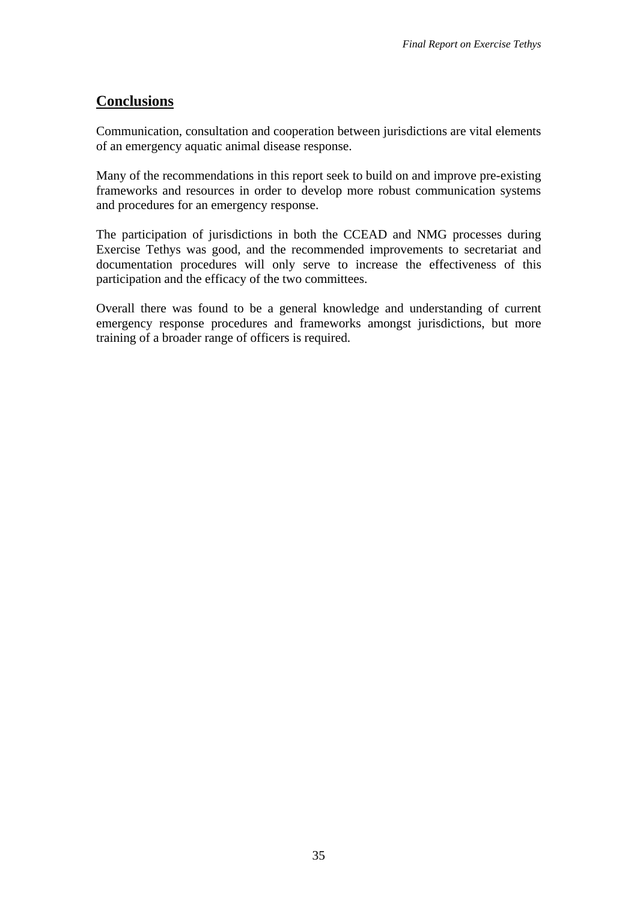## Conclusions

Communication, consultation and cooperation between jurisdictions are vital elements of an emergency aquatic animal disease response.

Many of the recommendations in this report seek to build on and improve pre-existing frameworks and resources in order to develop more robust communication systems and procedures for an emergency response.

The participation of jurisdictions in both the CCEAD and NMG processes during Exercise Tethys was good, and the recommended improvements to secretariat and documentation procedures will only serve to increase the effectiveness of this participation and the efficacy of the two committees.

Overall there was found to be a general knowledge and understanding of current emergency response procedures and frameworks amongst jurisdictions, but more training of a broader range of officers is required.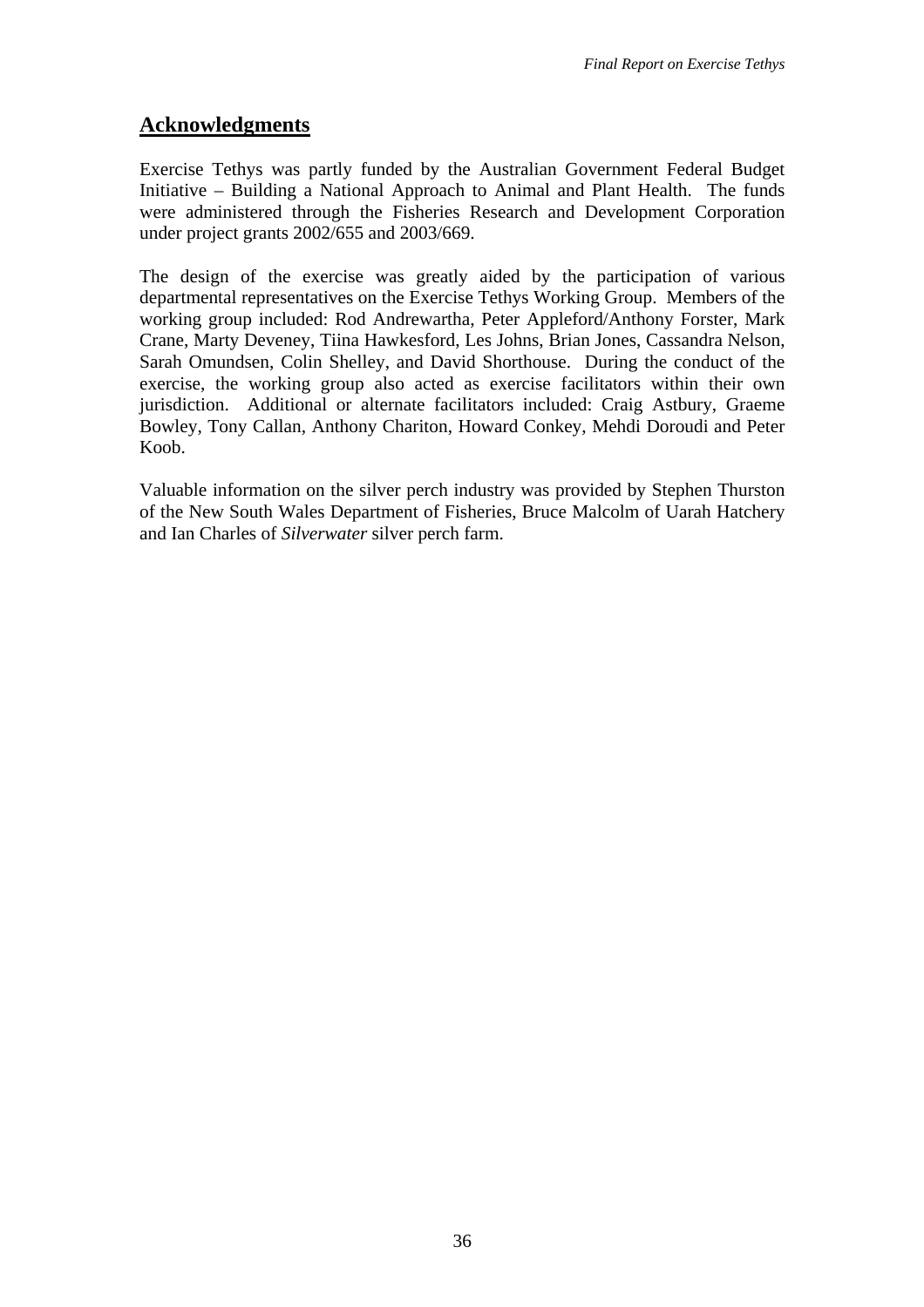## Acknowledgments

Exercise Tethys was partly funded by the Australian Government Federal Budget Initiative – Building a National Approach to Animal and Plant Health. The funds were administered through the Fisheries Research and Development Corporation under project grants 2002/655 and 2003/669.

The design of the exercise was greatly aided by the participation of various departmental representatives on the Exercise Tethys Working Group. Members of the working group included: Rod Andrewartha, Peter Appleford/Anthony Forster, Mark Crane, Marty Deveney, Tiina Hawkesford, Les Johns, Brian Jones, Cassandra Nelson, Sarah Omundsen, Colin Shelley, and David Shorthouse. During the conduct of the exercise, the working group also acted as exercise facilitators within their own jurisdiction. Additional or alternate facilitators included: Craig Astbury, Graeme Bowley, Tony Callan, Anthony Chariton, Howard Conkey, Mehdi Doroudi and Peter Koob.

Valuable information on the silver perch industry was provided by Stephen Thurston of the New South Wales Department of Fisheries, Bruce Malcolm of Uarah Hatchery and Ian Charles of *Silverwater* silver perch farm.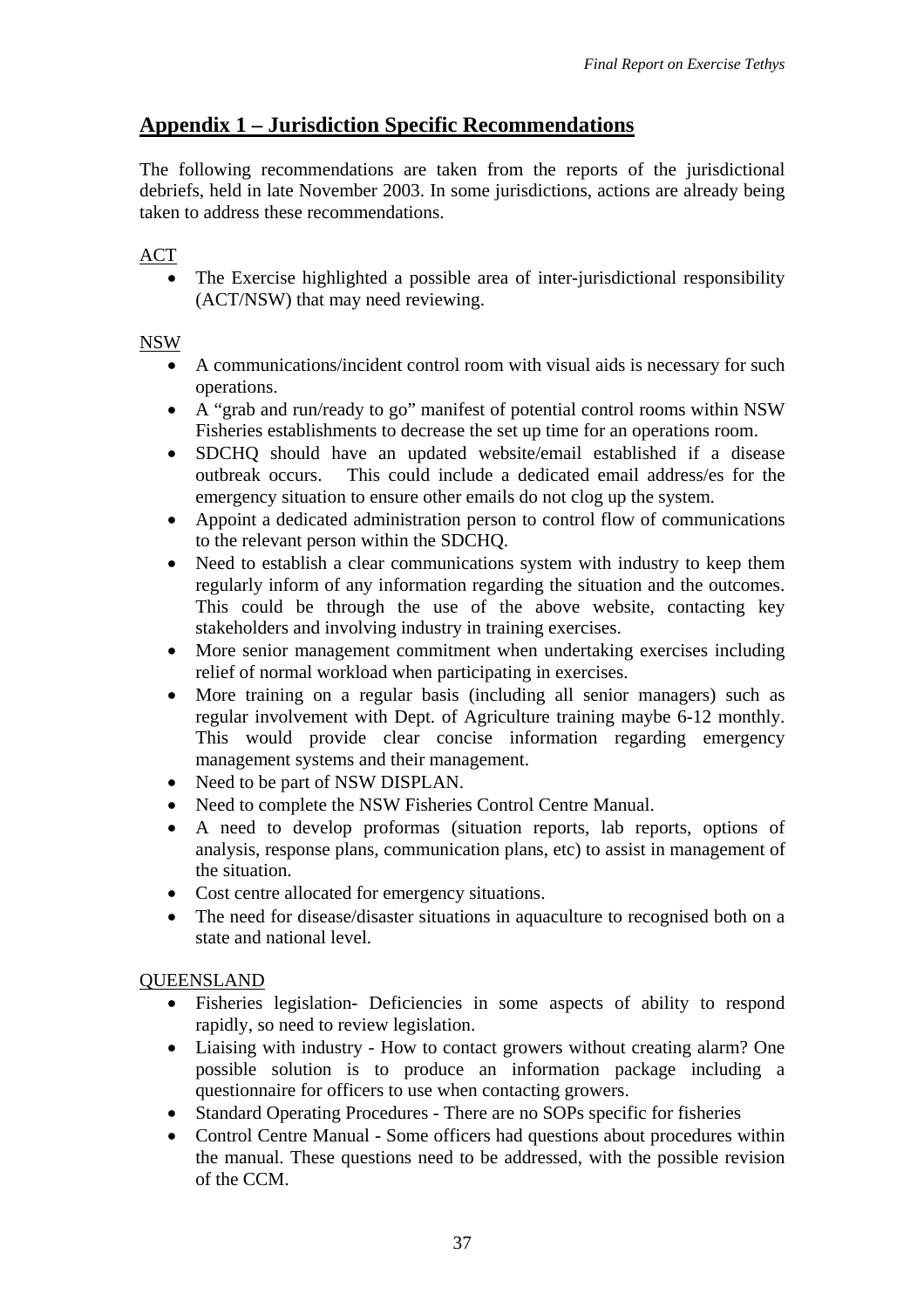## Appendix 1 – Jurisdiction Specific Recommendations

The following recommendations are taken from the reports of the jurisdictional debriefs, held in late November 2003. In some jurisdictions, actions are already being taken to address these recommendations.

ACT

- The Exercise highlighted a possible area of inter-jurisdictional responsibility (ACT/NSW) that may need reviewing.

NSW

- A communications/incident control room with visual aids is necessary for such operations.
- A "grab and run/ready to go" manifest of potential control rooms within NSW Fisheries establishments to decrease the set up time for an operations room.
- SDCHQ should have an updated website/email established if a disease outbreak occurs. This could include a dedicated email address/es for the emergency situation to ensure other emails do not clog up the system.
- Appoint a dedicated administration person to control flow of communications to the relevant person within the SDCHQ.
- Need to establish a clear communications system with industry to keep them regularly inform of any information regarding the situation and the outcomes. This could be through the use of the above website, contacting key stakeholders and involving industry in training exercises.
- More senior management commitment when undertaking exercises including relief of normal workload when participating in exercises.
- More training on a regular basis (including all senior managers) such as regular involvement with Dept. of Agriculture training maybe 6-12 monthly. This would provide clear concise information regarding emergency management systems and their management.
- Need to be part of NSW DISPLAN.
- Need to complete the NSW Fisheries Control Centre Manual.
- A need to develop proformas (situation reports, lab reports, options of analysis, response plans, communication plans, etc) to assist in management of the situation.
- Cost centre allocated for emergency situations.
- The need for disease/disaster situations in aquaculture to recognised both on a state and national level.

QUEENSLAND

- Fisheries legislation- Deficiencies in some aspects of ability to respond rapidly, so need to review legislation.
- Liaising with industry - How to contact growers without creating alarm? One possible solution is to produce an information package including a questionnaire for officers to use when contacting growers.
- Standard Operating Procedures - There are no SOPs specific for fisheries
- Control Centre Manual - Some officers had questions about procedures within the manual. These questions need to be addressed, with the possible revision of the CCM.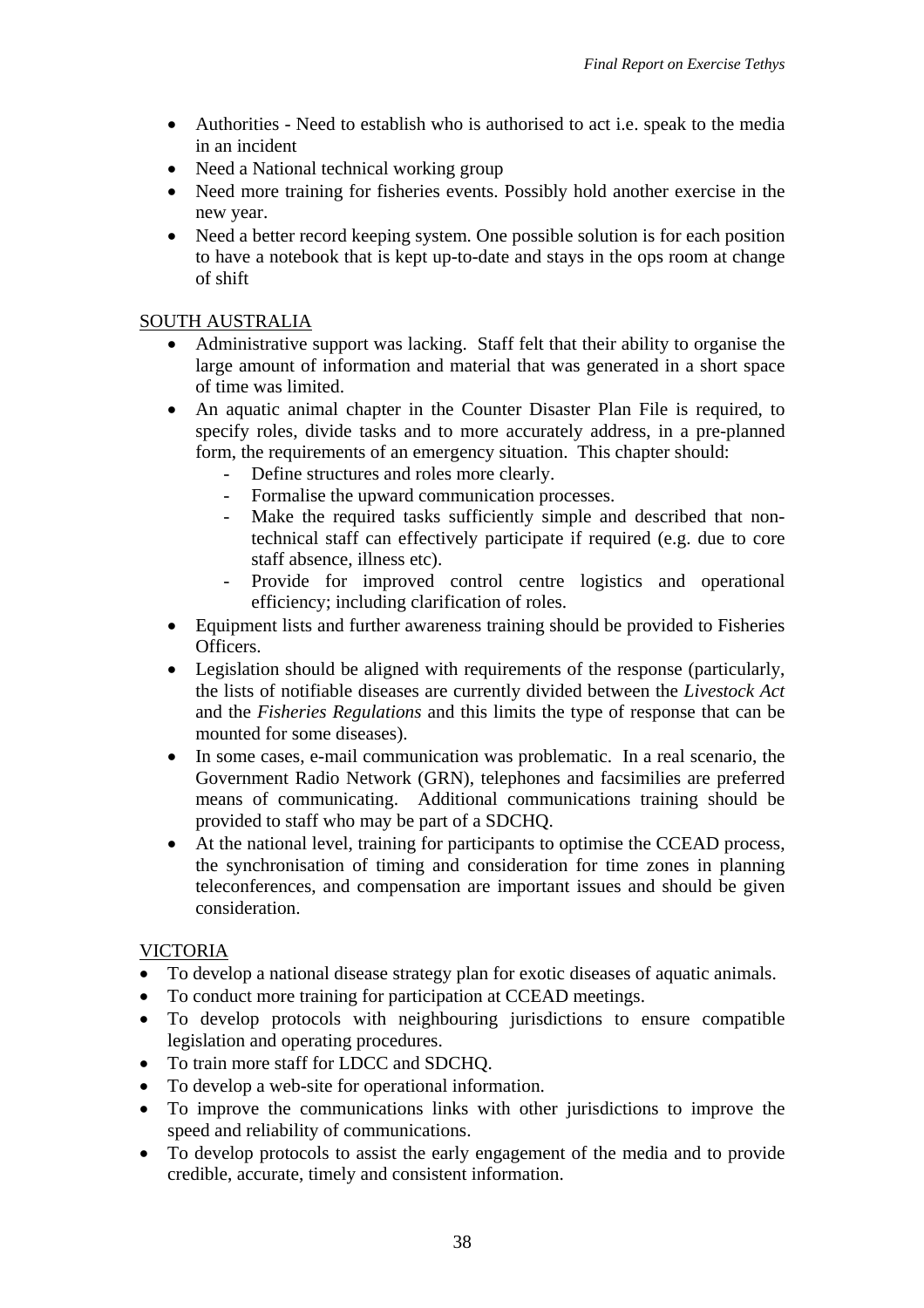- Authorities - Need to establish who is authorised to act i.e. speak to the media in an incident
- Need a National technical working group
- Need more training for fisheries events. Possibly hold another exercise in the new year.
- Need a better record keeping system. One possible solution is for each position to have a notebook that is kept up-to-date and stays in the ops room at change of shift

<u>SOUTH AUSTRALIA</u>

- Administrative support was lacking. Staff felt that their ability to organise the large amount of information and material that was generated in a short space of time was limited.
- An aquatic animal chapter in the Counter Disaster Plan File is required, to specify roles, divide tasks and to more accurately address, in a pre-planned form, the requirements of an emergency situation. This chapter should:
  - Define structures and roles more clearly.
  - Formalise the upward communication processes.
  - Make the required tasks sufficiently simple and described that non-technical staff can effectively participate if required (e.g. due to core staff absence, illness etc).
  - Provide for improved control centre logistics and operational efficiency; including clarification of roles.
- Equipment lists and further awareness training should be provided to Fisheries Officers.
- Legislation should be aligned with requirements of the response (particularly, the lists of notifiable diseases are currently divided between the *Livestock Act* and the *Fisheries Regulations* and this limits the type of response that can be mounted for some diseases).
- In some cases, e-mail communication was problematic. In a real scenario, the Government Radio Network (GRN), telephones and facsimilies are preferred means of communicating. Additional communications training should be provided to staff who may be part of a SDCHQ.
- At the national level, training for participants to optimise the CCEAD process, the synchronisation of timing and consideration for time zones in planning teleconferences, and compensation are important issues and should be given consideration.

<u>VICTORIA</u>

- To develop a national disease strategy plan for exotic diseases of aquatic animals.
- To conduct more training for participation at CCEAD meetings.
- To develop protocols with neighbouring jurisdictions to ensure compatible legislation and operating procedures.
- To train more staff for LDCC and SDCHQ.
- To develop a web-site for operational information.
- To improve the communications links with other jurisdictions to improve the speed and reliability of communications.
- To develop protocols to assist the early engagement of the media and to provide credible, accurate, timely and consistent information.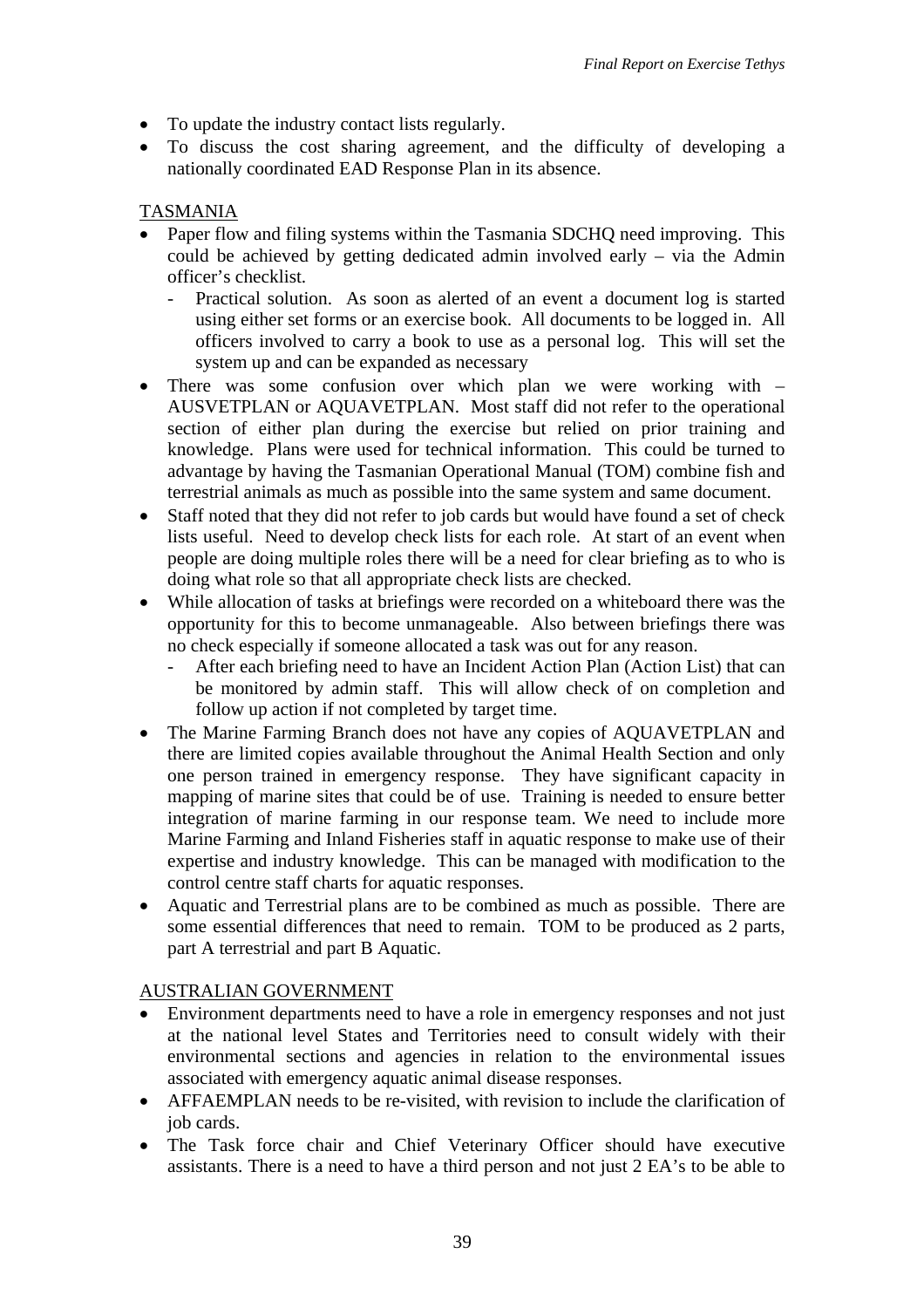- To update the industry contact lists regularly.
- To discuss the cost sharing agreement, and the difficulty of developing a nationally coordinated EAD Response Plan in its absence.

<u>TASMANIA</u>

- Paper flow and filing systems within the Tasmania SDCHQ need improving. This could be achieved by getting dedicated admin involved early – via the Admin officer's checklist.
  - Practical solution. As soon as alerted of an event a document log is started using either set forms or an exercise book. All documents to be logged in. All officers involved to carry a book to use as a personal log. This will set the system up and can be expanded as necessary
- There was some confusion over which plan we were working with – AUSVETPLAN or AQUAVETPLAN. Most staff did not refer to the operational section of either plan during the exercise but relied on prior training and knowledge. Plans were used for technical information. This could be turned to advantage by having the Tasmanian Operational Manual (TOM) combine fish and terrestrial animals as much as possible into the same system and same document.
- Staff noted that they did not refer to job cards but would have found a set of check lists useful. Need to develop check lists for each role. At start of an event when people are doing multiple roles there will be a need for clear briefing as to who is doing what role so that all appropriate check lists are checked.
- While allocation of tasks at briefings were recorded on a whiteboard there was the opportunity for this to become unmanageable. Also between briefings there was no check especially if someone allocated a task was out for any reason.
  - After each briefing need to have an Incident Action Plan (Action List) that can be monitored by admin staff. This will allow check of on completion and follow up action if not completed by target time.
- The Marine Farming Branch does not have any copies of AQUAVETPLAN and there are limited copies available throughout the Animal Health Section and only one person trained in emergency response. They have significant capacity in mapping of marine sites that could be of use. Training is needed to ensure better integration of marine farming in our response team. We need to include more Marine Farming and Inland Fisheries staff in aquatic response to make use of their expertise and industry knowledge. This can be managed with modification to the control centre staff charts for aquatic responses.
- Aquatic and Terrestrial plans are to be combined as much as possible. There are some essential differences that need to remain. TOM to be produced as 2 parts, part A terrestrial and part B Aquatic.

<u>AUSTRALIAN GOVERNMENT</u>

- Environment departments need to have a role in emergency responses and not just at the national level States and Territories need to consult widely with their environmental sections and agencies in relation to the environmental issues associated with emergency aquatic animal disease responses.
- AFFAEMPLAN needs to be re-visited, with revision to include the clarification of job cards.
- The Task force chair and Chief Veterinary Officer should have executive assistants. There is a need to have a third person and not just 2 EA's to be able to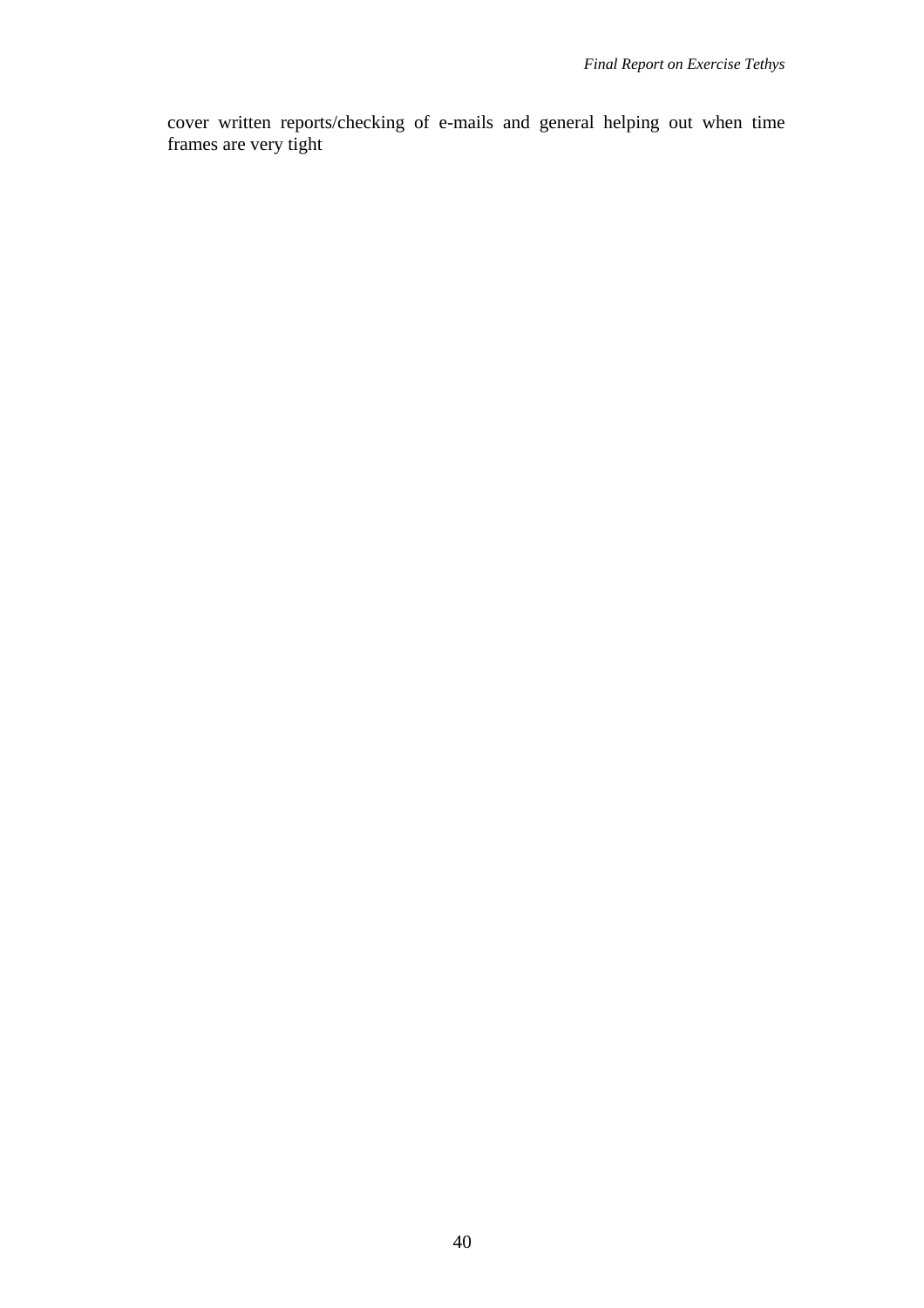cover written reports/checking of e-mails and general helping out when time frames are very tight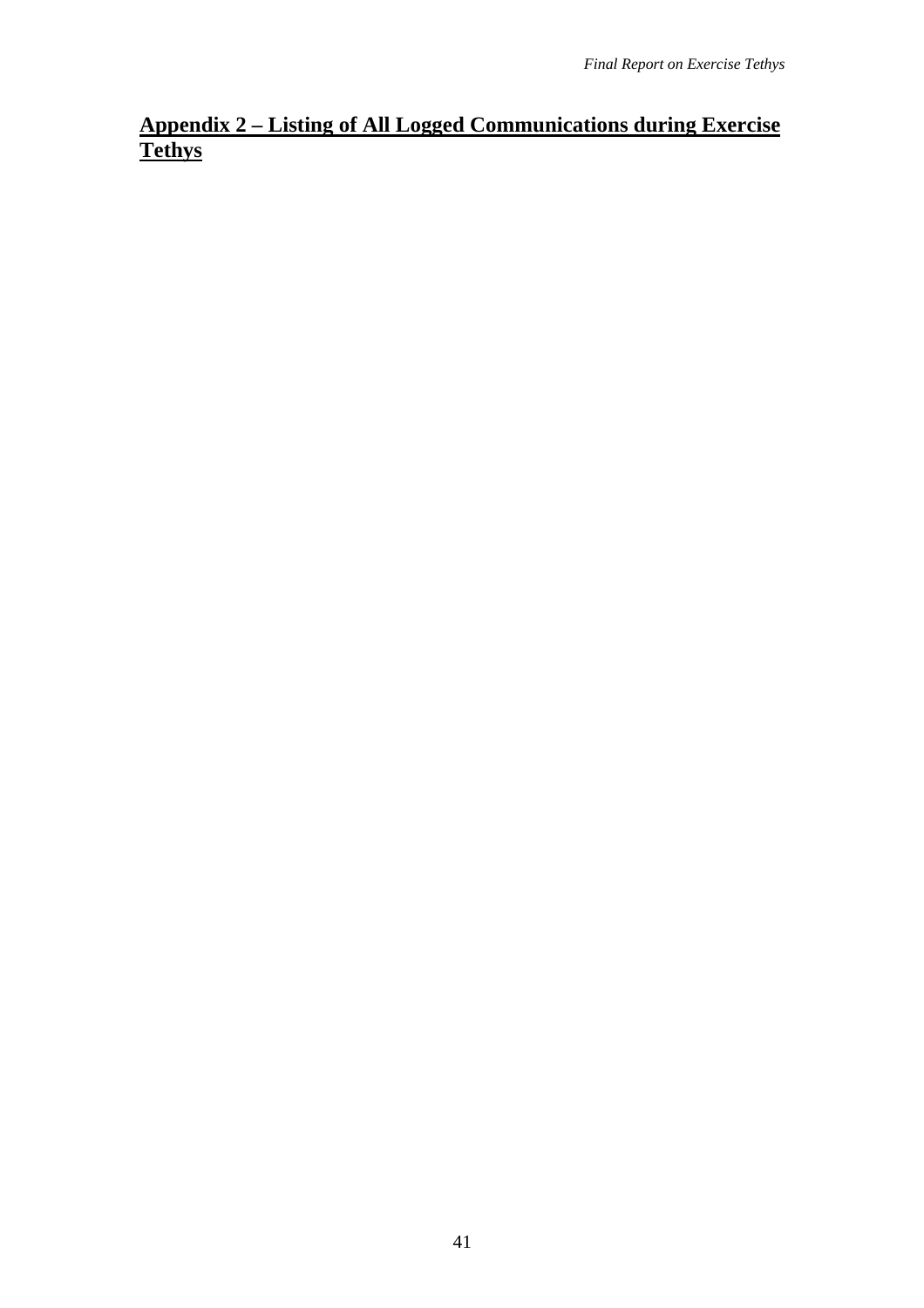## Appendix 2 – Listing of All Logged Communications during Exercise Tethys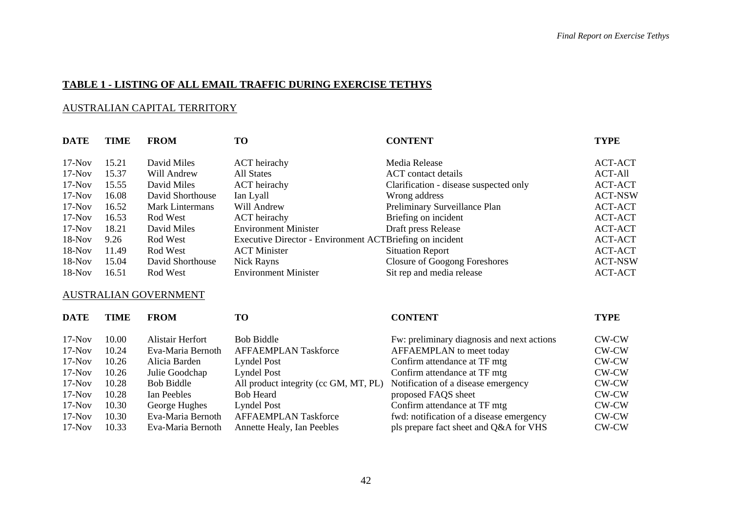**TABLE 1 - LISTING OF ALL EMAIL TRAFFIC DURING EXERCISE TETHYS**

AUSTRALIAN CAPITAL TERRITORY

| DATE | TIME | FROM | TO | CONTENT | TYPE |
|---|---|---|---|---|---|
| 17-Nov | 15.21 | David Miles | ACT heirachy | Media Release | ACT-ACT |
| 17-Nov | 15.37 | Will Andrew | All States | ACT contact details | ACT-All |
| 17-Nov | 15.55 | David Miles | ACT heirachy | Clarification - disease suspected only | ACT-ACT |
| 17-Nov | 16.08 | David Shorthouse | Ian Lyall | Wrong address | ACT-NSW |
| 17-Nov | 16.52 | Mark Lintermans | Will Andrew | Preliminary Surveillance Plan | ACT-ACT |
| 17-Nov | 16.53 | Rod West | ACT heirachy | Briefing on incident | ACT-ACT |
| 17-Nov | 18.21 | David Miles | Environment Minister | Draft press Release | ACT-ACT |
| 18-Nov | 9.26 | Rod West | Executive Director - Environment ACT | Briefing on incident | ACT-ACT |
| 18-Nov | 11.49 | Rod West | ACT Minister | Situation Report | ACT-ACT |
| 18-Nov | 15.04 | David Shorthouse | Nick Rayns | Closure of Googong Foreshores | ACT-NSW |
| 18-Nov | 16.51 | Rod West | Environment Minister | Sit rep and media release | ACT-ACT |

AUSTRALIAN GOVERNMENT

| DATE | TIME | FROM | TO | CONTENT | TYPE |
|---|---|---|---|---|---|
| 17-Nov | 10.00 | Alistair Herfort | Bob Biddle | Fw: preliminary diagnosis and next actions | CW-CW |
| 17-Nov | 10.24 | Eva-Maria Bernoth | AFFAEMPLAN Taskforce | AFFAEMPLAN to meet today | CW-CW |
| 17-Nov | 10.26 | Alicia Barden | Lyndel Post | Confirm attendance at TF mtg | CW-CW |
| 17-Nov | 10.26 | Julie Goodchap | Lyndel Post | Confirm attendance at TF mtg | CW-CW |
| 17-Nov | 10.28 | Bob Biddle | All product integrity (cc GM, MT, PL) | Notification of a disease emergency | CW-CW |
| 17-Nov | 10.28 | Ian Peebles | Bob Heard | proposed FAQS sheet | CW-CW |
| 17-Nov | 10.30 | George Hughes | Lyndel Post | Confirm attendance at TF mtg | CW-CW |
| 17-Nov | 10.30 | Eva-Maria Bernoth | AFFAEMPLAN Taskforce | fwd: notification of a disease emergency | CW-CW |
| 17-Nov | 10.33 | Eva-Maria Bernoth | Annette Healy, Ian Peebles | pls prepare fact sheet and Q&A for VHS | CW-CW |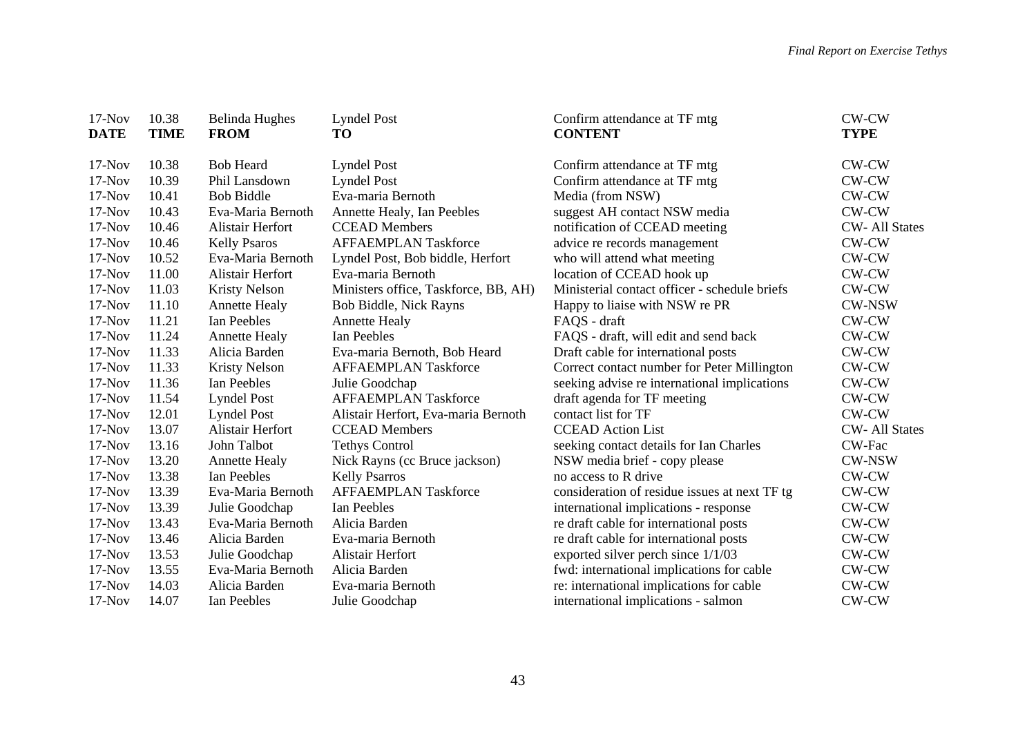| 17-Nov | 10.38 | Belinda Hughes | Lyndel Post | Confirm attendance at TF mtg | CW-CW |
|---|---|---|---|---|---|
| **DATE** | **TIME** | **FROM** | **TO** | **CONTENT** | **TYPE** |
| 17-Nov | 10.38 | Bob Heard | Lyndel Post | Confirm attendance at TF mtg | CW-CW |
| 17-Nov | 10.39 | Phil Lansdown | Lyndel Post | Confirm attendance at TF mtg | CW-CW |
| 17-Nov | 10.41 | Bob Biddle | Eva-maria Bernoth | Media (from NSW) | CW-CW |
| 17-Nov | 10.43 | Eva-Maria Bernoth | Annette Healy, Ian Peebles | suggest AH contact NSW media | CW-CW |
| 17-Nov | 10.46 | Alistair Herfort | CCEAD Members | notification of CCEAD meeting | CW- All States |
| 17-Nov | 10.46 | Kelly Psaros | AFFAEMPLAN Taskforce | advice re records management | CW-CW |
| 17-Nov | 10.52 | Eva-Maria Bernoth | Lyndel Post, Bob biddle, Herfort | who will attend what meeting | CW-CW |
| 17-Nov | 11.00 | Alistair Herfort | Eva-maria Bernoth | location of CCEAD hook up | CW-CW |
| 17-Nov | 11.03 | Kristy Nelson | Ministers office, Taskforce, BB, AH) | Ministerial contact officer - schedule briefs | CW-CW |
| 17-Nov | 11.10 | Annette Healy | Bob Biddle, Nick Rayns | Happy to liaise with NSW re PR | CW-NSW |
| 17-Nov | 11.21 | Ian Peebles | Annette Healy | FAQS - draft | CW-CW |
| 17-Nov | 11.24 | Annette Healy | Ian Peebles | FAQS - draft, will edit and send back | CW-CW |
| 17-Nov | 11.33 | Alicia Barden | Eva-maria Bernoth, Bob Heard | Draft cable for international posts | CW-CW |
| 17-Nov | 11.33 | Kristy Nelson | AFFAEMPLAN Taskforce | Correct contact number for Peter Millington | CW-CW |
| 17-Nov | 11.36 | Ian Peebles | Julie Goodchap | seeking advise re international implications | CW-CW |
| 17-Nov | 11.54 | Lyndel Post | AFFAEMPLAN Taskforce | draft agenda for TF meeting | CW-CW |
| 17-Nov | 12.01 | Lyndel Post | Alistair Herfort, Eva-maria Bernoth | contact list for TF | CW-CW |
| 17-Nov | 13.07 | Alistair Herfort | CCEAD Members | CCEAD Action List | CW- All States |
| 17-Nov | 13.16 | John Talbot | Tethys Control | seeking contact details for Ian Charles | CW-Fac |
| 17-Nov | 13.20 | Annette Healy | Nick Rayns (cc Bruce jackson) | NSW media brief - copy please | CW-NSW |
| 17-Nov | 13.38 | Ian Peebles | Kelly Psarros | no access to R drive | CW-CW |
| 17-Nov | 13.39 | Eva-Maria Bernoth | AFFAEMPLAN Taskforce | consideration of residue issues at next TF tg | CW-CW |
| 17-Nov | 13.39 | Julie Goodchap | Ian Peebles | international implications - response | CW-CW |
| 17-Nov | 13.43 | Eva-Maria Bernoth | Alicia Barden | re draft cable for international posts | CW-CW |
| 17-Nov | 13.46 | Alicia Barden | Eva-maria Bernoth | re draft cable for international posts | CW-CW |
| 17-Nov | 13.53 | Julie Goodchap | Alistair Herfort | exported silver perch since 1/1/03 | CW-CW |
| 17-Nov | 13.55 | Eva-Maria Bernoth | Alicia Barden | fwd: international implications for cable | CW-CW |
| 17-Nov | 14.03 | Alicia Barden | Eva-maria Bernoth | re: international implications for cable | CW-CW |
| 17-Nov | 14.07 | Ian Peebles | Julie Goodchap | international implications - salmon | CW-CW |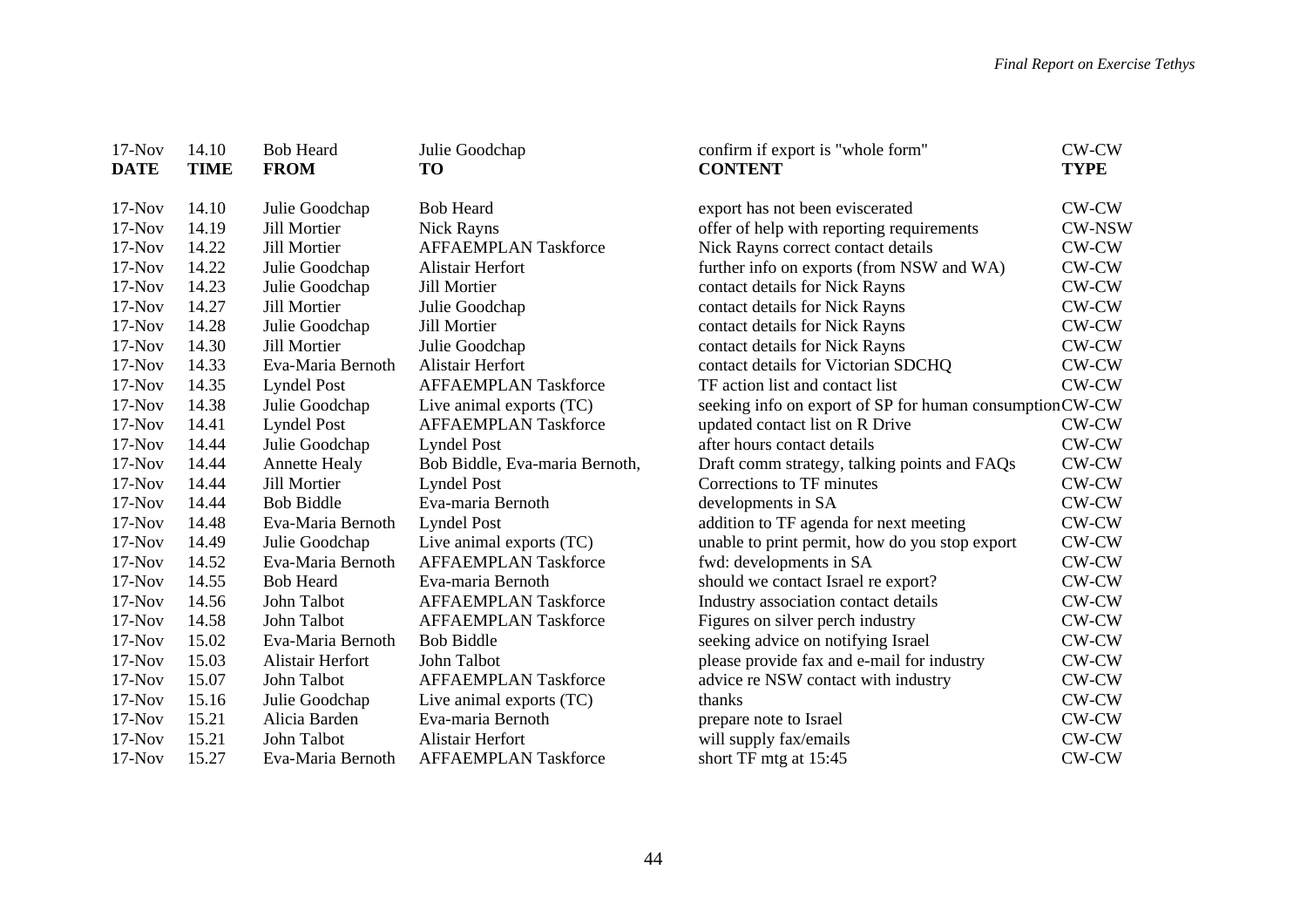| | | | | | |
|---|---|---|---|---|---|
| 17-Nov | 14.10 | Bob Heard | Julie Goodchap | confirm if export is "whole form" | CW-CW |
| **DATE** | **TIME** | **FROM** | **TO** | **CONTENT** | **TYPE** |
| 17-Nov | 14.10 | Julie Goodchap | Bob Heard | export has not been eviscerated | CW-CW |
| 17-Nov | 14.19 | Jill Mortier | Nick Rayns | offer of help with reporting requirements | CW-NSW |
| 17-Nov | 14.22 | Jill Mortier | AFFAEMPLAN Taskforce | Nick Rayns correct contact details | CW-CW |
| 17-Nov | 14.22 | Julie Goodchap | Alistair Herfort | further info on exports (from NSW and WA) | CW-CW |
| 17-Nov | 14.23 | Julie Goodchap | Jill Mortier | contact details for Nick Rayns | CW-CW |
| 17-Nov | 14.27 | Jill Mortier | Julie Goodchap | contact details for Nick Rayns | CW-CW |
| 17-Nov | 14.28 | Julie Goodchap | Jill Mortier | contact details for Nick Rayns | CW-CW |
| 17-Nov | 14.30 | Jill Mortier | Julie Goodchap | contact details for Nick Rayns | CW-CW |
| 17-Nov | 14.33 | Eva-Maria Bernoth | Alistair Herfort | contact details for Victorian SDCHQ | CW-CW |
| 17-Nov | 14.35 | Lyndel Post | AFFAEMPLAN Taskforce | TF action list and contact list | CW-CW |
| 17-Nov | 14.38 | Julie Goodchap | Live animal exports (TC) | seeking info on export of SP for human consumption | CW-CW |
| 17-Nov | 14.41 | Lyndel Post | AFFAEMPLAN Taskforce | updated contact list on R Drive | CW-CW |
| 17-Nov | 14.44 | Julie Goodchap | Lyndel Post | after hours contact details | CW-CW |
| 17-Nov | 14.44 | Annette Healy | Bob Biddle, Eva-maria Bernoth, | Draft comm strategy, talking points and FAQs | CW-CW |
| 17-Nov | 14.44 | Jill Mortier | Lyndel Post | Corrections to TF minutes | CW-CW |
| 17-Nov | 14.44 | Bob Biddle | Eva-maria Bernoth | developments in SA | CW-CW |
| 17-Nov | 14.48 | Eva-Maria Bernoth | Lyndel Post | addition to TF agenda for next meeting | CW-CW |
| 17-Nov | 14.49 | Julie Goodchap | Live animal exports (TC) | unable to print permit, how do you stop export | CW-CW |
| 17-Nov | 14.52 | Eva-Maria Bernoth | AFFAEMPLAN Taskforce | fwd: developments in SA | CW-CW |
| 17-Nov | 14.55 | Bob Heard | Eva-maria Bernoth | should we contact Israel re export? | CW-CW |
| 17-Nov | 14.56 | John Talbot | AFFAEMPLAN Taskforce | Industry association contact details | CW-CW |
| 17-Nov | 14.58 | John Talbot | AFFAEMPLAN Taskforce | Figures on silver perch industry | CW-CW |
| 17-Nov | 15.02 | Eva-Maria Bernoth | Bob Biddle | seeking advice on notifying Israel | CW-CW |
| 17-Nov | 15.03 | Alistair Herfort | John Talbot | please provide fax and e-mail for industry | CW-CW |
| 17-Nov | 15.07 | John Talbot | AFFAEMPLAN Taskforce | advice re NSW contact with industry | CW-CW |
| 17-Nov | 15.16 | Julie Goodchap | Live animal exports (TC) | thanks | CW-CW |
| 17-Nov | 15.21 | Alicia Barden | Eva-maria Bernoth | prepare note to Israel | CW-CW |
| 17-Nov | 15.21 | John Talbot | Alistair Herfort | will supply fax/emails | CW-CW |
| 17-Nov | 15.27 | Eva-Maria Bernoth | AFFAEMPLAN Taskforce | short TF mtg at 15:45 | CW-CW |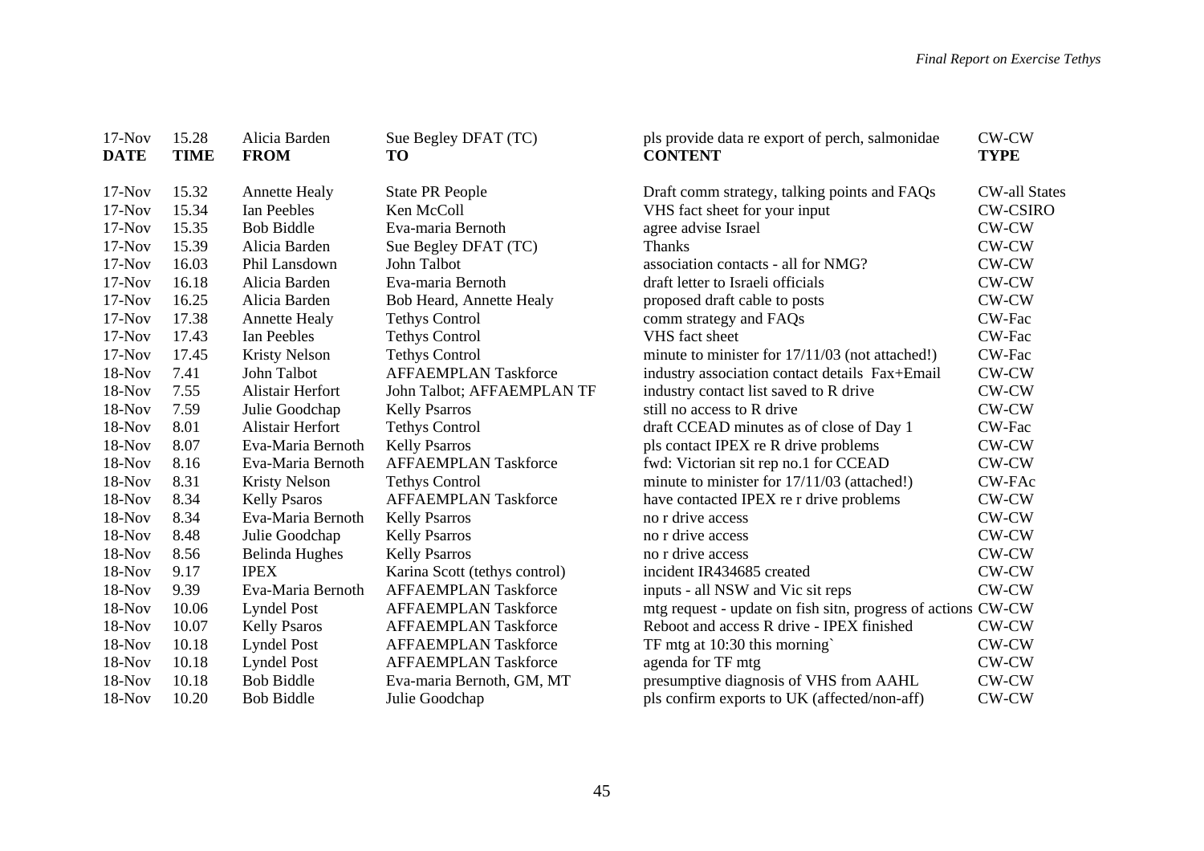| 17-Nov | 15.28 | Alicia Barden | Sue Begley DFAT (TC) | pls provide data re export of perch, salmonidae | CW-CW |
|---|---|---|---|---|---|
| **DATE** | **TIME** | **FROM** | **TO** | **CONTENT** | **TYPE** |
| 17-Nov | 15.32 | Annette Healy | State PR People | Draft comm strategy, talking points and FAQs | CW-all States |
| 17-Nov | 15.34 | Ian Peebles | Ken McColl | VHS fact sheet for your input | CW-CSIRO |
| 17-Nov | 15.35 | Bob Biddle | Eva-maria Bernoth | agree advise Israel | CW-CW |
| 17-Nov | 15.39 | Alicia Barden | Sue Begley DFAT (TC) | Thanks | CW-CW |
| 17-Nov | 16.03 | Phil Lansdown | John Talbot | association contacts - all for NMG? | CW-CW |
| 17-Nov | 16.18 | Alicia Barden | Eva-maria Bernoth | draft letter to Israeli officials | CW-CW |
| 17-Nov | 16.25 | Alicia Barden | Bob Heard, Annette Healy | proposed draft cable to posts | CW-CW |
| 17-Nov | 17.38 | Annette Healy | Tethys Control | comm strategy and FAQs | CW-Fac |
| 17-Nov | 17.43 | Ian Peebles | Tethys Control | VHS fact sheet | CW-Fac |
| 17-Nov | 17.45 | Kristy Nelson | Tethys Control | minute to minister for 17/11/03 (not attached!) | CW-Fac |
| 18-Nov | 7.41 | John Talbot | AFFAEMPLAN Taskforce | industry association contact details Fax+Email | CW-CW |
| 18-Nov | 7.55 | Alistair Herfort | John Talbot; AFFAEMPLAN TF | industry contact list saved to R drive | CW-CW |
| 18-Nov | 7.59 | Julie Goodchap | Kelly Psarros | still no access to R drive | CW-CW |
| 18-Nov | 8.01 | Alistair Herfort | Tethys Control | draft CCEAD minutes as of close of Day 1 | CW-Fac |
| 18-Nov | 8.07 | Eva-Maria Bernoth | Kelly Psarros | pls contact IPEX re R drive problems | CW-CW |
| 18-Nov | 8.16 | Eva-Maria Bernoth | AFFAEMPLAN Taskforce | fwd: Victorian sit rep no.1 for CCEAD | CW-CW |
| 18-Nov | 8.31 | Kristy Nelson | Tethys Control | minute to minister for 17/11/03 (attached!) | CW-FAc |
| 18-Nov | 8.34 | Kelly Psaros | AFFAEMPLAN Taskforce | have contacted IPEX re r drive problems | CW-CW |
| 18-Nov | 8.34 | Eva-Maria Bernoth | Kelly Psarros | no r drive access | CW-CW |
| 18-Nov | 8.48 | Julie Goodchap | Kelly Psarros | no r drive access | CW-CW |
| 18-Nov | 8.56 | Belinda Hughes | Kelly Psarros | no r drive access | CW-CW |
| 18-Nov | 9.17 | IPEX | Karina Scott (tethys control) | incident IR434685 created | CW-CW |
| 18-Nov | 9.39 | Eva-Maria Bernoth | AFFAEMPLAN Taskforce | inputs - all NSW and Vic sit reps | CW-CW |
| 18-Nov | 10.06 | Lyndel Post | AFFAEMPLAN Taskforce | mtg request - update on fish sitn, progress of actions | CW-CW |
| 18-Nov | 10.07 | Kelly Psaros | AFFAEMPLAN Taskforce | Reboot and access R drive - IPEX finished | CW-CW |
| 18-Nov | 10.18 | Lyndel Post | AFFAEMPLAN Taskforce | TF mtg at 10:30 this morning` | CW-CW |
| 18-Nov | 10.18 | Lyndel Post | AFFAEMPLAN Taskforce | agenda for TF mtg | CW-CW |
| 18-Nov | 10.18 | Bob Biddle | Eva-maria Bernoth, GM, MT | presumptive diagnosis of VHS from AAHL | CW-CW |
| 18-Nov | 10.20 | Bob Biddle | Julie Goodchap | pls confirm exports to UK (affected/non-aff) | CW-CW |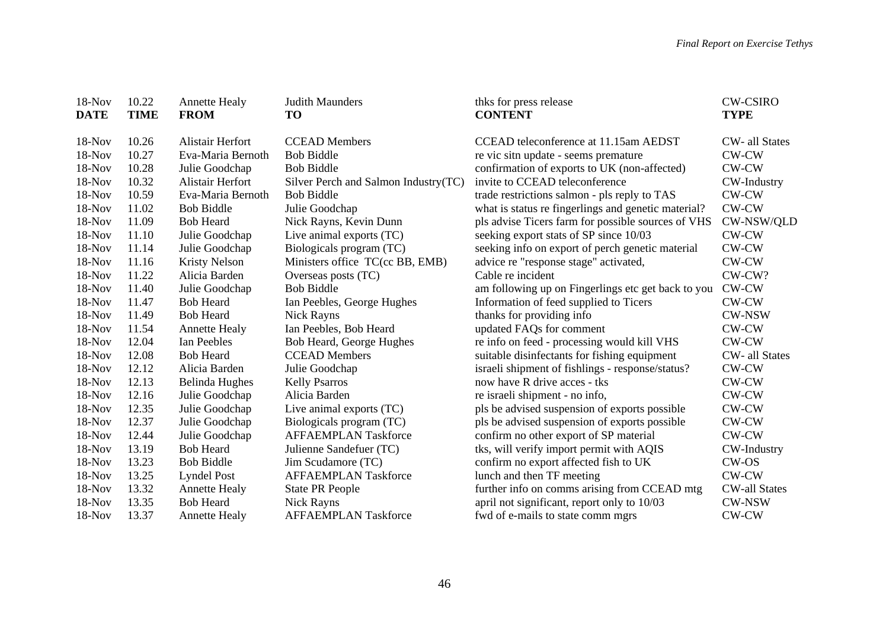| 18-Nov | 10.22 | Annette Healy | Judith Maunders | thks for press release | CW-CSIRO |
|---|---|---|---|---|---|
| **DATE** | **TIME** | **FROM** | **TO** | **CONTENT** | **TYPE** |
| 18-Nov | 10.26 | Alistair Herfort | CCEAD Members | CCEAD teleconference at 11.15am AEDST | CW- all States |
| 18-Nov | 10.27 | Eva-Maria Bernoth | Bob Biddle | re vic sitn update - seems premature | CW-CW |
| 18-Nov | 10.28 | Julie Goodchap | Bob Biddle | confirmation of exports to UK (non-affected) | CW-CW |
| 18-Nov | 10.32 | Alistair Herfort | Silver Perch and Salmon Industry(TC) | invite to CCEAD teleconference | CW-Industry |
| 18-Nov | 10.59 | Eva-Maria Bernoth | Bob Biddle | trade restrictions salmon - pls reply to TAS | CW-CW |
| 18-Nov | 11.02 | Bob Biddle | Julie Goodchap | what is status re fingerlings and genetic material? | CW-CW |
| 18-Nov | 11.09 | Bob Heard | Nick Rayns, Kevin Dunn | pls advise Ticers farm for possible sources of VHS | CW-NSW/QLD |
| 18-Nov | 11.10 | Julie Goodchap | Live animal exports (TC) | seeking export stats of SP since 10/03 | CW-CW |
| 18-Nov | 11.14 | Julie Goodchap | Biologicals program (TC) | seeking info on export of perch genetic material | CW-CW |
| 18-Nov | 11.16 | Kristy Nelson | Ministers office TC(cc BB, EMB) | advice re "response stage" activated, | CW-CW |
| 18-Nov | 11.22 | Alicia Barden | Overseas posts (TC) | Cable re incident | CW-CW? |
| 18-Nov | 11.40 | Julie Goodchap | Bob Biddle | am following up on Fingerlings etc get back to you | CW-CW |
| 18-Nov | 11.47 | Bob Heard | Ian Peebles, George Hughes | Information of feed supplied to Ticers | CW-CW |
| 18-Nov | 11.49 | Bob Heard | Nick Rayns | thanks for providing info | CW-NSW |
| 18-Nov | 11.54 | Annette Healy | Ian Peebles, Bob Heard | updated FAQs for comment | CW-CW |
| 18-Nov | 12.04 | Ian Peebles | Bob Heard, George Hughes | re info on feed - processing would kill VHS | CW-CW |
| 18-Nov | 12.08 | Bob Heard | CCEAD Members | suitable disinfectants for fishing equipment | CW- all States |
| 18-Nov | 12.12 | Alicia Barden | Julie Goodchap | israeli shipment of fishlings - response/status? | CW-CW |
| 18-Nov | 12.13 | Belinda Hughes | Kelly Psarros | now have R drive acces - tks | CW-CW |
| 18-Nov | 12.16 | Julie Goodchap | Alicia Barden | re israeli shipment - no info, | CW-CW |
| 18-Nov | 12.35 | Julie Goodchap | Live animal exports (TC) | pls be advised suspension of exports possible | CW-CW |
| 18-Nov | 12.37 | Julie Goodchap | Biologicals program (TC) | pls be advised suspension of exports possible | CW-CW |
| 18-Nov | 12.44 | Julie Goodchap | AFFAEMPLAN Taskforce | confirm no other export of SP material | CW-CW |
| 18-Nov | 13.19 | Bob Heard | Julienne Sandefuer (TC) | tks, will verify import permit with AQIS | CW-Industry |
| 18-Nov | 13.23 | Bob Biddle | Jim Scudamore (TC) | confirm no export affected fish to UK | CW-OS |
| 18-Nov | 13.25 | Lyndel Post | AFFAEMPLAN Taskforce | lunch and then TF meeting | CW-CW |
| 18-Nov | 13.32 | Annette Healy | State PR People | further info on comms arising from CCEAD mtg | CW-all States |
| 18-Nov | 13.35 | Bob Heard | Nick Rayns | april not significant, report only to 10/03 | CW-NSW |
| 18-Nov | 13.37 | Annette Healy | AFFAEMPLAN Taskforce | fwd of e-mails to state comm mgrs | CW-CW |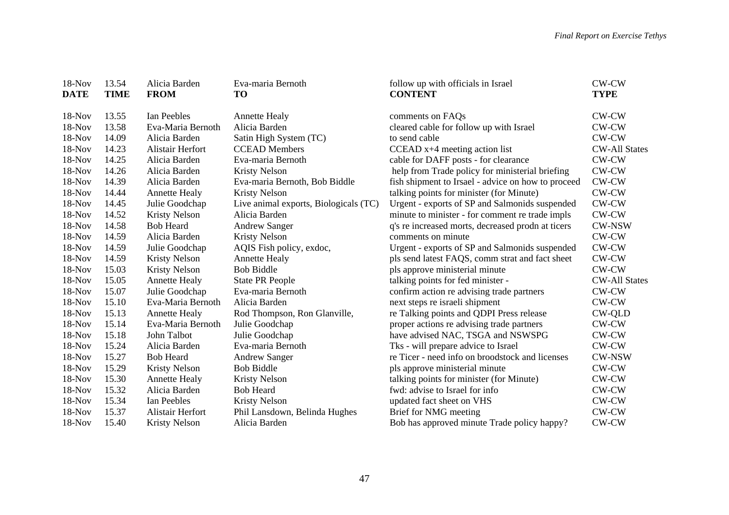| | | | | | |
|---|---|---|---|---|---|
| 18-Nov | 13.54 | Alicia Barden | Eva-maria Bernoth | follow up with officials in Israel | CW-CW |
| **DATE** | **TIME** | **FROM** | **TO** | **CONTENT** | **TYPE** |
| 18-Nov | 13.55 | Ian Peebles | Annette Healy | comments on FAQs | CW-CW |
| 18-Nov | 13.58 | Eva-Maria Bernoth | Alicia Barden | cleared cable for follow up with Israel | CW-CW |
| 18-Nov | 14.09 | Alicia Barden | Satin High System (TC) | to send cable | CW-CW |
| 18-Nov | 14.23 | Alistair Herfort | CCEAD Members | CCEAD x+4 meeting action list | CW-All States |
| 18-Nov | 14.25 | Alicia Barden | Eva-maria Bernoth | cable for DAFF posts - for clearance | CW-CW |
| 18-Nov | 14.26 | Alicia Barden | Kristy Nelson | help from Trade policy for ministerial briefing | CW-CW |
| 18-Nov | 14.39 | Alicia Barden | Eva-maria Bernoth, Bob Biddle | fish shipment to Irsael - advice on how to proceed | CW-CW |
| 18-Nov | 14.44 | Annette Healy | Kristy Nelson | talking points for minister (for Minute) | CW-CW |
| 18-Nov | 14.45 | Julie Goodchap | Live animal exports, Biologicals (TC) | Urgent - exports of SP and Salmonids suspended | CW-CW |
| 18-Nov | 14.52 | Kristy Nelson | Alicia Barden | minute to minister - for comment re trade impls | CW-CW |
| 18-Nov | 14.58 | Bob Heard | Andrew Sanger | q's re increased morts, decreased prodn at ticers | CW-NSW |
| 18-Nov | 14.59 | Alicia Barden | Kristy Nelson | comments on minute | CW-CW |
| 18-Nov | 14.59 | Julie Goodchap | AQIS Fish policy, exdoc, | Urgent - exports of SP and Salmonids suspended | CW-CW |
| 18-Nov | 14.59 | Kristy Nelson | Annette Healy | pls send latest FAQS, comm strat and fact sheet | CW-CW |
| 18-Nov | 15.03 | Kristy Nelson | Bob Biddle | pls approve ministerial minute | CW-CW |
| 18-Nov | 15.05 | Annette Healy | State PR People | talking points for fed minister - | CW-All States |
| 18-Nov | 15.07 | Julie Goodchap | Eva-maria Bernoth | confirm action re advising trade partners | CW-CW |
| 18-Nov | 15.10 | Eva-Maria Bernoth | Alicia Barden | next steps re israeli shipment | CW-CW |
| 18-Nov | 15.13 | Annette Healy | Rod Thompson, Ron Glanville, | re Talking points and QDPI Press release | CW-QLD |
| 18-Nov | 15.14 | Eva-Maria Bernoth | Julie Goodchap | proper actions re advising trade partners | CW-CW |
| 18-Nov | 15.18 | John Talbot | Julie Goodchap | have advised NAC, TSGA and NSWSPG | CW-CW |
| 18-Nov | 15.24 | Alicia Barden | Eva-maria Bernoth | Tks - will prepare advice to Israel | CW-CW |
| 18-Nov | 15.27 | Bob Heard | Andrew Sanger | re Ticer - need info on broodstock and licenses | CW-NSW |
| 18-Nov | 15.29 | Kristy Nelson | Bob Biddle | pls approve ministerial minute | CW-CW |
| 18-Nov | 15.30 | Annette Healy | Kristy Nelson | talking points for minister (for Minute) | CW-CW |
| 18-Nov | 15.32 | Alicia Barden | Bob Heard | fwd: advise to Israel for info | CW-CW |
| 18-Nov | 15.34 | Ian Peebles | Kristy Nelson | updated fact sheet on VHS | CW-CW |
| 18-Nov | 15.37 | Alistair Herfort | Phil Lansdown, Belinda Hughes | Brief for NMG meeting | CW-CW |
| 18-Nov | 15.40 | Kristy Nelson | Alicia Barden | Bob has approved minute Trade policy happy? | CW-CW |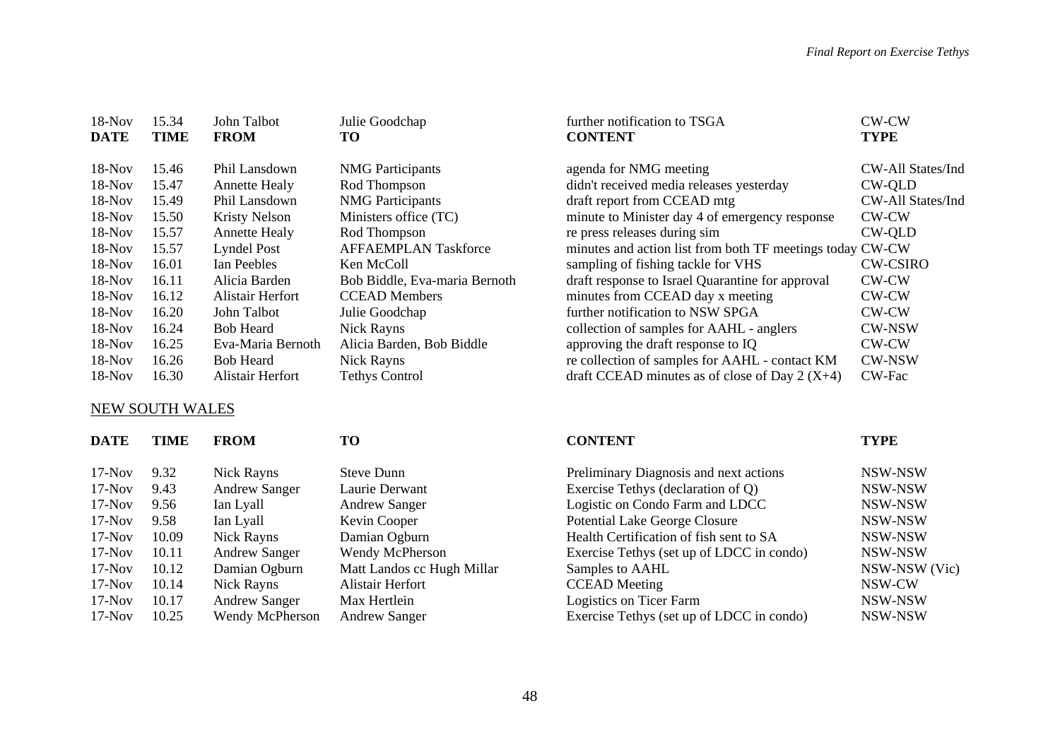| DATE | TIME | FROM | TO | CONTENT | TYPE |
|---|---|---|---|---|---|
| 18-Nov | 15.34 | John Talbot | Julie Goodchap | further notification to TSGA | CW-CW |
| 18-Nov | 15.46 | Phil Lansdown | NMG Participants | agenda for NMG meeting | CW-All States/Ind |
| 18-Nov | 15.47 | Annette Healy | Rod Thompson | didn't received media releases yesterday | CW-QLD |
| 18-Nov | 15.49 | Phil Lansdown | NMG Participants | draft report from CCEAD mtg | CW-All States/Ind |
| 18-Nov | 15.50 | Kristy Nelson | Ministers office (TC) | minute to Minister day 4 of emergency response | CW-CW |
| 18-Nov | 15.57 | Annette Healy | Rod Thompson | re press releases during sim | CW-QLD |
| 18-Nov | 15.57 | Lyndel Post | AFFAEMPLAN Taskforce | minutes and action list from both TF meetings today | CW-CW |
| 18-Nov | 16.01 | Ian Peebles | Ken McColl | sampling of fishing tackle for VHS | CW-CSIRO |
| 18-Nov | 16.11 | Alicia Barden | Bob Biddle, Eva-maria Bernoth | draft response to Israel Quarantine for approval | CW-CW |
| 18-Nov | 16.12 | Alistair Herfort | CCEAD Members | minutes from CCEAD day x meeting | CW-CW |
| 18-Nov | 16.20 | John Talbot | Julie Goodchap | further notification to NSW SPGA | CW-CW |
| 18-Nov | 16.24 | Bob Heard | Nick Rayns | collection of samples for AAHL - anglers | CW-NSW |
| 18-Nov | 16.25 | Eva-Maria Bernoth | Alicia Barden, Bob Biddle | approving the draft response to IQ | CW-CW |
| 18-Nov | 16.26 | Bob Heard | Nick Rayns | re collection of samples for AAHL - contact KM | CW-NSW |
| 18-Nov | 16.30 | Alistair Herfort | Tethys Control | draft CCEAD minutes as of close of Day 2 (X+4) | CW-Fac |

## NEW SOUTH WALES

| DATE | TIME | FROM | TO | CONTENT | TYPE |
|---|---|---|---|---|---|
| 17-Nov | 9.32 | Nick Rayns | Steve Dunn | Preliminary Diagnosis and next actions | NSW-NSW |
| 17-Nov | 9.43 | Andrew Sanger | Laurie Derwant | Exercise Tethys (declaration of Q) | NSW-NSW |
| 17-Nov | 9.56 | Ian Lyall | Andrew Sanger | Logistic on Condo Farm and LDCC | NSW-NSW |
| 17-Nov | 9.58 | Ian Lyall | Kevin Cooper | Potential Lake George Closure | NSW-NSW |
| 17-Nov | 10.09 | Nick Rayns | Damian Ogburn | Health Certification of fish sent to SA | NSW-NSW |
| 17-Nov | 10.11 | Andrew Sanger | Wendy McPherson | Exercise Tethys (set up of LDCC in condo) | NSW-NSW |
| 17-Nov | 10.12 | Damian Ogburn | Matt Landos cc Hugh Millar | Samples to AAHL | NSW-NSW (Vic) |
| 17-Nov | 10.14 | Nick Rayns | Alistair Herfort | CCEAD Meeting | NSW-CW |
| 17-Nov | 10.17 | Andrew Sanger | Max Hertlein | Logistics on Ticer Farm | NSW-NSW |
| 17-Nov | 10.25 | Wendy McPherson | Andrew Sanger | Exercise Tethys (set up of LDCC in condo) | NSW-NSW |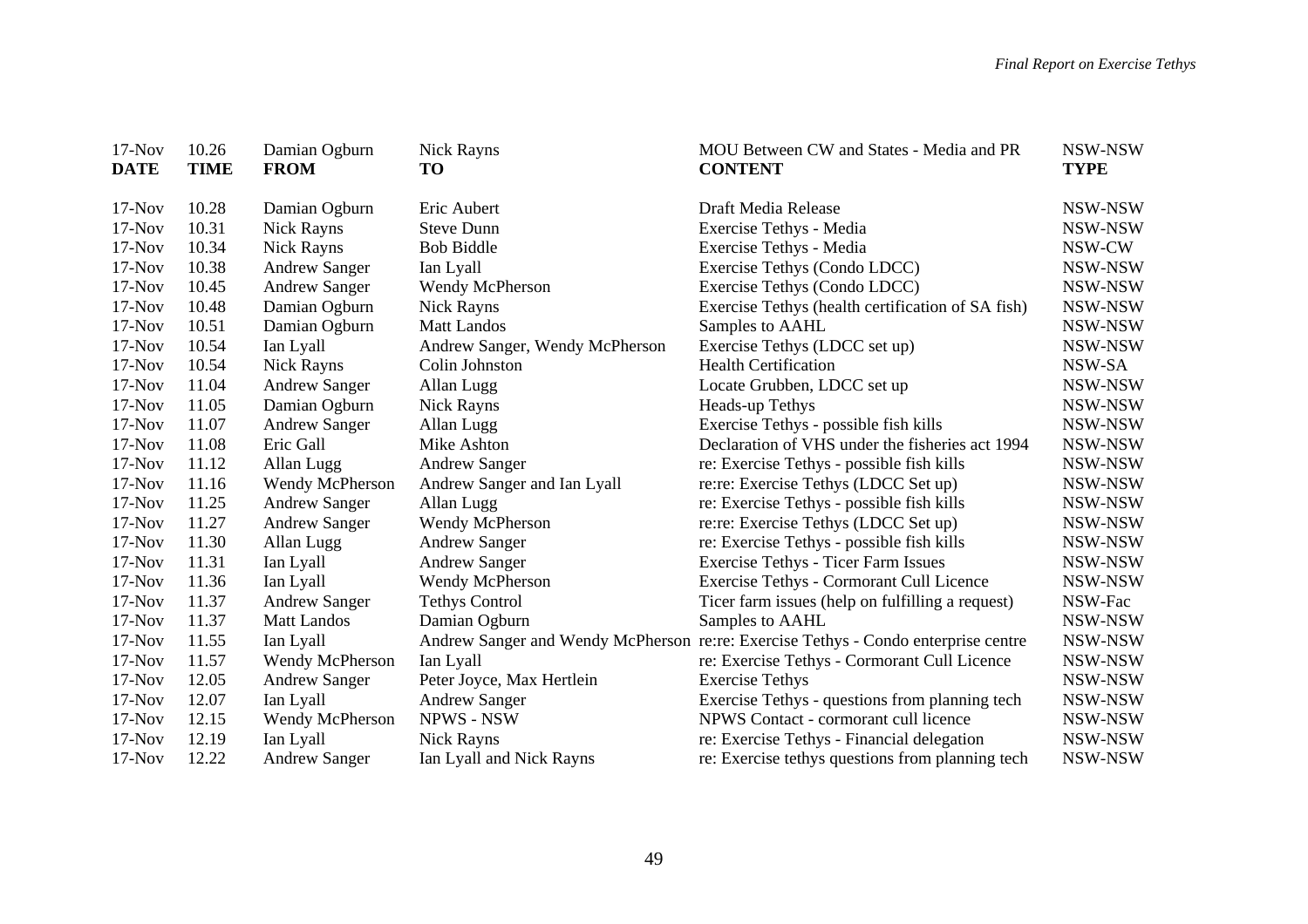| 17-Nov | 10.26 | Damian Ogburn | Nick Rayns | MOU Between CW and States - Media and PR | NSW-NSW |
|---|---|---|---|---|---|
| **DATE** | **TIME** | **FROM** | **TO** | **CONTENT** | **TYPE** |
| 17-Nov | 10.28 | Damian Ogburn | Eric Aubert | Draft Media Release | NSW-NSW |
| 17-Nov | 10.31 | Nick Rayns | Steve Dunn | Exercise Tethys - Media | NSW-NSW |
| 17-Nov | 10.34 | Nick Rayns | Bob Biddle | Exercise Tethys - Media | NSW-CW |
| 17-Nov | 10.38 | Andrew Sanger | Ian Lyall | Exercise Tethys (Condo LDCC) | NSW-NSW |
| 17-Nov | 10.45 | Andrew Sanger | Wendy McPherson | Exercise Tethys (Condo LDCC) | NSW-NSW |
| 17-Nov | 10.48 | Damian Ogburn | Nick Rayns | Exercise Tethys (health certification of SA fish) | NSW-NSW |
| 17-Nov | 10.51 | Damian Ogburn | Matt Landos | Samples to AAHL | NSW-NSW |
| 17-Nov | 10.54 | Ian Lyall | Andrew Sanger, Wendy McPherson | Exercise Tethys (LDCC set up) | NSW-NSW |
| 17-Nov | 10.54 | Nick Rayns | Colin Johnston | Health Certification | NSW-SA |
| 17-Nov | 11.04 | Andrew Sanger | Allan Lugg | Locate Grubben, LDCC set up | NSW-NSW |
| 17-Nov | 11.05 | Damian Ogburn | Nick Rayns | Heads-up Tethys | NSW-NSW |
| 17-Nov | 11.07 | Andrew Sanger | Allan Lugg | Exercise Tethys - possible fish kills | NSW-NSW |
| 17-Nov | 11.08 | Eric Gall | Mike Ashton | Declaration of VHS under the fisheries act 1994 | NSW-NSW |
| 17-Nov | 11.12 | Allan Lugg | Andrew Sanger | re: Exercise Tethys - possible fish kills | NSW-NSW |
| 17-Nov | 11.16 | Wendy McPherson | Andrew Sanger and Ian Lyall | re:re: Exercise Tethys (LDCC Set up) | NSW-NSW |
| 17-Nov | 11.25 | Andrew Sanger | Allan Lugg | re: Exercise Tethys - possible fish kills | NSW-NSW |
| 17-Nov | 11.27 | Andrew Sanger | Wendy McPherson | re:re: Exercise Tethys (LDCC Set up) | NSW-NSW |
| 17-Nov | 11.30 | Allan Lugg | Andrew Sanger | re: Exercise Tethys - possible fish kills | NSW-NSW |
| 17-Nov | 11.31 | Ian Lyall | Andrew Sanger | Exercise Tethys - Ticer Farm Issues | NSW-NSW |
| 17-Nov | 11.36 | Ian Lyall | Wendy McPherson | Exercise Tethys - Cormorant Cull Licence | NSW-NSW |
| 17-Nov | 11.37 | Andrew Sanger | Tethys Control | Ticer farm issues (help on fulfilling a request) | NSW-Fac |
| 17-Nov | 11.37 | Matt Landos | Damian Ogburn | Samples to AAHL | NSW-NSW |
| 17-Nov | 11.55 | Ian Lyall | Andrew Sanger and Wendy McPherson | re:re: Exercise Tethys - Condo enterprise centre | NSW-NSW |
| 17-Nov | 11.57 | Wendy McPherson | Ian Lyall | re: Exercise Tethys - Cormorant Cull Licence | NSW-NSW |
| 17-Nov | 12.05 | Andrew Sanger | Peter Joyce, Max Hertlein | Exercise Tethys | NSW-NSW |
| 17-Nov | 12.07 | Ian Lyall | Andrew Sanger | Exercise Tethys - questions from planning tech | NSW-NSW |
| 17-Nov | 12.15 | Wendy McPherson | NPWS - NSW | NPWS Contact - cormorant cull licence | NSW-NSW |
| 17-Nov | 12.19 | Ian Lyall | Nick Rayns | re: Exercise Tethys - Financial delegation | NSW-NSW |
| 17-Nov | 12.22 | Andrew Sanger | Ian Lyall and Nick Rayns | re: Exercise tethys questions from planning tech | NSW-NSW |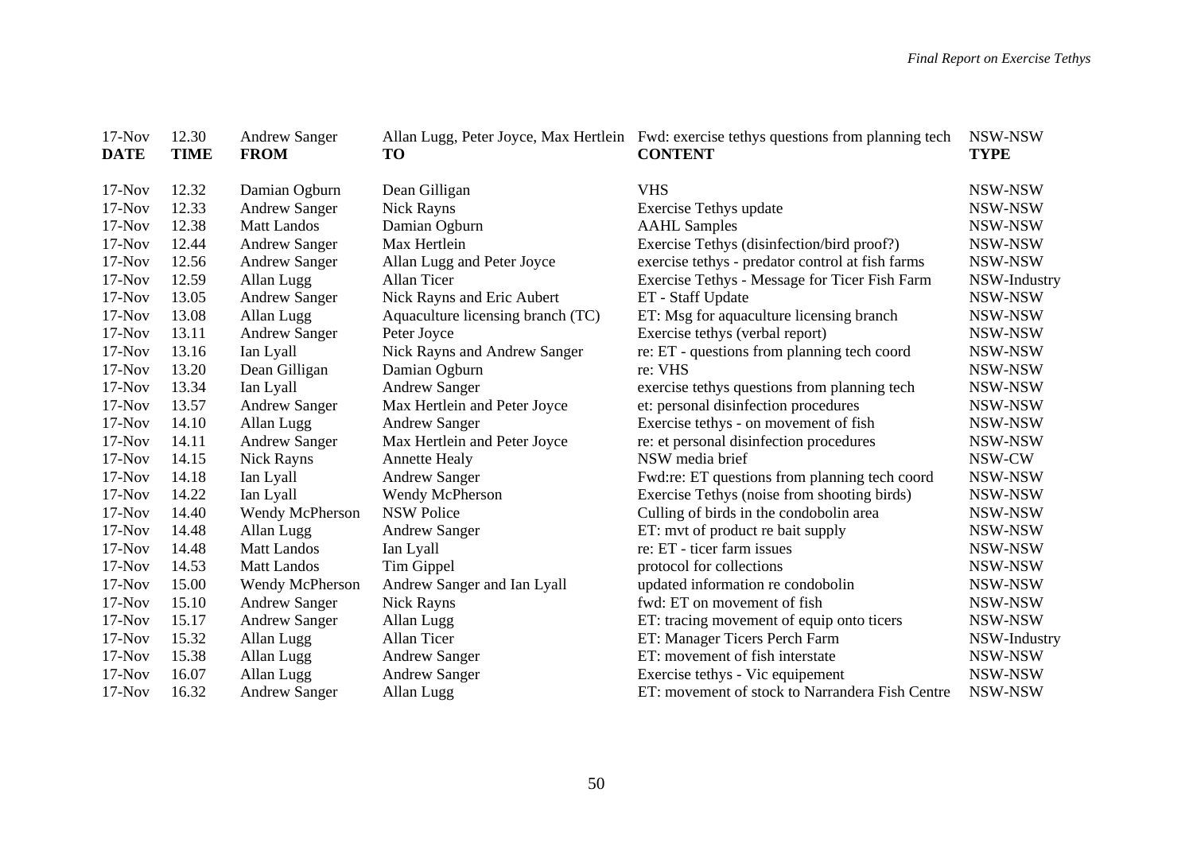| 17-Nov | 12.30 | Andrew Sanger | Allan Lugg, Peter Joyce, Max Hertlein | Fwd: exercise tethys questions from planning tech | NSW-NSW |
|---|---|---|---|---|---|
| **DATE** | **TIME** | **FROM** | **TO** | **CONTENT** | **TYPE** |
| 17-Nov | 12.32 | Damian Ogburn | Dean Gilligan | VHS | NSW-NSW |
| 17-Nov | 12.33 | Andrew Sanger | Nick Rayns | Exercise Tethys update | NSW-NSW |
| 17-Nov | 12.38 | Matt Landos | Damian Ogburn | AAHL Samples | NSW-NSW |
| 17-Nov | 12.44 | Andrew Sanger | Max Hertlein | Exercise Tethys (disinfection/bird proof?) | NSW-NSW |
| 17-Nov | 12.56 | Andrew Sanger | Allan Lugg and Peter Joyce | exercise tethys - predator control at fish farms | NSW-NSW |
| 17-Nov | 12.59 | Allan Lugg | Allan Ticer | Exercise Tethys - Message for Ticer Fish Farm | NSW-Industry |
| 17-Nov | 13.05 | Andrew Sanger | Nick Rayns and Eric Aubert | ET - Staff Update | NSW-NSW |
| 17-Nov | 13.08 | Allan Lugg | Aquaculture licensing branch (TC) | ET: Msg for aquaculture licensing branch | NSW-NSW |
| 17-Nov | 13.11 | Andrew Sanger | Peter Joyce | Exercise tethys (verbal report) | NSW-NSW |
| 17-Nov | 13.16 | Ian Lyall | Nick Rayns and Andrew Sanger | re: ET - questions from planning tech coord | NSW-NSW |
| 17-Nov | 13.20 | Dean Gilligan | Damian Ogburn | re: VHS | NSW-NSW |
| 17-Nov | 13.34 | Ian Lyall | Andrew Sanger | exercise tethys questions from planning tech | NSW-NSW |
| 17-Nov | 13.57 | Andrew Sanger | Max Hertlein and Peter Joyce | et: personal disinfection procedures | NSW-NSW |
| 17-Nov | 14.10 | Allan Lugg | Andrew Sanger | Exercise tethys - on movement of fish | NSW-NSW |
| 17-Nov | 14.11 | Andrew Sanger | Max Hertlein and Peter Joyce | re: et personal disinfection procedures | NSW-NSW |
| 17-Nov | 14.15 | Nick Rayns | Annette Healy | NSW media brief | NSW-CW |
| 17-Nov | 14.18 | Ian Lyall | Andrew Sanger | Fwd:re: ET questions from planning tech coord | NSW-NSW |
| 17-Nov | 14.22 | Ian Lyall | Wendy McPherson | Exercise Tethys (noise from shooting birds) | NSW-NSW |
| 17-Nov | 14.40 | Wendy McPherson | NSW Police | Culling of birds in the condobolin area | NSW-NSW |
| 17-Nov | 14.48 | Allan Lugg | Andrew Sanger | ET: mvt of product re bait supply | NSW-NSW |
| 17-Nov | 14.48 | Matt Landos | Ian Lyall | re: ET - ticer farm issues | NSW-NSW |
| 17-Nov | 14.53 | Matt Landos | Tim Gippel | protocol for collections | NSW-NSW |
| 17-Nov | 15.00 | Wendy McPherson | Andrew Sanger and Ian Lyall | updated information re condobolin | NSW-NSW |
| 17-Nov | 15.10 | Andrew Sanger | Nick Rayns | fwd: ET on movement of fish | NSW-NSW |
| 17-Nov | 15.17 | Andrew Sanger | Allan Lugg | ET: tracing movement of equip onto ticers | NSW-NSW |
| 17-Nov | 15.32 | Allan Lugg | Allan Ticer | ET: Manager Ticers Perch Farm | NSW-Industry |
| 17-Nov | 15.38 | Allan Lugg | Andrew Sanger | ET: movement of fish interstate | NSW-NSW |
| 17-Nov | 16.07 | Allan Lugg | Andrew Sanger | Exercise tethys - Vic equipement | NSW-NSW |
| 17-Nov | 16.32 | Andrew Sanger | Allan Lugg | ET: movement of stock to Narrandera Fish Centre | NSW-NSW |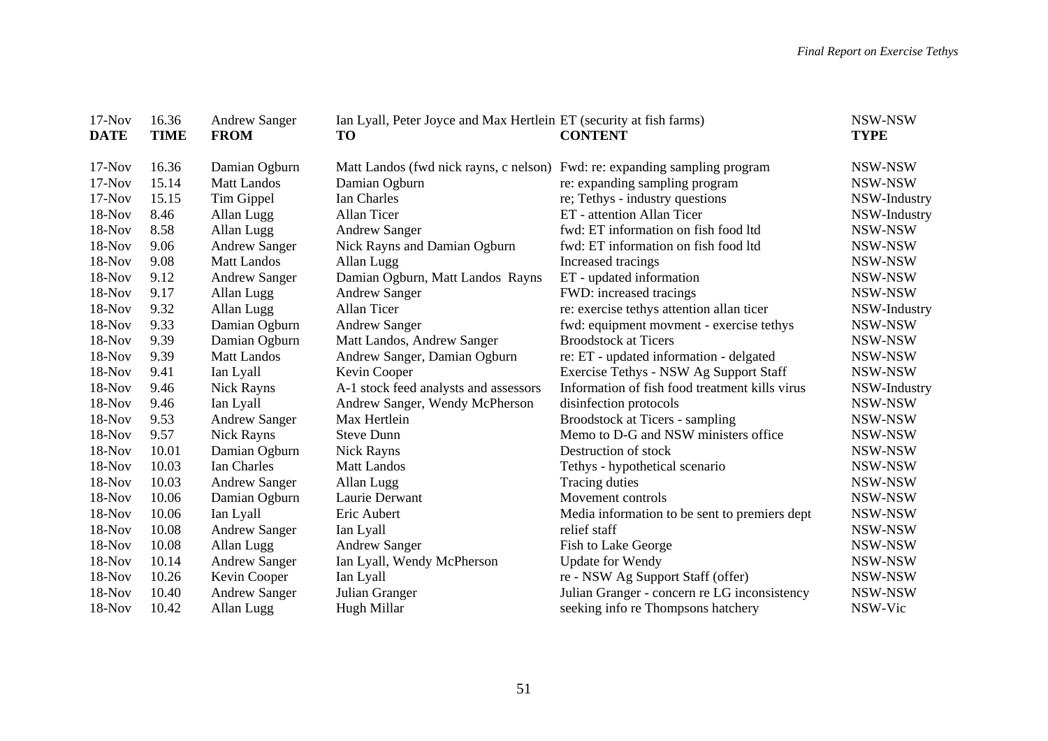| 17-Nov | 16.36 | Andrew Sanger | Ian Lyall, Peter Joyce and Max Hertlein | ET (security at fish farms) | NSW-NSW |
|---|---|---|---|---|---|
| **DATE** | **TIME** | **FROM** | **TO** | **CONTENT** | **TYPE** |
| 17-Nov | 16.36 | Damian Ogburn | Matt Landos (fwd nick rayns, c nelson) | Fwd: re: expanding sampling program | NSW-NSW |
| 17-Nov | 15.14 | Matt Landos | Damian Ogburn | re: expanding sampling program | NSW-NSW |
| 17-Nov | 15.15 | Tim Gippel | Ian Charles | re; Tethys - industry questions | NSW-Industry |
| 18-Nov | 8.46 | Allan Lugg | Allan Ticer | ET - attention Allan Ticer | NSW-Industry |
| 18-Nov | 8.58 | Allan Lugg | Andrew Sanger | fwd: ET information on fish food ltd | NSW-NSW |
| 18-Nov | 9.06 | Andrew Sanger | Nick Rayns and Damian Ogburn | fwd: ET information on fish food ltd | NSW-NSW |
| 18-Nov | 9.08 | Matt Landos | Allan Lugg | Increased tracings | NSW-NSW |
| 18-Nov | 9.12 | Andrew Sanger | Damian Ogburn, Matt Landos Rayns | ET - updated information | NSW-NSW |
| 18-Nov | 9.17 | Allan Lugg | Andrew Sanger | FWD: increased tracings | NSW-NSW |
| 18-Nov | 9.32 | Allan Lugg | Allan Ticer | re: exercise tethys attention allan ticer | NSW-Industry |
| 18-Nov | 9.33 | Damian Ogburn | Andrew Sanger | fwd: equipment movment - exercise tethys | NSW-NSW |
| 18-Nov | 9.39 | Damian Ogburn | Matt Landos, Andrew Sanger | Broodstock at Ticers | NSW-NSW |
| 18-Nov | 9.39 | Matt Landos | Andrew Sanger, Damian Ogburn | re: ET - updated information - delgated | NSW-NSW |
| 18-Nov | 9.41 | Ian Lyall | Kevin Cooper | Exercise Tethys - NSW Ag Support Staff | NSW-NSW |
| 18-Nov | 9.46 | Nick Rayns | A-1 stock feed analysts and assessors | Information of fish food treatment kills virus | NSW-Industry |
| 18-Nov | 9.46 | Ian Lyall | Andrew Sanger, Wendy McPherson | disinfection protocols | NSW-NSW |
| 18-Nov | 9.53 | Andrew Sanger | Max Hertlein | Broodstock at Ticers - sampling | NSW-NSW |
| 18-Nov | 9.57 | Nick Rayns | Steve Dunn | Memo to D-G and NSW ministers office | NSW-NSW |
| 18-Nov | 10.01 | Damian Ogburn | Nick Rayns | Destruction of stock | NSW-NSW |
| 18-Nov | 10.03 | Ian Charles | Matt Landos | Tethys - hypothetical scenario | NSW-NSW |
| 18-Nov | 10.03 | Andrew Sanger | Allan Lugg | Tracing duties | NSW-NSW |
| 18-Nov | 10.06 | Damian Ogburn | Laurie Derwant | Movement controls | NSW-NSW |
| 18-Nov | 10.06 | Ian Lyall | Eric Aubert | Media information to be sent to premiers dept | NSW-NSW |
| 18-Nov | 10.08 | Andrew Sanger | Ian Lyall | relief staff | NSW-NSW |
| 18-Nov | 10.08 | Allan Lugg | Andrew Sanger | Fish to Lake George | NSW-NSW |
| 18-Nov | 10.14 | Andrew Sanger | Ian Lyall, Wendy McPherson | Update for Wendy | NSW-NSW |
| 18-Nov | 10.26 | Kevin Cooper | Ian Lyall | re - NSW Ag Support Staff (offer) | NSW-NSW |
| 18-Nov | 10.40 | Andrew Sanger | Julian Granger | Julian Granger - concern re LG inconsistency | NSW-NSW |
| 18-Nov | 10.42 | Allan Lugg | Hugh Millar | seeking info re Thompsons hatchery | NSW-Vic |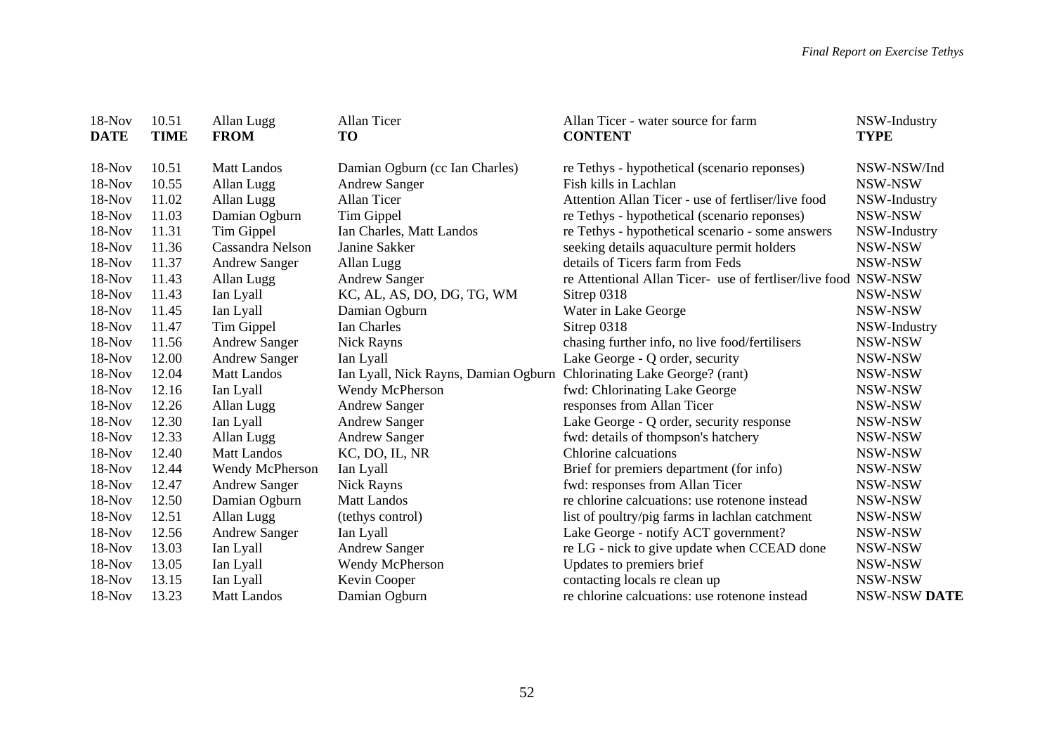| 18-Nov | 10.51 | Allan Lugg | Allan Ticer | Allan Ticer - water source for farm | NSW-Industry |
|---|---|---|---|---|---|
| **DATE** | **TIME** | **FROM** | **TO** | **CONTENT** | **TYPE** |
| 18-Nov | 10.51 | Matt Landos | Damian Ogburn (cc Ian Charles) | re Tethys - hypothetical (scenario reponses) | NSW-NSW/Ind |
| 18-Nov | 10.55 | Allan Lugg | Andrew Sanger | Fish kills in Lachlan | NSW-NSW |
| 18-Nov | 11.02 | Allan Lugg | Allan Ticer | Attention Allan Ticer - use of fertliser/live food | NSW-Industry |
| 18-Nov | 11.03 | Damian Ogburn | Tim Gippel | re Tethys - hypothetical (scenario reponses) | NSW-NSW |
| 18-Nov | 11.31 | Tim Gippel | Ian Charles, Matt Landos | re Tethys - hypothetical scenario - some answers | NSW-Industry |
| 18-Nov | 11.36 | Cassandra Nelson | Janine Sakker | seeking details aquaculture permit holders | NSW-NSW |
| 18-Nov | 11.37 | Andrew Sanger | Allan Lugg | details of Ticers farm from Feds | NSW-NSW |
| 18-Nov | 11.43 | Allan Lugg | Andrew Sanger | re Attentional Allan Ticer- use of fertliser/live food | NSW-NSW |
| 18-Nov | 11.43 | Ian Lyall | KC, AL, AS, DO, DG, TG, WM | Sitrep 0318 | NSW-NSW |
| 18-Nov | 11.45 | Ian Lyall | Damian Ogburn | Water in Lake George | NSW-NSW |
| 18-Nov | 11.47 | Tim Gippel | Ian Charles | Sitrep 0318 | NSW-Industry |
| 18-Nov | 11.56 | Andrew Sanger | Nick Rayns | chasing further info, no live food/fertilisers | NSW-NSW |
| 18-Nov | 12.00 | Andrew Sanger | Ian Lyall | Lake George - Q order, security | NSW-NSW |
| 18-Nov | 12.04 | Matt Landos | Ian Lyall, Nick Rayns, Damian Ogburn | Chlorinating Lake George? (rant) | NSW-NSW |
| 18-Nov | 12.16 | Ian Lyall | Wendy McPherson | fwd: Chlorinating Lake George | NSW-NSW |
| 18-Nov | 12.26 | Allan Lugg | Andrew Sanger | responses from Allan Ticer | NSW-NSW |
| 18-Nov | 12.30 | Ian Lyall | Andrew Sanger | Lake George - Q order, security response | NSW-NSW |
| 18-Nov | 12.33 | Allan Lugg | Andrew Sanger | fwd: details of thompson's hatchery | NSW-NSW |
| 18-Nov | 12.40 | Matt Landos | KC, DO, IL, NR | Chlorine calcuations | NSW-NSW |
| 18-Nov | 12.44 | Wendy McPherson | Ian Lyall | Brief for premiers department (for info) | NSW-NSW |
| 18-Nov | 12.47 | Andrew Sanger | Nick Rayns | fwd: responses from Allan Ticer | NSW-NSW |
| 18-Nov | 12.50 | Damian Ogburn | Matt Landos | re chlorine calcuations: use rotenone instead | NSW-NSW |
| 18-Nov | 12.51 | Allan Lugg | (tethys control) | list of poultry/pig farms in lachlan catchment | NSW-NSW |
| 18-Nov | 12.56 | Andrew Sanger | Ian Lyall | Lake George - notify ACT government? | NSW-NSW |
| 18-Nov | 13.03 | Ian Lyall | Andrew Sanger | re LG - nick to give update when CCEAD done | NSW-NSW |
| 18-Nov | 13.05 | Ian Lyall | Wendy McPherson | Updates to premiers brief | NSW-NSW |
| 18-Nov | 13.15 | Ian Lyall | Kevin Cooper | contacting locals re clean up | NSW-NSW |
| 18-Nov | 13.23 | Matt Landos | Damian Ogburn | re chlorine calcuations: use rotenone instead | NSW-NSW **DATE** |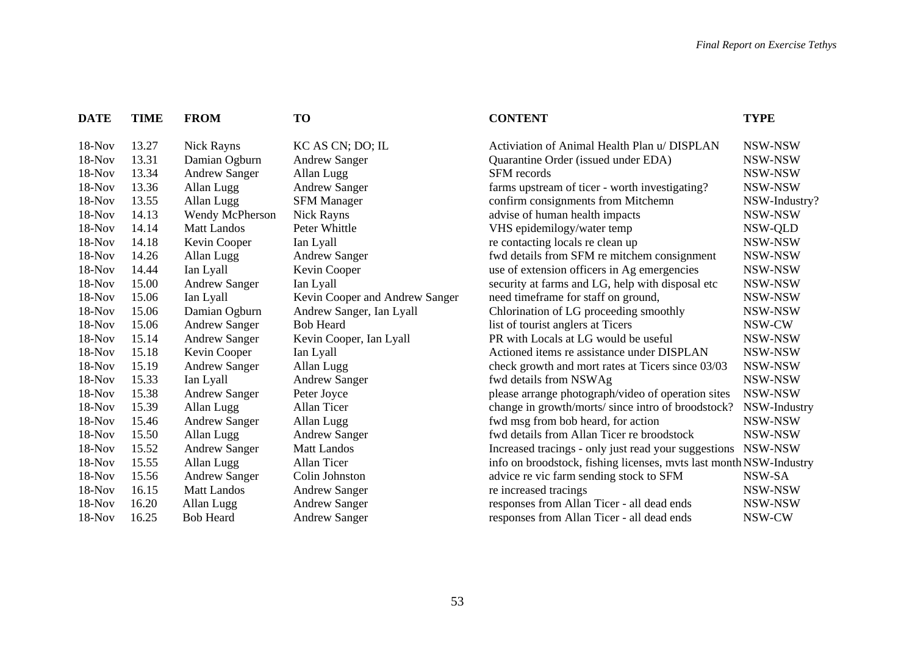| DATE | TIME | FROM | TO | CONTENT | TYPE |
|---|---|---|---|---|---|
| 18-Nov | 13.27 | Nick Rayns | KC AS CN; DO; IL | Activiation of Animal Health Plan u/ DISPLAN | NSW-NSW |
| 18-Nov | 13.31 | Damian Ogburn | Andrew Sanger | Quarantine Order (issued under EDA) | NSW-NSW |
| 18-Nov | 13.34 | Andrew Sanger | Allan Lugg | SFM records | NSW-NSW |
| 18-Nov | 13.36 | Allan Lugg | Andrew Sanger | farms upstream of ticer - worth investigating? | NSW-NSW |
| 18-Nov | 13.55 | Allan Lugg | SFM Manager | confirm consignments from Mitchemn | NSW-Industry? |
| 18-Nov | 14.13 | Wendy McPherson | Nick Rayns | advise of human health impacts | NSW-NSW |
| 18-Nov | 14.14 | Matt Landos | Peter Whittle | VHS epidemilogy/water temp | NSW-QLD |
| 18-Nov | 14.18 | Kevin Cooper | Ian Lyall | re contacting locals re clean up | NSW-NSW |
| 18-Nov | 14.26 | Allan Lugg | Andrew Sanger | fwd details from SFM re mitchem consignment | NSW-NSW |
| 18-Nov | 14.44 | Ian Lyall | Kevin Cooper | use of extension officers in Ag emergencies | NSW-NSW |
| 18-Nov | 15.00 | Andrew Sanger | Ian Lyall | security at farms and LG, help with disposal etc | NSW-NSW |
| 18-Nov | 15.06 | Ian Lyall | Kevin Cooper and Andrew Sanger | need timeframe for staff on ground, | NSW-NSW |
| 18-Nov | 15.06 | Damian Ogburn | Andrew Sanger, Ian Lyall | Chlorination of LG proceeding smoothly | NSW-NSW |
| 18-Nov | 15.06 | Andrew Sanger | Bob Heard | list of tourist anglers at Ticers | NSW-CW |
| 18-Nov | 15.14 | Andrew Sanger | Kevin Cooper, Ian Lyall | PR with Locals at LG would be useful | NSW-NSW |
| 18-Nov | 15.18 | Kevin Cooper | Ian Lyall | Actioned items re assistance under DISPLAN | NSW-NSW |
| 18-Nov | 15.19 | Andrew Sanger | Allan Lugg | check growth and mort rates at Ticers since 03/03 | NSW-NSW |
| 18-Nov | 15.33 | Ian Lyall | Andrew Sanger | fwd details from NSWAg | NSW-NSW |
| 18-Nov | 15.38 | Andrew Sanger | Peter Joyce | please arrange photograph/video of operation sites | NSW-NSW |
| 18-Nov | 15.39 | Allan Lugg | Allan Ticer | change in growth/morts/ since intro of broodstock? | NSW-Industry |
| 18-Nov | 15.46 | Andrew Sanger | Allan Lugg | fwd msg from bob heard, for action | NSW-NSW |
| 18-Nov | 15.50 | Allan Lugg | Andrew Sanger | fwd details from Allan Ticer re broodstock | NSW-NSW |
| 18-Nov | 15.52 | Andrew Sanger | Matt Landos | Increased tracings - only just read your suggestions | NSW-NSW |
| 18-Nov | 15.55 | Allan Lugg | Allan Ticer | info on broodstock, fishing licenses, mvts last month | NSW-Industry |
| 18-Nov | 15.56 | Andrew Sanger | Colin Johnston | advice re vic farm sending stock to SFM | NSW-SA |
| 18-Nov | 16.15 | Matt Landos | Andrew Sanger | re increased tracings | NSW-NSW |
| 18-Nov | 16.20 | Allan Lugg | Andrew Sanger | responses from Allan Ticer - all dead ends | NSW-NSW |
| 18-Nov | 16.25 | Bob Heard | Andrew Sanger | responses from Allan Ticer - all dead ends | NSW-CW |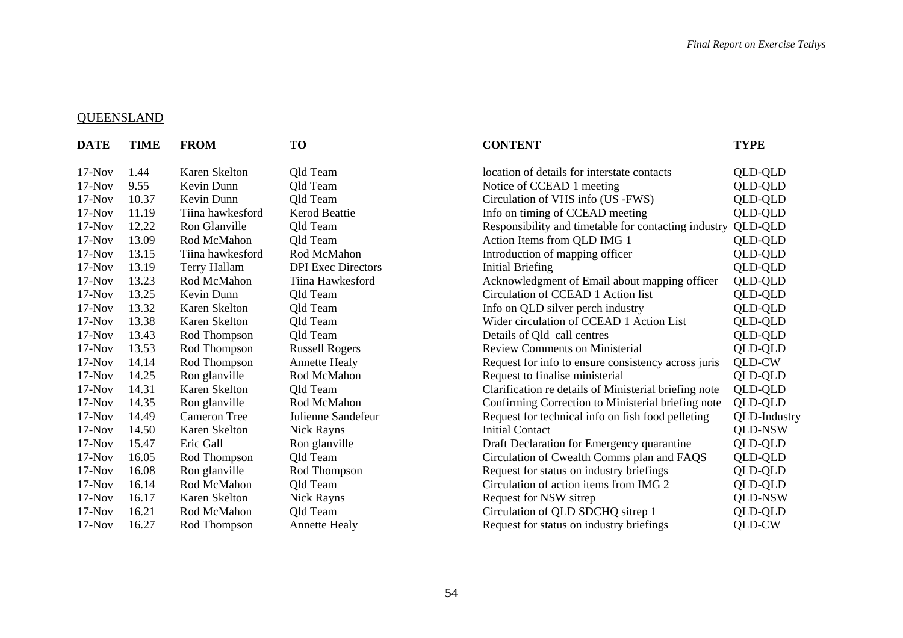QUEENSLAND

| DATE | TIME | FROM | TO | CONTENT | TYPE |
|---|---|---|---|---|---|
| 17-Nov | 1.44 | Karen Skelton | Qld Team | location of details for interstate contacts | QLD-QLD |
| 17-Nov | 9.55 | Kevin Dunn | Qld Team | Notice of CCEAD 1 meeting | QLD-QLD |
| 17-Nov | 10.37 | Kevin Dunn | Qld Team | Circulation of VHS info (US -FWS) | QLD-QLD |
| 17-Nov | 11.19 | Tiina hawkesford | Kerod Beattie | Info on timing of CCEAD meeting | QLD-QLD |
| 17-Nov | 12.22 | Ron Glanville | Qld Team | Responsibility and timetable for contacting industry | QLD-QLD |
| 17-Nov | 13.09 | Rod McMahon | Qld Team | Action Items from QLD IMG 1 | QLD-QLD |
| 17-Nov | 13.15 | Tiina hawkesford | Rod McMahon | Introduction of mapping officer | QLD-QLD |
| 17-Nov | 13.19 | Terry Hallam | DPI Exec Directors | Initial Briefing | QLD-QLD |
| 17-Nov | 13.23 | Rod McMahon | Tiina Hawkesford | Acknowledgment of Email about mapping officer | QLD-QLD |
| 17-Nov | 13.25 | Kevin Dunn | Qld Team | Circulation of CCEAD 1 Action list | QLD-QLD |
| 17-Nov | 13.32 | Karen Skelton | Qld Team | Info on QLD silver perch industry | QLD-QLD |
| 17-Nov | 13.38 | Karen Skelton | Qld Team | Wider circulation of CCEAD 1 Action List | QLD-QLD |
| 17-Nov | 13.43 | Rod Thompson | Qld Team | Details of Qld call centres | QLD-QLD |
| 17-Nov | 13.53 | Rod Thompson | Russell Rogers | Review Comments on Ministerial | QLD-QLD |
| 17-Nov | 14.14 | Rod Thompson | Annette Healy | Request for info to ensure consistency across juris | QLD-CW |
| 17-Nov | 14.25 | Ron glanville | Rod McMahon | Request to finalise ministerial | QLD-QLD |
| 17-Nov | 14.31 | Karen Skelton | Qld Team | Clarification re details of Ministerial briefing note | QLD-QLD |
| 17-Nov | 14.35 | Ron glanville | Rod McMahon | Confirming Correction to Ministerial briefing note | QLD-QLD |
| 17-Nov | 14.49 | Cameron Tree | Julienne Sandefeur | Request for technical info on fish food pelleting | QLD-Industry |
| 17-Nov | 14.50 | Karen Skelton | Nick Rayns | Initial Contact | QLD-NSW |
| 17-Nov | 15.47 | Eric Gall | Ron glanville | Draft Declaration for Emergency quarantine | QLD-QLD |
| 17-Nov | 16.05 | Rod Thompson | Qld Team | Circulation of Cwealth Comms plan and FAQS | QLD-QLD |
| 17-Nov | 16.08 | Ron glanville | Rod Thompson | Request for status on industry briefings | QLD-QLD |
| 17-Nov | 16.14 | Rod McMahon | Qld Team | Circulation of action items from IMG 2 | QLD-QLD |
| 17-Nov | 16.17 | Karen Skelton | Nick Rayns | Request for NSW sitrep | QLD-NSW |
| 17-Nov | 16.21 | Rod McMahon | Qld Team | Circulation of QLD SDCHQ sitrep 1 | QLD-QLD |
| 17-Nov | 16.27 | Rod Thompson | Annette Healy | Request for status on industry briefings | QLD-CW |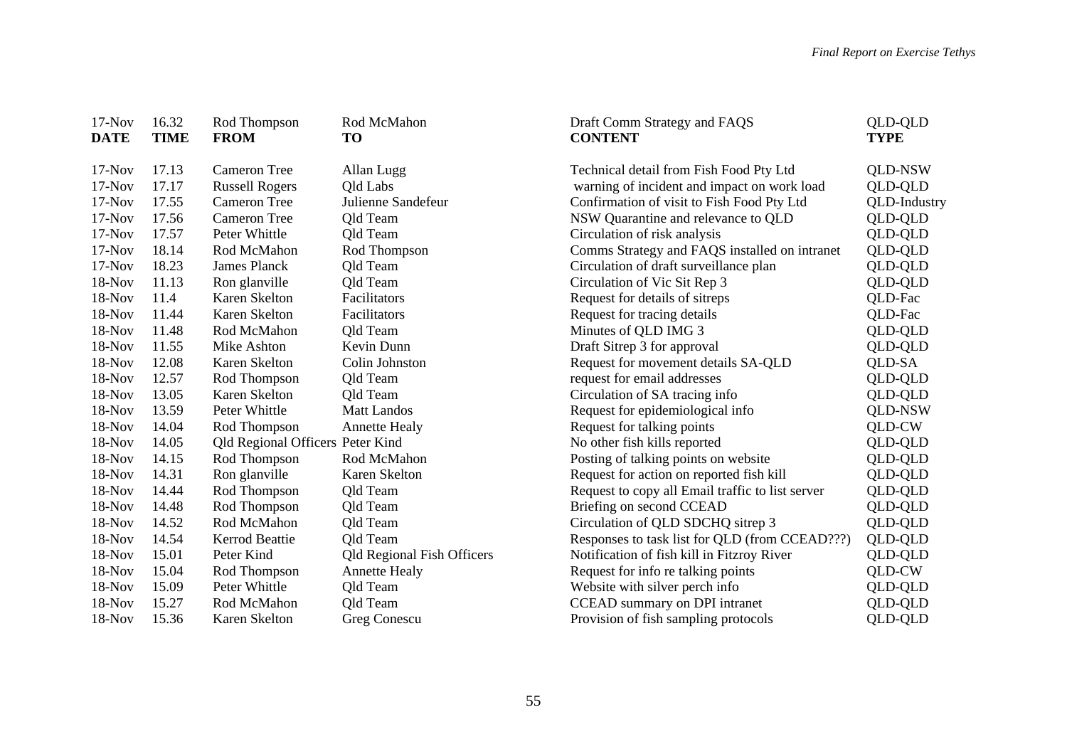| 17-Nov | 16.32 | Rod Thompson | Rod McMahon | Draft Comm Strategy and FAQS | QLD-QLD |
|---|---|---|---|---|---|
| **DATE** | **TIME** | **FROM** | **TO** | **CONTENT** | **TYPE** |
| 17-Nov | 17.13 | Cameron Tree | Allan Lugg | Technical detail from Fish Food Pty Ltd | QLD-NSW |
| 17-Nov | 17.17 | Russell Rogers | Qld Labs | warning of incident and impact on work load | QLD-QLD |
| 17-Nov | 17.55 | Cameron Tree | Julienne Sandefeur | Confirmation of visit to Fish Food Pty Ltd | QLD-Industry |
| 17-Nov | 17.56 | Cameron Tree | Qld Team | NSW Quarantine and relevance to QLD | QLD-QLD |
| 17-Nov | 17.57 | Peter Whittle | Qld Team | Circulation of risk analysis | QLD-QLD |
| 17-Nov | 18.14 | Rod McMahon | Rod Thompson | Comms Strategy and FAQS installed on intranet | QLD-QLD |
| 17-Nov | 18.23 | James Planck | Qld Team | Circulation of draft surveillance plan | QLD-QLD |
| 18-Nov | 11.13 | Ron glanville | Qld Team | Circulation of Vic Sit Rep 3 | QLD-QLD |
| 18-Nov | 11.4 | Karen Skelton | Facilitators | Request for details of sitreps | QLD-Fac |
| 18-Nov | 11.44 | Karen Skelton | Facilitators | Request for tracing details | QLD-Fac |
| 18-Nov | 11.48 | Rod McMahon | Qld Team | Minutes of QLD IMG 3 | QLD-QLD |
| 18-Nov | 11.55 | Mike Ashton | Kevin Dunn | Draft Sitrep 3 for approval | QLD-QLD |
| 18-Nov | 12.08 | Karen Skelton | Colin Johnston | Request for movement details SA-QLD | QLD-SA |
| 18-Nov | 12.57 | Rod Thompson | Qld Team | request for email addresses | QLD-QLD |
| 18-Nov | 13.05 | Karen Skelton | Qld Team | Circulation of SA tracing info | QLD-QLD |
| 18-Nov | 13.59 | Peter Whittle | Matt Landos | Request for epidemiological info | QLD-NSW |
| 18-Nov | 14.04 | Rod Thompson | Annette Healy | Request for talking points | QLD-CW |
| 18-Nov | 14.05 | Qld Regional Officers | Peter Kind | No other fish kills reported | QLD-QLD |
| 18-Nov | 14.15 | Rod Thompson | Rod McMahon | Posting of talking points on website | QLD-QLD |
| 18-Nov | 14.31 | Ron glanville | Karen Skelton | Request for action on reported fish kill | QLD-QLD |
| 18-Nov | 14.44 | Rod Thompson | Qld Team | Request to copy all Email traffic to list server | QLD-QLD |
| 18-Nov | 14.48 | Rod Thompson | Qld Team | Briefing on second CCEAD | QLD-QLD |
| 18-Nov | 14.52 | Rod McMahon | Qld Team | Circulation of QLD SDCHQ sitrep 3 | QLD-QLD |
| 18-Nov | 14.54 | Kerrod Beattie | Qld Team | Responses to task list for QLD (from CCEAD???) | QLD-QLD |
| 18-Nov | 15.01 | Peter Kind | Qld Regional Fish Officers | Notification of fish kill in Fitzroy River | QLD-QLD |
| 18-Nov | 15.04 | Rod Thompson | Annette Healy | Request for info re talking points | QLD-CW |
| 18-Nov | 15.09 | Peter Whittle | Qld Team | Website with silver perch info | QLD-QLD |
| 18-Nov | 15.27 | Rod McMahon | Qld Team | CCEAD summary on DPI intranet | QLD-QLD |
| 18-Nov | 15.36 | Karen Skelton | Greg Conescu | Provision of fish sampling protocols | QLD-QLD |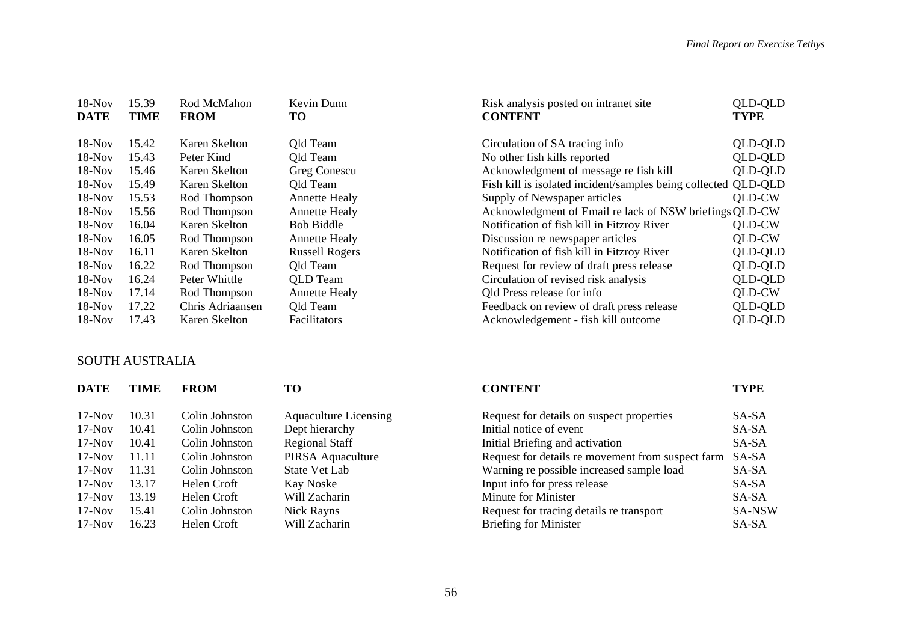| DATE | TIME | FROM | TO | CONTENT | TYPE |
|---|---|---|---|---|---|
| 18-Nov | 15.39 | Rod McMahon | Kevin Dunn | Risk analysis posted on intranet site | QLD-QLD |
| 18-Nov | 15.42 | Karen Skelton | Qld Team | Circulation of SA tracing info | QLD-QLD |
| 18-Nov | 15.43 | Peter Kind | Qld Team | No other fish kills reported | QLD-QLD |
| 18-Nov | 15.46 | Karen Skelton | Greg Conescu | Acknowledgment of message re fish kill | QLD-QLD |
| 18-Nov | 15.49 | Karen Skelton | Qld Team | Fish kill is isolated incident/samples being collected | QLD-QLD |
| 18-Nov | 15.53 | Rod Thompson | Annette Healy | Supply of Newspaper articles | QLD-CW |
| 18-Nov | 15.56 | Rod Thompson | Annette Healy | Acknowledgment of Email re lack of NSW briefings | QLD-CW |
| 18-Nov | 16.04 | Karen Skelton | Bob Biddle | Notification of fish kill in Fitzroy River | QLD-CW |
| 18-Nov | 16.05 | Rod Thompson | Annette Healy | Discussion re newspaper articles | QLD-CW |
| 18-Nov | 16.11 | Karen Skelton | Russell Rogers | Notification of fish kill in Fitzroy River | QLD-QLD |
| 18-Nov | 16.22 | Rod Thompson | Qld Team | Request for review of draft press release | QLD-QLD |
| 18-Nov | 16.24 | Peter Whittle | QLD Team | Circulation of revised risk analysis | QLD-QLD |
| 18-Nov | 17.14 | Rod Thompson | Annette Healy | Qld Press release for info | QLD-CW |
| 18-Nov | 17.22 | Chris Adriaansen | Qld Team | Feedback on review of draft press release | QLD-QLD |
| 18-Nov | 17.43 | Karen Skelton | Facilitators | Acknowledgement - fish kill outcome | QLD-QLD |

## SOUTH AUSTRALIA

| DATE | TIME | FROM | TO | CONTENT | TYPE |
|---|---|---|---|---|---|
| 17-Nov | 10.31 | Colin Johnston | Aquaculture Licensing | Request for details on suspect properties | SA-SA |
| 17-Nov | 10.41 | Colin Johnston | Dept hierarchy | Initial notice of event | SA-SA |
| 17-Nov | 10.41 | Colin Johnston | Regional Staff | Initial Briefing and activation | SA-SA |
| 17-Nov | 11.11 | Colin Johnston | PIRSA Aquaculture | Request for details re movement from suspect farm | SA-SA |
| 17-Nov | 11.31 | Colin Johnston | State Vet Lab | Warning re possible increased sample load | SA-SA |
| 17-Nov | 13.17 | Helen Croft | Kay Noske | Input info for press release | SA-SA |
| 17-Nov | 13.19 | Helen Croft | Will Zacharin | Minute for Minister | SA-SA |
| 17-Nov | 15.41 | Colin Johnston | Nick Rayns | Request for tracing details re transport | SA-NSW |
| 17-Nov | 16.23 | Helen Croft | Will Zacharin | Briefing for Minister | SA-SA |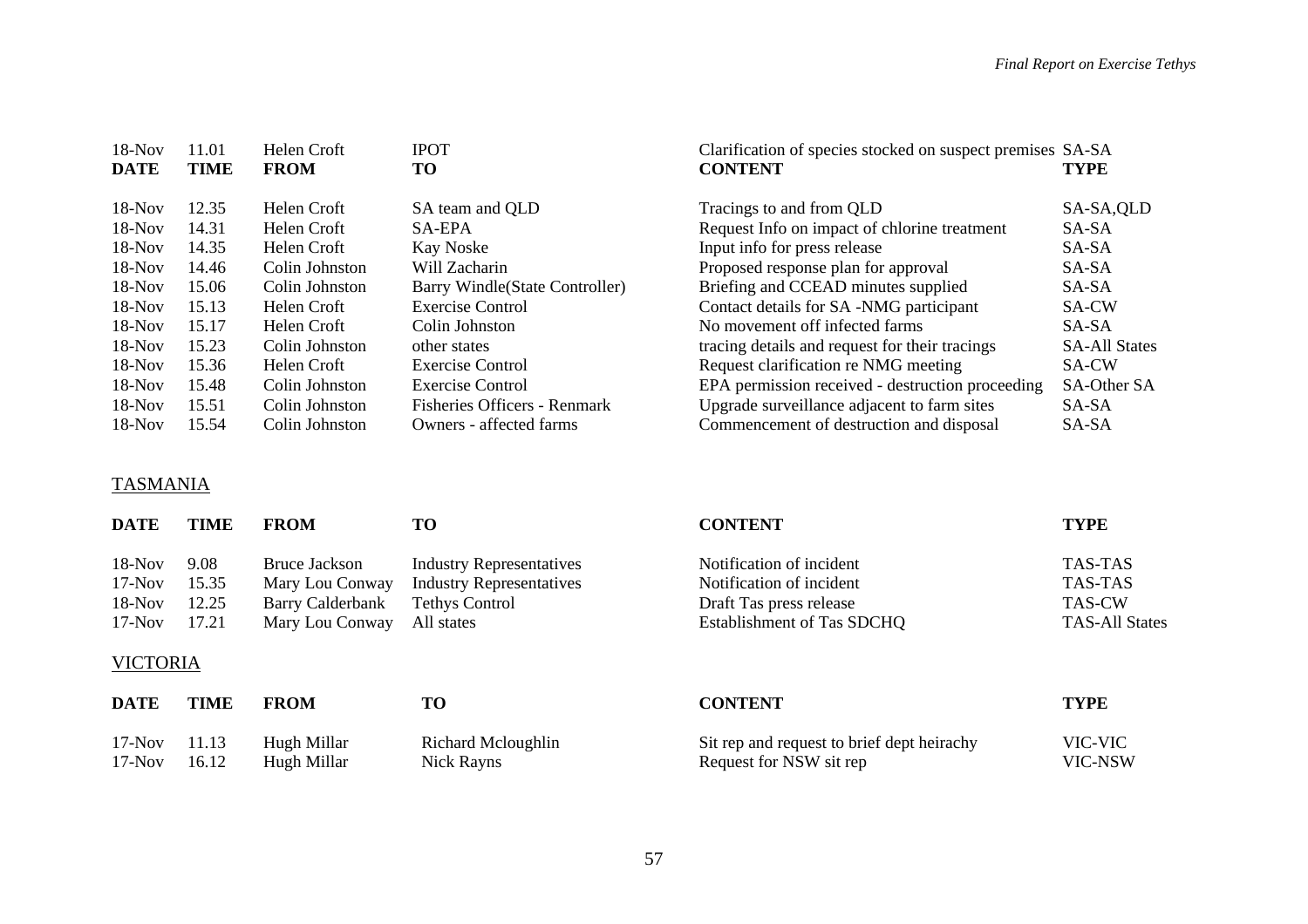| 18-Nov | 11.01 | Helen Croft | IPOT | Clarification of species stocked on suspect premises | SA-SA |
|---|---|---|---|---|---|
| **DATE** | **TIME** | **FROM** | **TO** | **CONTENT** | **TYPE** |
| 18-Nov | 12.35 | Helen Croft | SA team and QLD | Tracings to and from QLD | SA-SA,QLD |
| 18-Nov | 14.31 | Helen Croft | SA-EPA | Request Info on impact of chlorine treatment | SA-SA |
| 18-Nov | 14.35 | Helen Croft | Kay Noske | Input info for press release | SA-SA |
| 18-Nov | 14.46 | Colin Johnston | Will Zacharin | Proposed response plan for approval | SA-SA |
| 18-Nov | 15.06 | Colin Johnston | Barry Windle(State Controller) | Briefing and CCEAD minutes supplied | SA-SA |
| 18-Nov | 15.13 | Helen Croft | Exercise Control | Contact details for SA -NMG participant | SA-CW |
| 18-Nov | 15.17 | Helen Croft | Colin Johnston | No movement off infected farms | SA-SA |
| 18-Nov | 15.23 | Colin Johnston | other states | tracing details and request for their tracings | SA-All States |
| 18-Nov | 15.36 | Helen Croft | Exercise Control | Request clarification re NMG meeting | SA-CW |
| 18-Nov | 15.48 | Colin Johnston | Exercise Control | EPA permission received - destruction proceeding | SA-Other SA |
| 18-Nov | 15.51 | Colin Johnston | Fisheries Officers - Renmark | Upgrade surveillance adjacent to farm sites | SA-SA |
| 18-Nov | 15.54 | Colin Johnston | Owners - affected farms | Commencement of destruction and disposal | SA-SA |

## TASMANIA

| DATE | TIME | FROM | TO | CONTENT | TYPE |
|---|---|---|---|---|---|
| 18-Nov | 9.08 | Bruce Jackson | Industry Representatives | Notification of incident | TAS-TAS |
| 17-Nov | 15.35 | Mary Lou Conway | Industry Representatives | Notification of incident | TAS-TAS |
| 18-Nov | 12.25 | Barry Calderbank | Tethys Control | Draft Tas press release | TAS-CW |
| 17-Nov | 17.21 | Mary Lou Conway | All states | Establishment of Tas SDCHQ | TAS-All States |

## VICTORIA

| DATE | TIME | FROM | TO | CONTENT | TYPE |
|---|---|---|---|---|---|
| 17-Nov | 11.13 | Hugh Millar | Richard Mcloughlin | Sit rep and request to brief dept heirachy | VIC-VIC |
| 17-Nov | 16.12 | Hugh Millar | Nick Rayns | Request for NSW sit rep | VIC-NSW |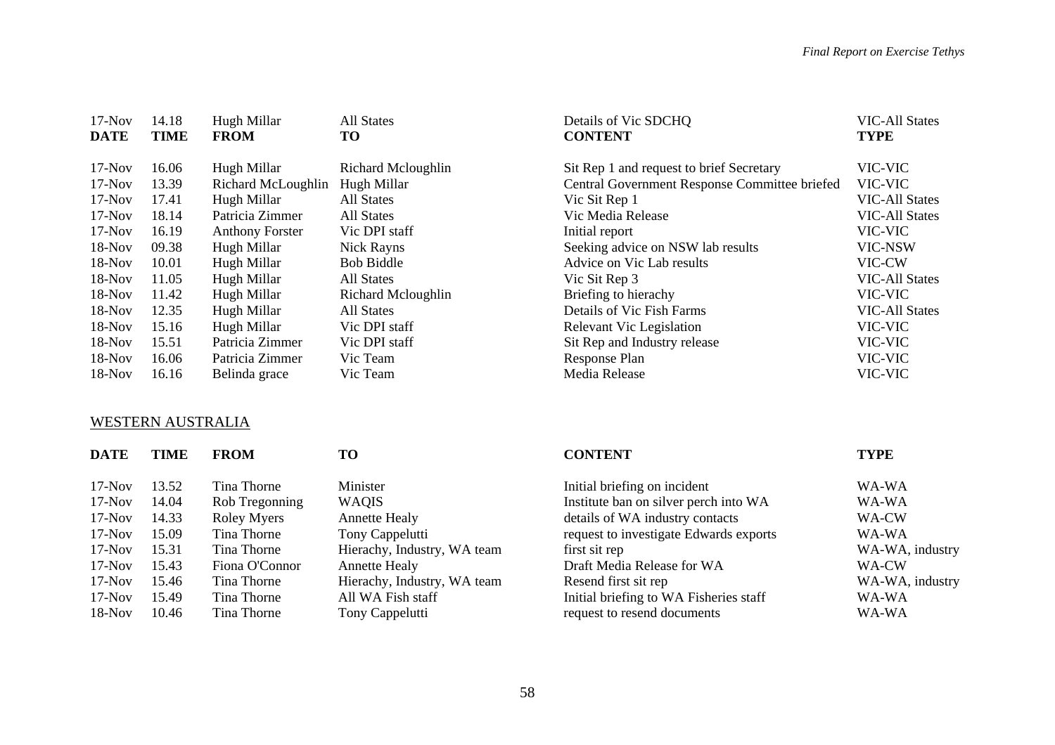| DATE | TIME | FROM | TO | CONTENT | TYPE |
|---|---|---|---|---|---|
| 17-Nov | 14.18 | Hugh Millar | All States | Details of Vic SDCHQ | VIC-All States |
| 17-Nov | 16.06 | Hugh Millar | Richard Mcloughlin | Sit Rep 1 and request to brief Secretary | VIC-VIC |
| 17-Nov | 13.39 | Richard McLoughlin | Hugh Millar | Central Government Response Committee briefed | VIC-VIC |
| 17-Nov | 17.41 | Hugh Millar | All States | Vic Sit Rep 1 | VIC-All States |
| 17-Nov | 18.14 | Patricia Zimmer | All States | Vic Media Release | VIC-All States |
| 17-Nov | 16.19 | Anthony Forster | Vic DPI staff | Initial report | VIC-VIC |
| 18-Nov | 09.38 | Hugh Millar | Nick Rayns | Seeking advice on NSW lab results | VIC-NSW |
| 18-Nov | 10.01 | Hugh Millar | Bob Biddle | Advice on Vic Lab results | VIC-CW |
| 18-Nov | 11.05 | Hugh Millar | All States | Vic Sit Rep 3 | VIC-All States |
| 18-Nov | 11.42 | Hugh Millar | Richard Mcloughlin | Briefing to hierachy | VIC-VIC |
| 18-Nov | 12.35 | Hugh Millar | All States | Details of Vic Fish Farms | VIC-All States |
| 18-Nov | 15.16 | Hugh Millar | Vic DPI staff | Relevant Vic Legislation | VIC-VIC |
| 18-Nov | 15.51 | Patricia Zimmer | Vic DPI staff | Sit Rep and Industry release | VIC-VIC |
| 18-Nov | 16.06 | Patricia Zimmer | Vic Team | Response Plan | VIC-VIC |
| 18-Nov | 16.16 | Belinda grace | Vic Team | Media Release | VIC-VIC |

## WESTERN AUSTRALIA

| DATE | TIME | FROM | TO | CONTENT | TYPE |
|---|---|---|---|---|---|
| 17-Nov | 13.52 | Tina Thorne | Minister | Initial briefing on incident | WA-WA |
| 17-Nov | 14.04 | Rob Tregonning | WAQIS | Institute ban on silver perch into WA | WA-WA |
| 17-Nov | 14.33 | Roley Myers | Annette Healy | details of WA industry contacts | WA-CW |
| 17-Nov | 15.09 | Tina Thorne | Tony Cappelutti | request to investigate Edwards exports | WA-WA |
| 17-Nov | 15.31 | Tina Thorne | Hierachy, Industry, WA team | first sit rep | WA-WA, industry |
| 17-Nov | 15.43 | Fiona O'Connor | Annette Healy | Draft Media Release for WA | WA-CW |
| 17-Nov | 15.46 | Tina Thorne | Hierachy, Industry, WA team | Resend first sit rep | WA-WA, industry |
| 17-Nov | 15.49 | Tina Thorne | All WA Fish staff | Initial briefing to WA Fisheries staff | WA-WA |
| 18-Nov | 10.46 | Tina Thorne | Tony Cappelutti | request to resend documents | WA-WA |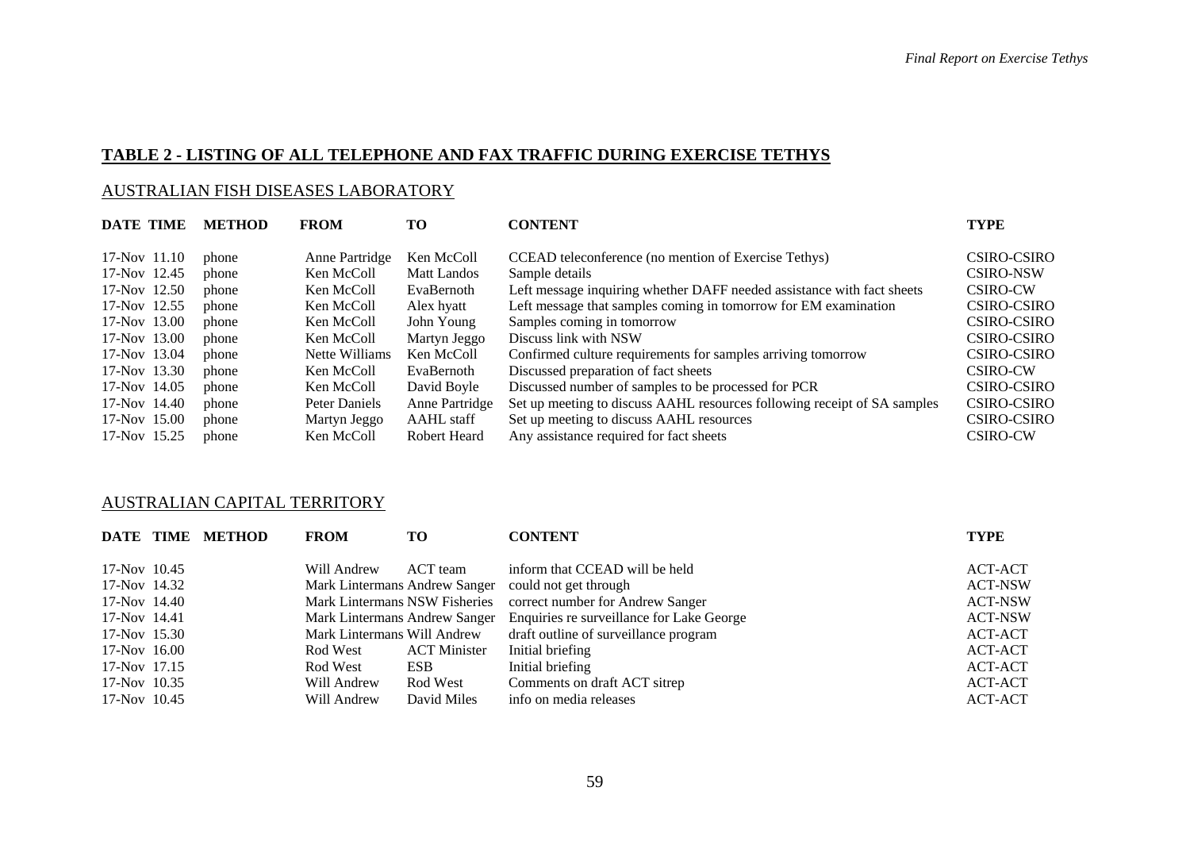## TABLE 2 - LISTING OF ALL TELEPHONE AND FAX TRAFFIC DURING EXERCISE TETHYS

### AUSTRALIAN FISH DISEASES LABORATORY

| DATE | TIME | METHOD | FROM | TO | CONTENT | TYPE |
|---|---|---|---|---|---|---|
| 17-Nov | 11.10 | phone | Anne Partridge | Ken McColl | CCEAD teleconference (no mention of Exercise Tethys) | CSIRO-CSIRO |
| 17-Nov | 12.45 | phone | Ken McColl | Matt Landos | Sample details | CSIRO-NSW |
| 17-Nov | 12.50 | phone | Ken McColl | EvaBernoth | Left message inquiring whether DAFF needed assistance with fact sheets | CSIRO-CW |
| 17-Nov | 12.55 | phone | Ken McColl | Alex hyatt | Left message that samples coming in tomorrow for EM examination | CSIRO-CSIRO |
| 17-Nov | 13.00 | phone | Ken McColl | John Young | Samples coming in tomorrow | CSIRO-CSIRO |
| 17-Nov | 13.00 | phone | Ken McColl | Martyn Jeggo | Discuss link with NSW | CSIRO-CSIRO |
| 17-Nov | 13.04 | phone | Nette Williams | Ken McColl | Confirmed culture requirements for samples arriving tomorrow | CSIRO-CSIRO |
| 17-Nov | 13.30 | phone | Ken McColl | EvaBernoth | Discussed preparation of fact sheets | CSIRO-CW |
| 17-Nov | 14.05 | phone | Ken McColl | David Boyle | Discussed number of samples to be processed for PCR | CSIRO-CSIRO |
| 17-Nov | 14.40 | phone | Peter Daniels | Anne Partridge | Set up meeting to discuss AAHL resources following receipt of SA samples | CSIRO-CSIRO |
| 17-Nov | 15.00 | phone | Martyn Jeggo | AAHL staff | Set up meeting to discuss AAHL resources | CSIRO-CSIRO |
| 17-Nov | 15.25 | phone | Ken McColl | Robert Heard | Any assistance required for fact sheets | CSIRO-CW |

### AUSTRALIAN CAPITAL TERRITORY

| DATE | TIME | METHOD | FROM | TO | CONTENT | TYPE |
|---|---|---|---|---|---|---|
| 17-Nov | 10.45 | | Will Andrew | ACT team | inform that CCEAD will be held | ACT-ACT |
| 17-Nov | 14.32 | | Mark Lintermans | Andrew Sanger | could not get through | ACT-NSW |
| 17-Nov | 14.40 | | Mark Lintermans | NSW Fisheries | correct number for Andrew Sanger | ACT-NSW |
| 17-Nov | 14.41 | | Mark Lintermans | Andrew Sanger | Enquiries re surveillance for Lake George | ACT-NSW |
| 17-Nov | 15.30 | | Mark Lintermans | Will Andrew | draft outline of surveillance program | ACT-ACT |
| 17-Nov | 16.00 | | Rod West | ACT Minister | Initial briefing | ACT-ACT |
| 17-Nov | 17.15 | | Rod West | ESB | Initial briefing | ACT-ACT |
| 17-Nov | 10.35 | | Will Andrew | Rod West | Comments on draft ACT sitrep | ACT-ACT |
| 17-Nov | 10.45 | | Will Andrew | David Miles | info on media releases | ACT-ACT |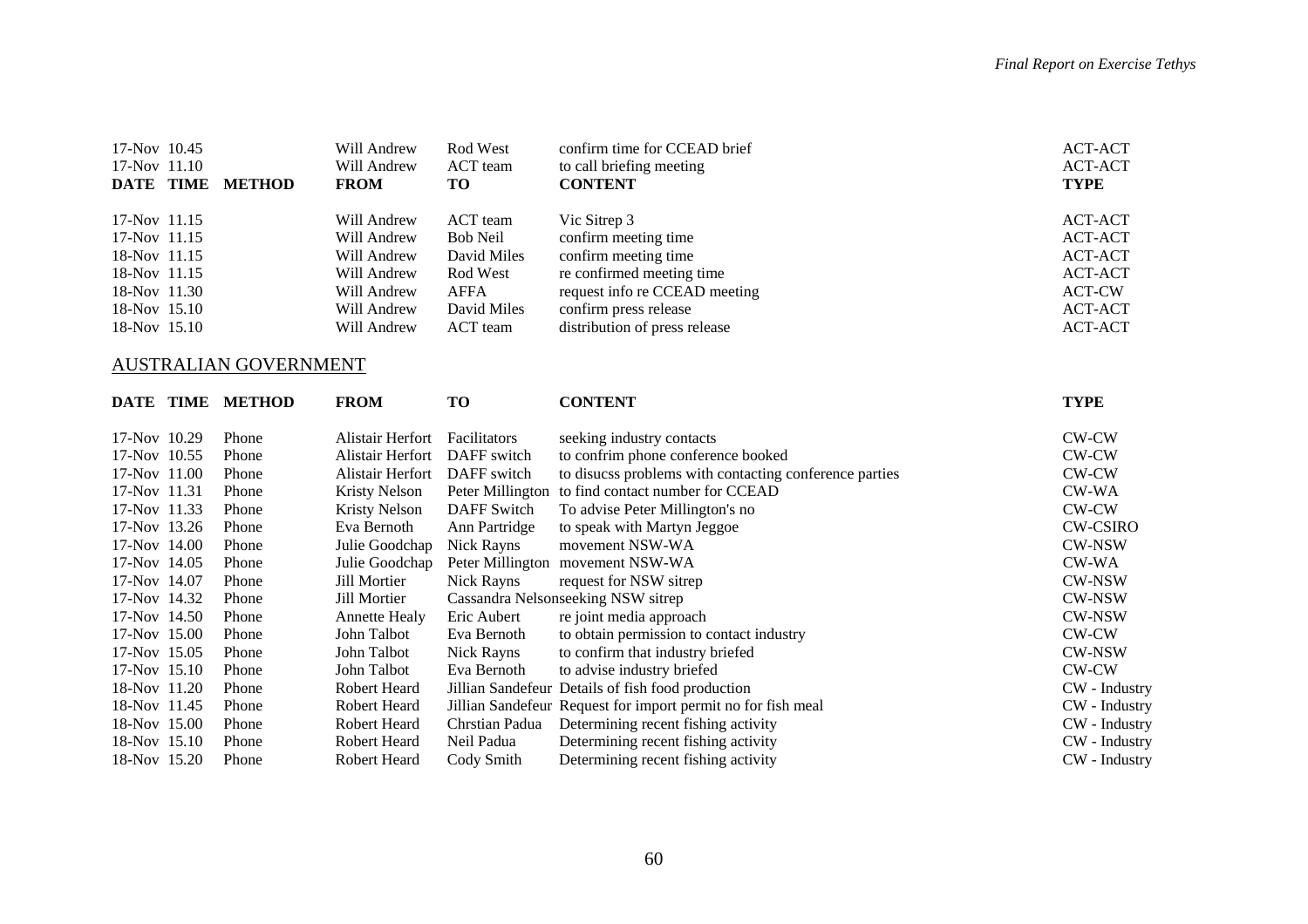| DATE | TIME | METHOD | FROM | TO | CONTENT | TYPE |
|---|---|---|---|---|---|---|
| 17-Nov | 10.45 | | Will Andrew | Rod West | confirm time for CCEAD brief | ACT-ACT |
| 17-Nov | 11.10 | | Will Andrew | ACT team | to call briefing meeting | ACT-ACT |
| 17-Nov | 11.15 | | Will Andrew | ACT team | Vic Sitrep 3 | ACT-ACT |
| 17-Nov | 11.15 | | Will Andrew | Bob Neil | confirm meeting time | ACT-ACT |
| 18-Nov | 11.15 | | Will Andrew | David Miles | confirm meeting time | ACT-ACT |
| 18-Nov | 11.15 | | Will Andrew | Rod West | re confirmed meeting time | ACT-ACT |
| 18-Nov | 11.30 | | Will Andrew | AFFA | request info re CCEAD meeting | ACT-CW |
| 18-Nov | 15.10 | | Will Andrew | David Miles | confirm press release | ACT-ACT |
| 18-Nov | 15.10 | | Will Andrew | ACT team | distribution of press release | ACT-ACT |

## AUSTRALIAN GOVERNMENT

| DATE | TIME | METHOD | FROM | TO | CONTENT | TYPE |
|---|---|---|---|---|---|---|
| 17-Nov | 10.29 | Phone | Alistair Herfort | Facilitators | seeking industry contacts | CW-CW |
| 17-Nov | 10.55 | Phone | Alistair Herfort | DAFF switch | to confrim phone conference booked | CW-CW |
| 17-Nov | 11.00 | Phone | Alistair Herfort | DAFF switch | to disucss problems with contacting conference parties | CW-CW |
| 17-Nov | 11.31 | Phone | Kristy Nelson | Peter Millington | to find contact number for CCEAD | CW-WA |
| 17-Nov | 11.33 | Phone | Kristy Nelson | DAFF Switch | To advise Peter Millington's no | CW-CW |
| 17-Nov | 13.26 | Phone | Eva Bernoth | Ann Partridge | to speak with Martyn Jeggoe | CW-CSIRO |
| 17-Nov | 14.00 | Phone | Julie Goodchap | Nick Rayns | movement NSW-WA | CW-NSW |
| 17-Nov | 14.05 | Phone | Julie Goodchap | Peter Millington | movement NSW-WA | CW-WA |
| 17-Nov | 14.07 | Phone | Jill Mortier | Nick Rayns | request for NSW sitrep | CW-NSW |
| 17-Nov | 14.32 | Phone | Jill Mortier | Cassandra Nelson | seeking NSW sitrep | CW-NSW |
| 17-Nov | 14.50 | Phone | Annette Healy | Eric Aubert | re joint media approach | CW-NSW |
| 17-Nov | 15.00 | Phone | John Talbot | Eva Bernoth | to obtain permission to contact industry | CW-CW |
| 17-Nov | 15.05 | Phone | John Talbot | Nick Rayns | to confirm that industry briefed | CW-NSW |
| 17-Nov | 15.10 | Phone | John Talbot | Eva Bernoth | to advise industry briefed | CW-CW |
| 18-Nov | 11.20 | Phone | Robert Heard | Jillian Sandefeur | Details of fish food production | CW - Industry |
| 18-Nov | 11.45 | Phone | Robert Heard | Jillian Sandefeur | Request for import permit no for fish meal | CW - Industry |
| 18-Nov | 15.00 | Phone | Robert Heard | Chrstian Padua | Determining recent fishing activity | CW - Industry |
| 18-Nov | 15.10 | Phone | Robert Heard | Neil Padua | Determining recent fishing activity | CW - Industry |
| 18-Nov | 15.20 | Phone | Robert Heard | Cody Smith | Determining recent fishing activity | CW - Industry |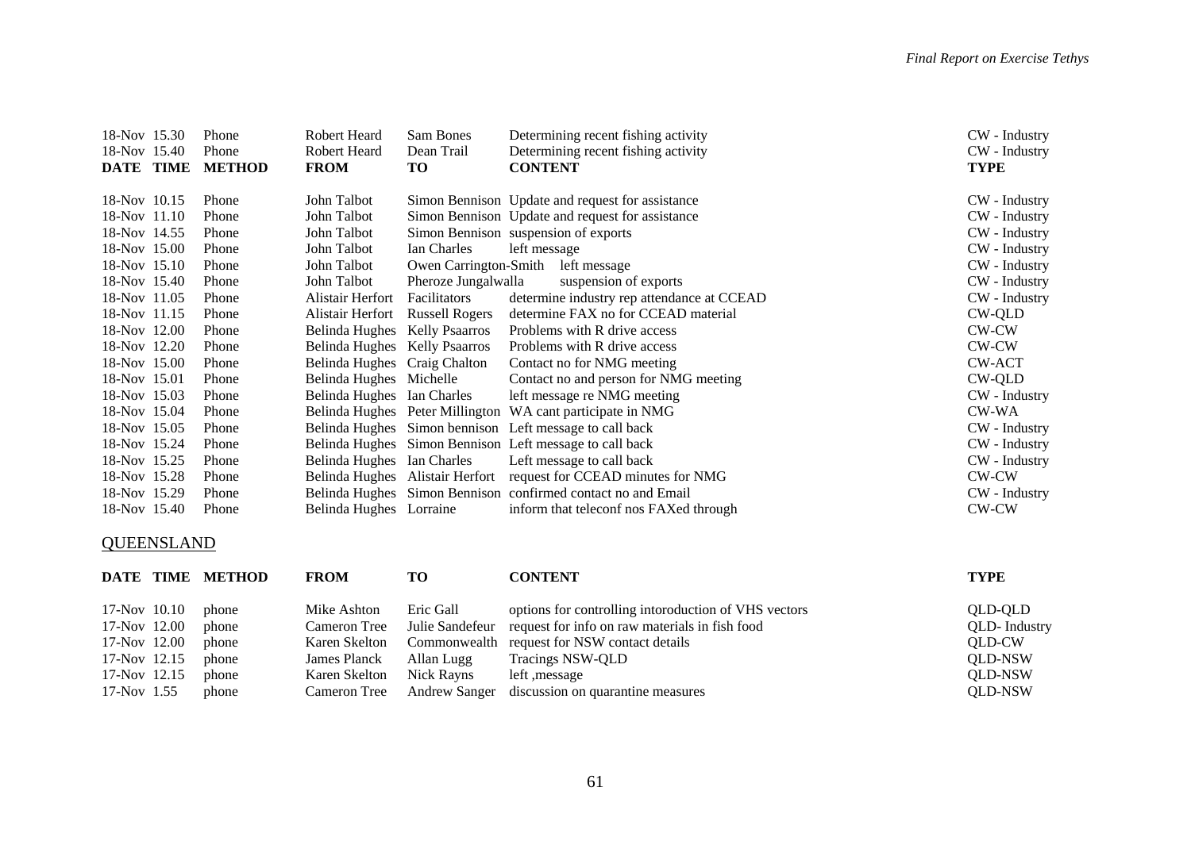| DATE | TIME | METHOD | FROM | TO | CONTENT | TYPE |
|---|---|---|---|---|---|---|
| 18-Nov | 15.30 | Phone | Robert Heard | Sam Bones | Determining recent fishing activity | CW - Industry |
| 18-Nov | 15.40 | Phone | Robert Heard | Dean Trail | Determining recent fishing activity | CW - Industry |

| DATE | TIME | METHOD | FROM | TO | CONTENT | TYPE |
|---|---|---|---|---|---|---|
| 18-Nov | 10.15 | Phone | John Talbot | Simon Bennison | Update and request for assistance | CW - Industry |
| 18-Nov | 11.10 | Phone | John Talbot | Simon Bennison | Update and request for assistance | CW - Industry |
| 18-Nov | 14.55 | Phone | John Talbot | Simon Bennison | suspension of exports | CW - Industry |
| 18-Nov | 15.00 | Phone | John Talbot | Ian Charles | left message | CW - Industry |
| 18-Nov | 15.10 | Phone | John Talbot | Owen Carrington-Smith | left message | CW - Industry |
| 18-Nov | 15.40 | Phone | John Talbot | Pheroze Jungalwalla | suspension of exports | CW - Industry |
| 18-Nov | 11.05 | Phone | Alistair Herfort | Facilitators | determine industry rep attendance at CCEAD | CW - Industry |
| 18-Nov | 11.15 | Phone | Alistair Herfort | Russell Rogers | determine FAX no for CCEAD material | CW-QLD |
| 18-Nov | 12.00 | Phone | Belinda Hughes | Kelly Psaarros | Problems with R drive access | CW-CW |
| 18-Nov | 12.20 | Phone | Belinda Hughes | Kelly Psaarros | Problems with R drive access | CW-CW |
| 18-Nov | 15.00 | Phone | Belinda Hughes | Craig Chalton | Contact no for NMG meeting | CW-ACT |
| 18-Nov | 15.01 | Phone | Belinda Hughes | Michelle | Contact no and person for NMG meeting | CW-QLD |
| 18-Nov | 15.03 | Phone | Belinda Hughes | Ian Charles | left message re NMG meeting | CW - Industry |
| 18-Nov | 15.04 | Phone | Belinda Hughes | Peter Millington | WA cant participate in NMG | CW-WA |
| 18-Nov | 15.05 | Phone | Belinda Hughes | Simon bennison | Left message to call back | CW - Industry |
| 18-Nov | 15.24 | Phone | Belinda Hughes | Simon Bennison | Left message to call back | CW - Industry |
| 18-Nov | 15.25 | Phone | Belinda Hughes | Ian Charles | Left message to call back | CW - Industry |
| 18-Nov | 15.28 | Phone | Belinda Hughes | Alistair Herfort | request for CCEAD minutes for NMG | CW-CW |
| 18-Nov | 15.29 | Phone | Belinda Hughes | Simon Bennison | confirmed contact no and Email | CW - Industry |
| 18-Nov | 15.40 | Phone | Belinda Hughes | Lorraine | inform that teleconf nos FAXed through | CW-CW |

## QUEENSLAND

| DATE | TIME | METHOD | FROM | TO | CONTENT | TYPE |
|---|---|---|---|---|---|---|
| 17-Nov | 10.10 | phone | Mike Ashton | Eric Gall | options for controlling intoroduction of VHS vectors | QLD-QLD |
| 17-Nov | 12.00 | phone | Cameron Tree | Julie Sandefeur | request for info on raw materials in fish food | QLD- Industry |
| 17-Nov | 12.00 | phone | Karen Skelton | Commonwealth | request for NSW contact details | QLD-CW |
| 17-Nov | 12.15 | phone | James Planck | Allan Lugg | Tracings NSW-QLD | QLD-NSW |
| 17-Nov | 12.15 | phone | Karen Skelton | Nick Rayns | left ,message | QLD-NSW |
| 17-Nov | 1.55 | phone | Cameron Tree | Andrew Sanger | discussion on quarantine measures | QLD-NSW |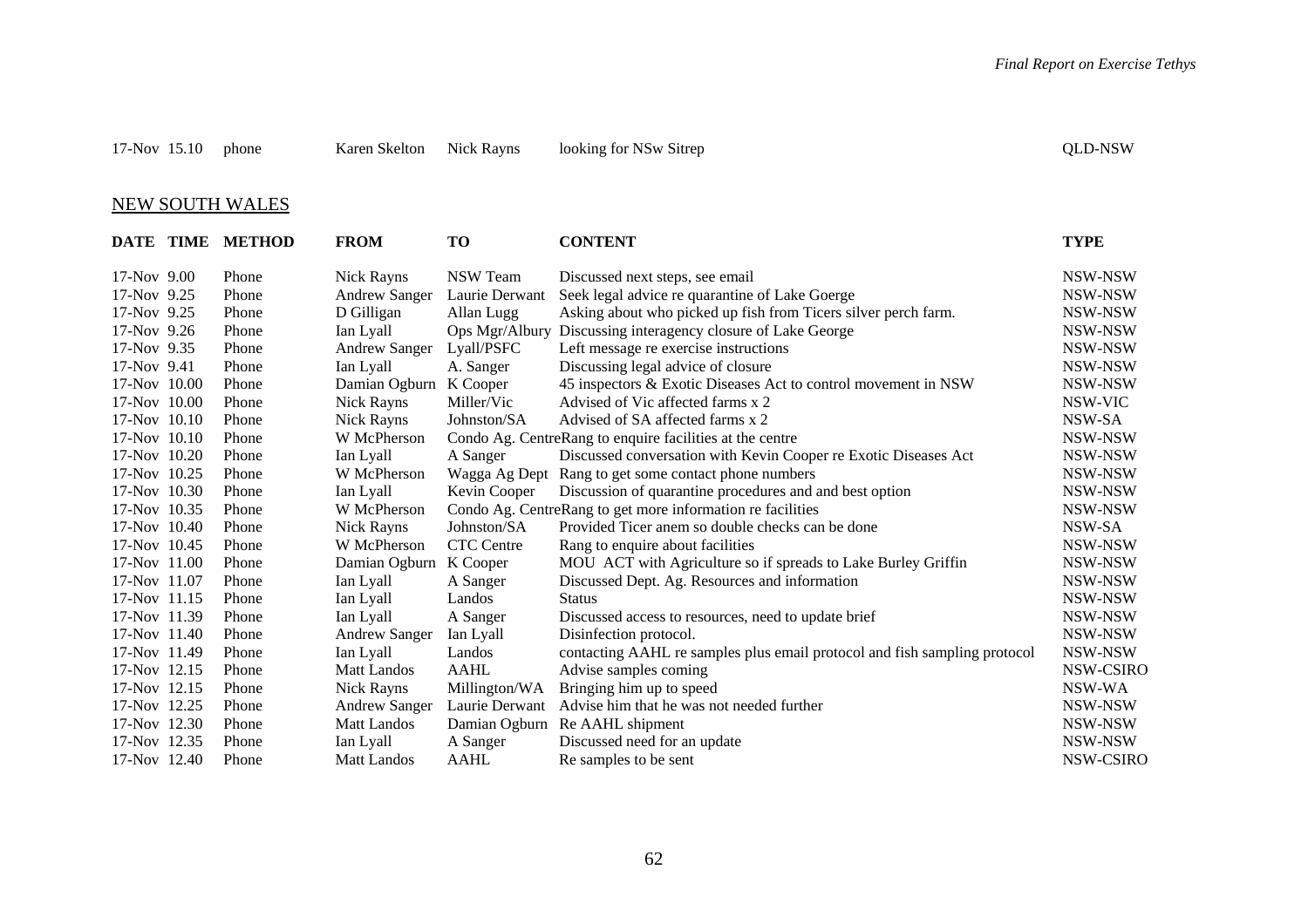| | | | | | | |
|---|---|---|---|---|---|---|
| 17-Nov | 15.10 | phone | Karen Skelton | Nick Rayns | looking for NSw Sitrep | QLD-NSW |

## NEW SOUTH WALES

| DATE | TIME | METHOD | FROM | TO | CONTENT | TYPE |
|---|---|---|---|---|---|---|
| 17-Nov | 9.00 | Phone | Nick Rayns | NSW Team | Discussed next steps, see email | NSW-NSW |
| 17-Nov | 9.25 | Phone | Andrew Sanger | Laurie Derwant | Seek legal advice re quarantine of Lake Goerge | NSW-NSW |
| 17-Nov | 9.25 | Phone | D Gilligan | Allan Lugg | Asking about who picked up fish from Ticers silver perch farm. | NSW-NSW |
| 17-Nov | 9.26 | Phone | Ian Lyall | Ops Mgr/Albury | Discussing interagency closure of Lake George | NSW-NSW |
| 17-Nov | 9.35 | Phone | Andrew Sanger | Lyall/PSFC | Left message re exercise instructions | NSW-NSW |
| 17-Nov | 9.41 | Phone | Ian Lyall | A. Sanger | Discussing legal advice of closure | NSW-NSW |
| 17-Nov | 10.00 | Phone | Damian Ogburn | K Cooper | 45 inspectors & Exotic Diseases Act to control movement in NSW | NSW-NSW |
| 17-Nov | 10.00 | Phone | Nick Rayns | Miller/Vic | Advised of Vic affected farms x 2 | NSW-VIC |
| 17-Nov | 10.10 | Phone | Nick Rayns | Johnston/SA | Advised of SA affected farms x 2 | NSW-SA |
| 17-Nov | 10.10 | Phone | W McPherson | Condo Ag. Centre | Rang to enquire facilities at the centre | NSW-NSW |
| 17-Nov | 10.20 | Phone | Ian Lyall | A Sanger | Discussed conversation with Kevin Cooper re Exotic Diseases Act | NSW-NSW |
| 17-Nov | 10.25 | Phone | W McPherson | Wagga Ag Dept | Rang to get some contact phone numbers | NSW-NSW |
| 17-Nov | 10.30 | Phone | Ian Lyall | Kevin Cooper | Discussion of quarantine procedures and and best option | NSW-NSW |
| 17-Nov | 10.35 | Phone | W McPherson | Condo Ag. Centre | Rang to get more information re facilities | NSW-NSW |
| 17-Nov | 10.40 | Phone | Nick Rayns | Johnston/SA | Provided Ticer anem so double checks can be done | NSW-SA |
| 17-Nov | 10.45 | Phone | W McPherson | CTC Centre | Rang to enquire about facilities | NSW-NSW |
| 17-Nov | 11.00 | Phone | Damian Ogburn | K Cooper | MOU ACT with Agriculture so if spreads to Lake Burley Griffin | NSW-NSW |
| 17-Nov | 11.07 | Phone | Ian Lyall | A Sanger | Discussed Dept. Ag. Resources and information | NSW-NSW |
| 17-Nov | 11.15 | Phone | Ian Lyall | Landos | Status | NSW-NSW |
| 17-Nov | 11.39 | Phone | Ian Lyall | A Sanger | Discussed access to resources, need to update brief | NSW-NSW |
| 17-Nov | 11.40 | Phone | Andrew Sanger | Ian Lyall | Disinfection protocol. | NSW-NSW |
| 17-Nov | 11.49 | Phone | Ian Lyall | Landos | contacting AAHL re samples plus email protocol and fish sampling protocol | NSW-NSW |
| 17-Nov | 12.15 | Phone | Matt Landos | AAHL | Advise samples coming | NSW-CSIRO |
| 17-Nov | 12.15 | Phone | Nick Rayns | Millington/WA | Bringing him up to speed | NSW-WA |
| 17-Nov | 12.25 | Phone | Andrew Sanger | Laurie Derwant | Advise him that he was not needed further | NSW-NSW |
| 17-Nov | 12.30 | Phone | Matt Landos | Damian Ogburn | Re AAHL shipment | NSW-NSW |
| 17-Nov | 12.35 | Phone | Ian Lyall | A Sanger | Discussed need for an update | NSW-NSW |
| 17-Nov | 12.40 | Phone | Matt Landos | AAHL | Re samples to be sent | NSW-CSIRO |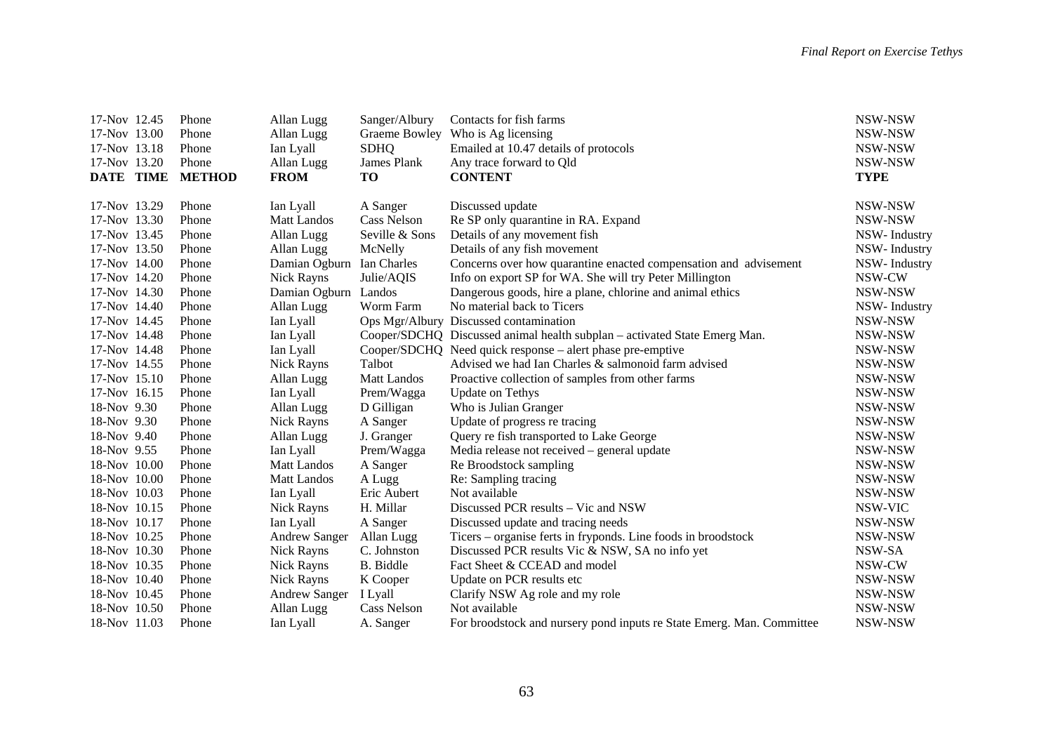| | | | | | | |
|---|---|---|---|---|---|---|
| 17-Nov | 12.45 | Phone | Allan Lugg | Sanger/Albury | Contacts for fish farms | NSW-NSW |
| 17-Nov | 13.00 | Phone | Allan Lugg | Graeme Bowley | Who is Ag licensing | NSW-NSW |
| 17-Nov | 13.18 | Phone | Ian Lyall | SDHQ | Emailed at 10.47 details of protocols | NSW-NSW |
| 17-Nov | 13.20 | Phone | Allan Lugg | James Plank | Any trace forward to Qld | NSW-NSW |
| **DATE** | **TIME** | **METHOD** | **FROM** | **TO** | **CONTENT** | **TYPE** |
| 17-Nov | 13.29 | Phone | Ian Lyall | A Sanger | Discussed update | NSW-NSW |
| 17-Nov | 13.30 | Phone | Matt Landos | Cass Nelson | Re SP only quarantine in RA. Expand | NSW-NSW |
| 17-Nov | 13.45 | Phone | Allan Lugg | Seville & Sons | Details of any movement fish | NSW- Industry |
| 17-Nov | 13.50 | Phone | Allan Lugg | McNelly | Details of any fish movement | NSW- Industry |
| 17-Nov | 14.00 | Phone | Damian Ogburn | Ian Charles | Concerns over how quarantine enacted compensation and advisement | NSW- Industry |
| 17-Nov | 14.20 | Phone | Nick Rayns | Julie/AQIS | Info on export SP for WA. She will try Peter Millington | NSW-CW |
| 17-Nov | 14.30 | Phone | Damian Ogburn | Landos | Dangerous goods, hire a plane, chlorine and animal ethics | NSW-NSW |
| 17-Nov | 14.40 | Phone | Allan Lugg | Worm Farm | No material back to Ticers | NSW- Industry |
| 17-Nov | 14.45 | Phone | Ian Lyall | Ops Mgr/Albury | Discussed contamination | NSW-NSW |
| 17-Nov | 14.48 | Phone | Ian Lyall | Cooper/SDCHQ | Discussed animal health subplan – activated State Emerg Man. | NSW-NSW |
| 17-Nov | 14.48 | Phone | Ian Lyall | Cooper/SDCHQ | Need quick response – alert phase pre-emptive | NSW-NSW |
| 17-Nov | 14.55 | Phone | Nick Rayns | Talbot | Advised we had Ian Charles & salmonoid farm advised | NSW-NSW |
| 17-Nov | 15.10 | Phone | Allan Lugg | Matt Landos | Proactive collection of samples from other farms | NSW-NSW |
| 17-Nov | 16.15 | Phone | Ian Lyall | Prem/Wagga | Update on Tethys | NSW-NSW |
| 18-Nov | 9.30 | Phone | Allan Lugg | D Gilligan | Who is Julian Granger | NSW-NSW |
| 18-Nov | 9.30 | Phone | Nick Rayns | A Sanger | Update of progress re tracing | NSW-NSW |
| 18-Nov | 9.40 | Phone | Allan Lugg | J. Granger | Query re fish transported to Lake George | NSW-NSW |
| 18-Nov | 9.55 | Phone | Ian Lyall | Prem/Wagga | Media release not received – general update | NSW-NSW |
| 18-Nov | 10.00 | Phone | Matt Landos | A Sanger | Re Broodstock sampling | NSW-NSW |
| 18-Nov | 10.00 | Phone | Matt Landos | A Lugg | Re: Sampling tracing | NSW-NSW |
| 18-Nov | 10.03 | Phone | Ian Lyall | Eric Aubert | Not available | NSW-NSW |
| 18-Nov | 10.15 | Phone | Nick Rayns | H. Millar | Discussed PCR results – Vic and NSW | NSW-VIC |
| 18-Nov | 10.17 | Phone | Ian Lyall | A Sanger | Discussed update and tracing needs | NSW-NSW |
| 18-Nov | 10.25 | Phone | Andrew Sanger | Allan Lugg | Ticers – organise ferts in fryponds. Line foods in broodstock | NSW-NSW |
| 18-Nov | 10.30 | Phone | Nick Rayns | C. Johnston | Discussed PCR results Vic & NSW, SA no info yet | NSW-SA |
| 18-Nov | 10.35 | Phone | Nick Rayns | B. Biddle | Fact Sheet & CCEAD and model | NSW-CW |
| 18-Nov | 10.40 | Phone | Nick Rayns | K Cooper | Update on PCR results etc | NSW-NSW |
| 18-Nov | 10.45 | Phone | Andrew Sanger | I Lyall | Clarify NSW Ag role and my role | NSW-NSW |
| 18-Nov | 10.50 | Phone | Allan Lugg | Cass Nelson | Not available | NSW-NSW |
| 18-Nov | 11.03 | Phone | Ian Lyall | A. Sanger | For broodstock and nursery pond inputs re State Emerg. Man. Committee | NSW-NSW |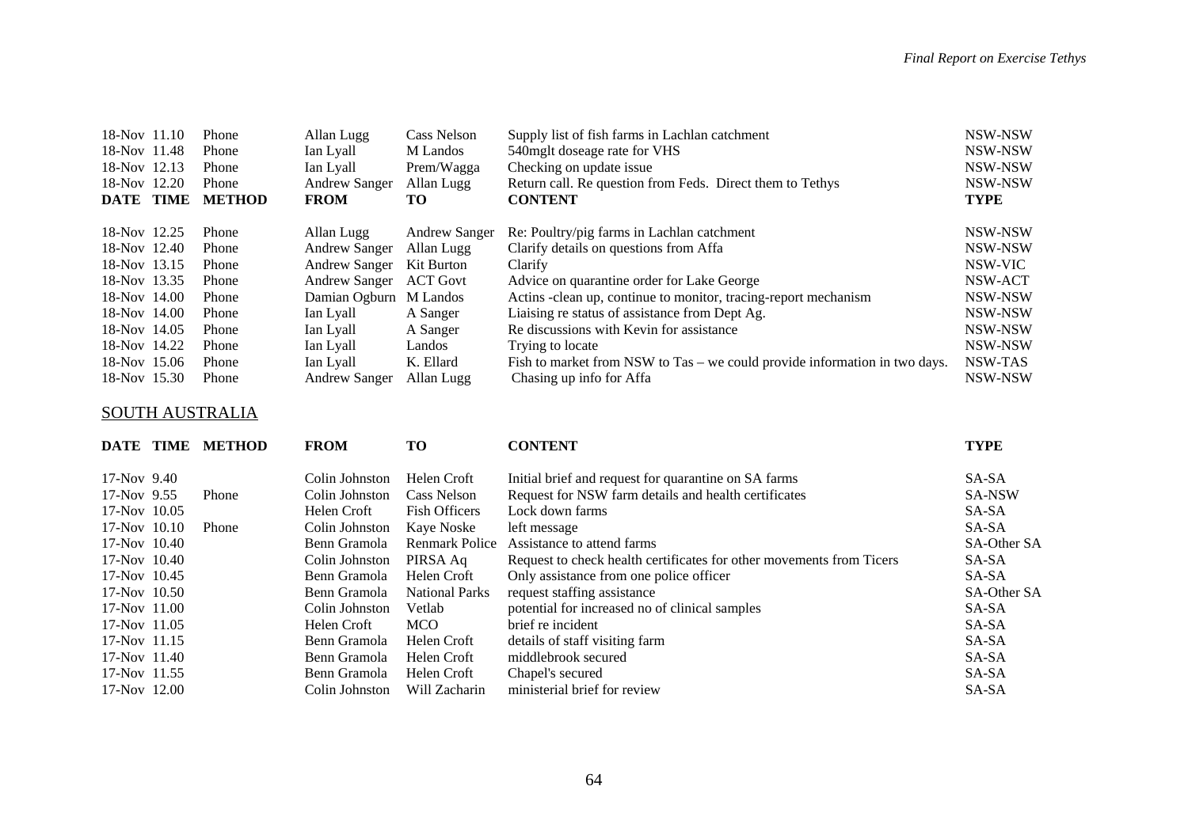| | | | | | | |
|---|---|---|---|---|---|---|
| 18-Nov | 11.10 | Phone | Allan Lugg | Cass Nelson | Supply list of fish farms in Lachlan catchment | NSW-NSW |
| 18-Nov | 11.48 | Phone | Ian Lyall | M Landos | 540mglt doseage rate for VHS | NSW-NSW |
| 18-Nov | 12.13 | Phone | Ian Lyall | Prem/Wagga | Checking on update issue | NSW-NSW |
| 18-Nov | 12.20 | Phone | Andrew Sanger | Allan Lugg | Return call. Re question from Feds. Direct them to Tethys | NSW-NSW |
| **DATE** | **TIME** | **METHOD** | **FROM** | **TO** | **CONTENT** | **TYPE** |
| 18-Nov | 12.25 | Phone | Allan Lugg | Andrew Sanger | Re: Poultry/pig farms in Lachlan catchment | NSW-NSW |
| 18-Nov | 12.40 | Phone | Andrew Sanger | Allan Lugg | Clarify details on questions from Affa | NSW-NSW |
| 18-Nov | 13.15 | Phone | Andrew Sanger | Kit Burton | Clarify | NSW-VIC |
| 18-Nov | 13.35 | Phone | Andrew Sanger | ACT Govt | Advice on quarantine order for Lake George | NSW-ACT |
| 18-Nov | 14.00 | Phone | Damian Ogburn | M Landos | Actins -clean up, continue to monitor, tracing-report mechanism | NSW-NSW |
| 18-Nov | 14.00 | Phone | Ian Lyall | A Sanger | Liaising re status of assistance from Dept Ag. | NSW-NSW |
| 18-Nov | 14.05 | Phone | Ian Lyall | A Sanger | Re discussions with Kevin for assistance | NSW-NSW |
| 18-Nov | 14.22 | Phone | Ian Lyall | Landos | Trying to locate | NSW-NSW |
| 18-Nov | 15.06 | Phone | Ian Lyall | K. Ellard | Fish to market from NSW to Tas – we could provide information in two days. | NSW-TAS |
| 18-Nov | 15.30 | Phone | Andrew Sanger | Allan Lugg | Chasing up info for Affa | NSW-NSW |

## SOUTH AUSTRALIA

| DATE | TIME | METHOD | FROM | TO | CONTENT | TYPE |
|---|---|---|---|---|---|---|
| 17-Nov | 9.40 | | Colin Johnston | Helen Croft | Initial brief and request for quarantine on SA farms | SA-SA |
| 17-Nov | 9.55 | Phone | Colin Johnston | Cass Nelson | Request for NSW farm details and health certificates | SA-NSW |
| 17-Nov | 10.05 | | Helen Croft | Fish Officers | Lock down farms | SA-SA |
| 17-Nov | 10.10 | Phone | Colin Johnston | Kaye Noske | left message | SA-SA |
| 17-Nov | 10.40 | | Benn Gramola | Renmark Police | Assistance to attend farms | SA-Other SA |
| 17-Nov | 10.40 | | Colin Johnston | PIRSA Aq | Request to check health certificates for other movements from Ticers | SA-SA |
| 17-Nov | 10.45 | | Benn Gramola | Helen Croft | Only assistance from one police officer | SA-SA |
| 17-Nov | 10.50 | | Benn Gramola | National Parks | request staffing assistance | SA-Other SA |
| 17-Nov | 11.00 | | Colin Johnston | Vetlab | potential for increased no of clinical samples | SA-SA |
| 17-Nov | 11.05 | | Helen Croft | MCO | brief re incident | SA-SA |
| 17-Nov | 11.15 | | Benn Gramola | Helen Croft | details of staff visiting farm | SA-SA |
| 17-Nov | 11.40 | | Benn Gramola | Helen Croft | middlebrook secured | SA-SA |
| 17-Nov | 11.55 | | Benn Gramola | Helen Croft | Chapel's secured | SA-SA |
| 17-Nov | 12.00 | | Colin Johnston | Will Zacharin | ministerial brief for review | SA-SA |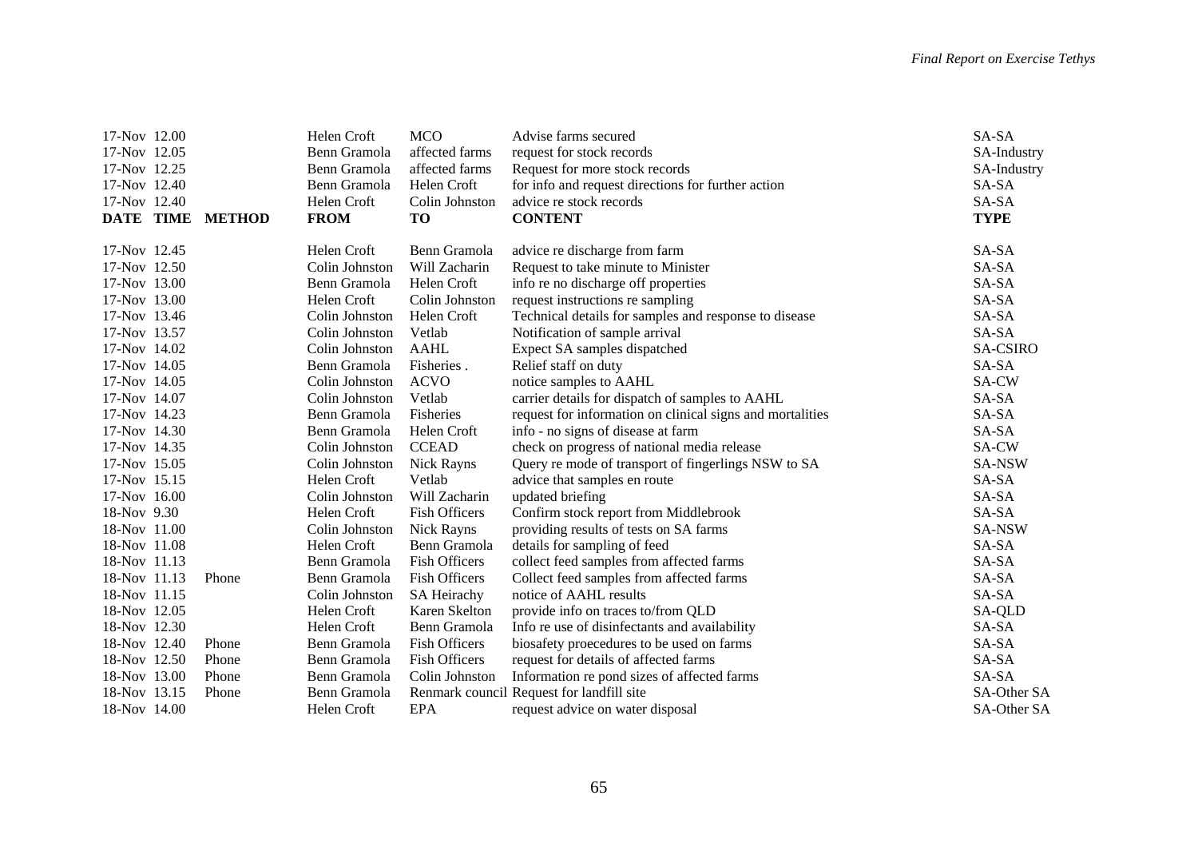| DATE | TIME | METHOD | FROM | TO | CONTENT | TYPE |
|---|---|---|---|---|---|---|
| 17-Nov | 12.00 | | Helen Croft | MCO | Advise farms secured | SA-SA |
| 17-Nov | 12.05 | | Benn Gramola | affected farms | request for stock records | SA-Industry |
| 17-Nov | 12.25 | | Benn Gramola | affected farms | Request for more stock records | SA-Industry |
| 17-Nov | 12.40 | | Benn Gramola | Helen Croft | for info and request directions for further action | SA-SA |
| 17-Nov | 12.40 | | Helen Croft | Colin Johnston | advice re stock records | SA-SA |
| 17-Nov | 12.45 | | Helen Croft | Benn Gramola | advice re discharge from farm | SA-SA |
| 17-Nov | 12.50 | | Colin Johnston | Will Zacharin | Request to take minute to Minister | SA-SA |
| 17-Nov | 13.00 | | Benn Gramola | Helen Croft | info re no discharge off properties | SA-SA |
| 17-Nov | 13.00 | | Helen Croft | Colin Johnston | request instructions re sampling | SA-SA |
| 17-Nov | 13.46 | | Colin Johnston | Helen Croft | Technical details for samples and response to disease | SA-SA |
| 17-Nov | 13.57 | | Colin Johnston | Vetlab | Notification of sample arrival | SA-SA |
| 17-Nov | 14.02 | | Colin Johnston | AAHL | Expect SA samples dispatched | SA-CSIRO |
| 17-Nov | 14.05 | | Benn Gramola | Fisheries . | Relief staff on duty | SA-SA |
| 17-Nov | 14.05 | | Colin Johnston | ACVO | notice samples to AAHL | SA-CW |
| 17-Nov | 14.07 | | Colin Johnston | Vetlab | carrier details for dispatch of samples to AAHL | SA-SA |
| 17-Nov | 14.23 | | Benn Gramola | Fisheries | request for information on clinical signs and mortalities | SA-SA |
| 17-Nov | 14.30 | | Benn Gramola | Helen Croft | info - no signs of disease at farm | SA-SA |
| 17-Nov | 14.35 | | Colin Johnston | CCEAD | check on progress of national media release | SA-CW |
| 17-Nov | 15.05 | | Colin Johnston | Nick Rayns | Query re mode of transport of fingerlings NSW to SA | SA-NSW |
| 17-Nov | 15.15 | | Helen Croft | Vetlab | advice that samples en route | SA-SA |
| 17-Nov | 16.00 | | Colin Johnston | Will Zacharin | updated briefing | SA-SA |
| 18-Nov | 9.30 | | Helen Croft | Fish Officers | Confirm stock report from Middlebrook | SA-SA |
| 18-Nov | 11.00 | | Colin Johnston | Nick Rayns | providing results of tests on SA farms | SA-NSW |
| 18-Nov | 11.08 | | Helen Croft | Benn Gramola | details for sampling of feed | SA-SA |
| 18-Nov | 11.13 | | Benn Gramola | Fish Officers | collect feed samples from affected farms | SA-SA |
| 18-Nov | 11.13 | Phone | Benn Gramola | Fish Officers | Collect feed samples from affected farms | SA-SA |
| 18-Nov | 11.15 | | Colin Johnston | SA Heirachy | notice of AAHL results | SA-SA |
| 18-Nov | 12.05 | | Helen Croft | Karen Skelton | provide info on traces to/from QLD | SA-QLD |
| 18-Nov | 12.30 | | Helen Croft | Benn Gramola | Info re use of disinfectants and availability | SA-SA |
| 18-Nov | 12.40 | Phone | Benn Gramola | Fish Officers | biosafety proecedures to be used on farms | SA-SA |
| 18-Nov | 12.50 | Phone | Benn Gramola | Fish Officers | request for details of affected farms | SA-SA |
| 18-Nov | 13.00 | Phone | Benn Gramola | Colin Johnston | Information re pond sizes of affected farms | SA-SA |
| 18-Nov | 13.15 | Phone | Benn Gramola | Renmark council | Request for landfill site | SA-Other SA |
| 18-Nov | 14.00 | | Helen Croft | EPA | request advice on water disposal | SA-Other SA |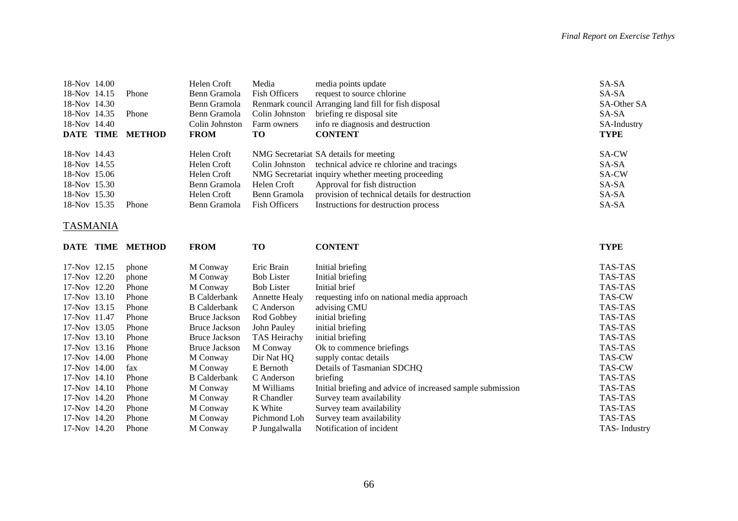| DATE | TIME | METHOD | FROM | TO | CONTENT | TYPE |
|---|---|---|---|---|---|---|
| 18-Nov | 14.00 | | Helen Croft | Media | media points update | SA-SA |
| 18-Nov | 14.15 | Phone | Benn Gramola | Fish Officers | request to source chlorine | SA-SA |
| 18-Nov | 14.30 | | Benn Gramola | Renmark council | Arranging land fill for fish disposal | SA-Other SA |
| 18-Nov | 14.35 | Phone | Benn Gramola | Colin Johnston | briefing re disposal site | SA-SA |
| 18-Nov | 14.40 | | Colin Johnston | Farm owners | info re diagnosis and destruction | SA-Industry |
| 18-Nov | 14.43 | | Helen Croft | NMG Secretariat | SA details for meeting | SA-CW |
| 18-Nov | 14.55 | | Helen Croft | Colin Johnston | technical advice re chlorine and tracings | SA-SA |
| 18-Nov | 15.06 | | Helen Croft | NMG Secretariat | inquiry whether meeting proceeding | SA-CW |
| 18-Nov | 15.30 | | Benn Gramola | Helen Croft | Approval for fish distruction | SA-SA |
| 18-Nov | 15.30 | | Helen Croft | Benn Gramola | provision of technical details for destruction | SA-SA |
| 18-Nov | 15.35 | Phone | Benn Gramola | Fish Officers | Instructions for destruction process | SA-SA |

## TASMANIA

| DATE | TIME | METHOD | FROM | TO | CONTENT | TYPE |
|---|---|---|---|---|---|---|
| 17-Nov | 12.15 | phone | M Conway | Eric Brain | Initial briefing | TAS-TAS |
| 17-Nov | 12.20 | phone | M Conway | Bob Lister | Initial briefing | TAS-TAS |
| 17-Nov | 12.20 | Phone | M Conway | Bob Lister | Initial brief | TAS-TAS |
| 17-Nov | 13.10 | Phone | B Calderbank | Annette Healy | requesting info on national media approach | TAS-CW |
| 17-Nov | 13.15 | Phone | B Calderbank | C Anderson | advising CMU | TAS-TAS |
| 17-Nov | 11.47 | Phone | Bruce Jackson | Rod Gobbey | initial briefing | TAS-TAS |
| 17-Nov | 13.05 | Phone | Bruce Jackson | John Pauley | initial briefing | TAS-TAS |
| 17-Nov | 13.10 | Phone | Bruce Jackson | TAS Heirachy | initial briefing | TAS-TAS |
| 17-Nov | 13.16 | Phone | Bruce Jackson | M Conway | Ok to commence briefings | TAS-TAS |
| 17-Nov | 14.00 | Phone | M Conway | Dir Nat HQ | supply contac details | TAS-CW |
| 17-Nov | 14.00 | fax | M Conway | E Bernoth | Details of Tasmanian SDCHQ | TAS-CW |
| 17-Nov | 14.10 | Phone | B Calderbank | C Anderson | briefing | TAS-TAS |
| 17-Nov | 14.10 | Phone | M Conway | M Williams | Initial briefing and advice of increased sample submission | TAS-TAS |
| 17-Nov | 14.20 | Phone | M Conway | R Chandler | Survey team availability | TAS-TAS |
| 17-Nov | 14.20 | Phone | M Conway | K White | Survey team availability | TAS-TAS |
| 17-Nov | 14.20 | Phone | M Conway | Pichmond Loh | Survey team availability | TAS-TAS |
| 17-Nov | 14.20 | Phone | M Conway | P Jungalwalla | Notification of incident | TAS- Industry |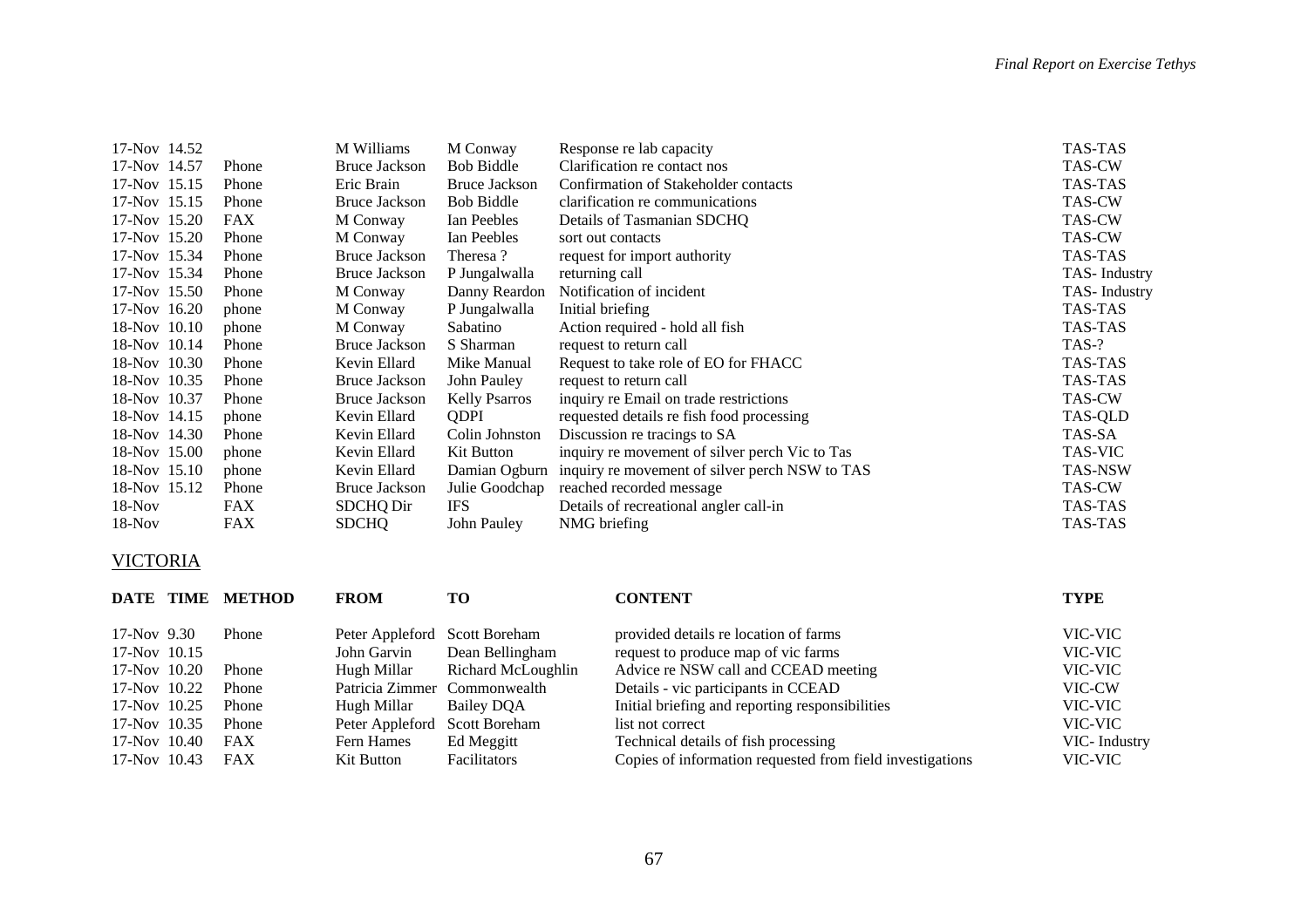| | | | | | | |
|---|---|---|---|---|---|---|
| 17-Nov | 14.52 | | M Williams | M Conway | Response re lab capacity | TAS-TAS |
| 17-Nov | 14.57 | Phone | Bruce Jackson | Bob Biddle | Clarification re contact nos | TAS-CW |
| 17-Nov | 15.15 | Phone | Eric Brain | Bruce Jackson | Confirmation of Stakeholder contacts | TAS-TAS |
| 17-Nov | 15.15 | Phone | Bruce Jackson | Bob Biddle | clarification re communications | TAS-CW |
| 17-Nov | 15.20 | FAX | M Conway | Ian Peebles | Details of Tasmanian SDCHQ | TAS-CW |
| 17-Nov | 15.20 | Phone | M Conway | Ian Peebles | sort out contacts | TAS-CW |
| 17-Nov | 15.34 | Phone | Bruce Jackson | Theresa ? | request for import authority | TAS-TAS |
| 17-Nov | 15.34 | Phone | Bruce Jackson | P Jungalwalla | returning call | TAS- Industry |
| 17-Nov | 15.50 | Phone | M Conway | Danny Reardon | Notification of incident | TAS- Industry |
| 17-Nov | 16.20 | phone | M Conway | P Jungalwalla | Initial briefing | TAS-TAS |
| 18-Nov | 10.10 | phone | M Conway | Sabatino | Action required - hold all fish | TAS-TAS |
| 18-Nov | 10.14 | Phone | Bruce Jackson | S Sharman | request to return call | TAS-? |
| 18-Nov | 10.30 | Phone | Kevin Ellard | Mike Manual | Request to take role of EO for FHACC | TAS-TAS |
| 18-Nov | 10.35 | Phone | Bruce Jackson | John Pauley | request to return call | TAS-TAS |
| 18-Nov | 10.37 | Phone | Bruce Jackson | Kelly Psarros | inquiry re Email on trade restrictions | TAS-CW |
| 18-Nov | 14.15 | phone | Kevin Ellard | QDPI | requested details re fish food processing | TAS-QLD |
| 18-Nov | 14.30 | Phone | Kevin Ellard | Colin Johnston | Discussion re tracings to SA | TAS-SA |
| 18-Nov | 15.00 | phone | Kevin Ellard | Kit Button | inquiry re movement of silver perch Vic to Tas | TAS-VIC |
| 18-Nov | 15.10 | phone | Kevin Ellard | Damian Ogburn | inquiry re movement of silver perch NSW to TAS | TAS-NSW |
| 18-Nov | 15.12 | Phone | Bruce Jackson | Julie Goodchap | reached recorded message | TAS-CW |
| 18-Nov | | FAX | SDCHQ Dir | IFS | Details of recreational angler call-in | TAS-TAS |
| 18-Nov | | FAX | SDCHQ | John Pauley | NMG briefing | TAS-TAS |

## VICTORIA

| DATE | TIME | METHOD | FROM | TO | CONTENT | TYPE |
|---|---|---|---|---|---|---|
| 17-Nov | 9.30 | Phone | Peter Appleford | Scott Boreham | provided details re location of farms | VIC-VIC |
| 17-Nov | 10.15 | | John Garvin | Dean Bellingham | request to produce map of vic farms | VIC-VIC |
| 17-Nov | 10.20 | Phone | Hugh Millar | Richard McLoughlin | Advice re NSW call and CCEAD meeting | VIC-VIC |
| 17-Nov | 10.22 | Phone | Patricia Zimmer | Commonwealth | Details - vic participants in CCEAD | VIC-CW |
| 17-Nov | 10.25 | Phone | Hugh Millar | Bailey DQA | Initial briefing and reporting responsibilities | VIC-VIC |
| 17-Nov | 10.35 | Phone | Peter Appleford | Scott Boreham | list not correct | VIC-VIC |
| 17-Nov | 10.40 | FAX | Fern Hames | Ed Meggitt | Technical details of fish processing | VIC- Industry |
| 17-Nov | 10.43 | FAX | Kit Button | Facilitators | Copies of information requested from field investigations | VIC-VIC |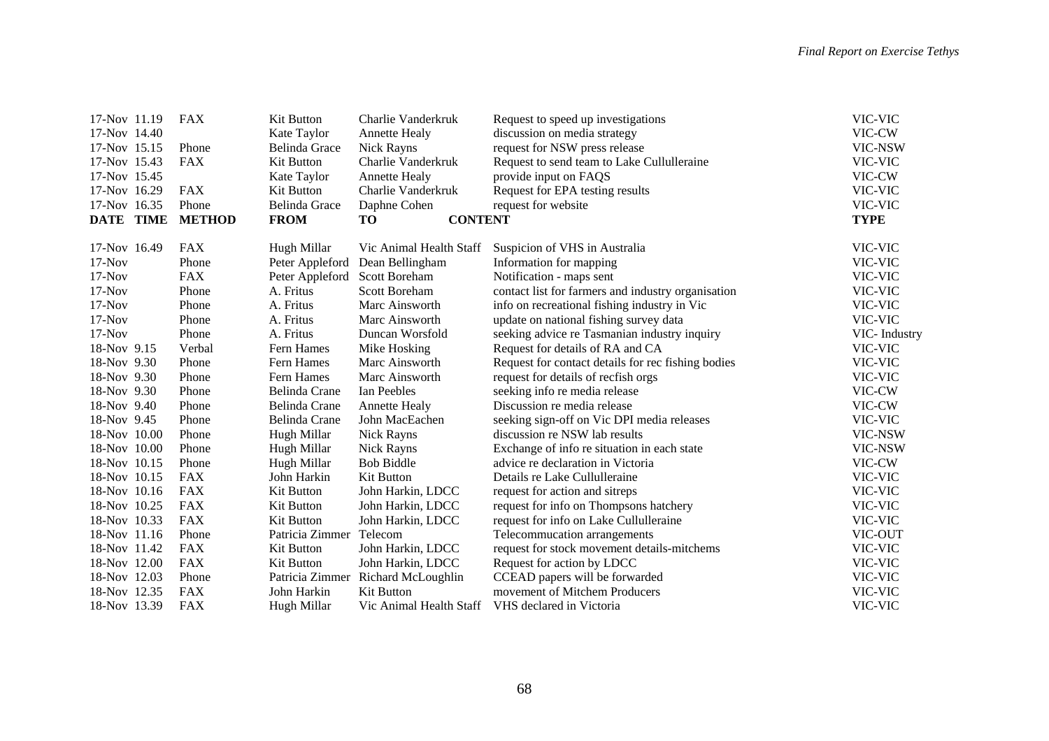| | | | | | | |
|---|---|---|---|---|---|---|
| 17-Nov | 11.19 | FAX | Kit Button | Charlie Vanderkruk | Request to speed up investigations | VIC-VIC |
| 17-Nov | 14.40 | | Kate Taylor | Annette Healy | discussion on media strategy | VIC-CW |
| 17-Nov | 15.15 | Phone | Belinda Grace | Nick Rayns | request for NSW press release | VIC-NSW |
| 17-Nov | 15.43 | FAX | Kit Button | Charlie Vanderkruk | Request to send team to Lake Cullulleraine | VIC-VIC |
| 17-Nov | 15.45 | | Kate Taylor | Annette Healy | provide input on FAQS | VIC-CW |
| 17-Nov | 16.29 | FAX | Kit Button | Charlie Vanderkruk | Request for EPA testing results | VIC-VIC |
| 17-Nov | 16.35 | Phone | Belinda Grace | Daphne Cohen | request for website | VIC-VIC |
| **DATE** | **TIME** | **METHOD** | **FROM** | **TO** | **CONTENT** | **TYPE** |
| 17-Nov | 16.49 | FAX | Hugh Millar | Vic Animal Health Staff | Suspicion of VHS in Australia | VIC-VIC |
| 17-Nov | | Phone | Peter Appleford | Dean Bellingham | Information for mapping | VIC-VIC |
| 17-Nov | | FAX | Peter Appleford | Scott Boreham | Notification - maps sent | VIC-VIC |
| 17-Nov | | Phone | A. Fritus | Scott Boreham | contact list for farmers and industry organisation | VIC-VIC |
| 17-Nov | | Phone | A. Fritus | Marc Ainsworth | info on recreational fishing industry in Vic | VIC-VIC |
| 17-Nov | | Phone | A. Fritus | Marc Ainsworth | update on national fishing survey data | VIC-VIC |
| 17-Nov | | Phone | A. Fritus | Duncan Worsfold | seeking advice re Tasmanian industry inquiry | VIC- Industry |
| 18-Nov | 9.15 | Verbal | Fern Hames | Mike Hosking | Request for details of RA and CA | VIC-VIC |
| 18-Nov | 9.30 | Phone | Fern Hames | Marc Ainsworth | Request for contact details for rec fishing bodies | VIC-VIC |
| 18-Nov | 9.30 | Phone | Fern Hames | Marc Ainsworth | request for details of recfish orgs | VIC-VIC |
| 18-Nov | 9.30 | Phone | Belinda Crane | Ian Peebles | seeking info re media release | VIC-CW |
| 18-Nov | 9.40 | Phone | Belinda Crane | Annette Healy | Discussion re media release | VIC-CW |
| 18-Nov | 9.45 | Phone | Belinda Crane | John MacEachen | seeking sign-off on Vic DPI media releases | VIC-VIC |
| 18-Nov | 10.00 | Phone | Hugh Millar | Nick Rayns | discussion re NSW lab results | VIC-NSW |
| 18-Nov | 10.00 | Phone | Hugh Millar | Nick Rayns | Exchange of info re situation in each state | VIC-NSW |
| 18-Nov | 10.15 | Phone | Hugh Millar | Bob Biddle | advice re declaration in Victoria | VIC-CW |
| 18-Nov | 10.15 | FAX | John Harkin | Kit Button | Details re Lake Cullulleraine | VIC-VIC |
| 18-Nov | 10.16 | FAX | Kit Button | John Harkin, LDCC | request for action and sitreps | VIC-VIC |
| 18-Nov | 10.25 | FAX | Kit Button | John Harkin, LDCC | request for info on Thompsons hatchery | VIC-VIC |
| 18-Nov | 10.33 | FAX | Kit Button | John Harkin, LDCC | request for info on Lake Cullulleraine | VIC-VIC |
| 18-Nov | 11.16 | Phone | Patricia Zimmer | Telecom | Telecommucation arrangements | VIC-OUT |
| 18-Nov | 11.42 | FAX | Kit Button | John Harkin, LDCC | request for stock movement details-mitchems | VIC-VIC |
| 18-Nov | 12.00 | FAX | Kit Button | John Harkin, LDCC | Request for action by LDCC | VIC-VIC |
| 18-Nov | 12.03 | Phone | Patricia Zimmer | Richard McLoughlin | CCEAD papers will be forwarded | VIC-VIC |
| 18-Nov | 12.35 | FAX | John Harkin | Kit Button | movement of Mitchem Producers | VIC-VIC |
| 18-Nov | 13.39 | FAX | Hugh Millar | Vic Animal Health Staff | VHS declared in Victoria | VIC-VIC |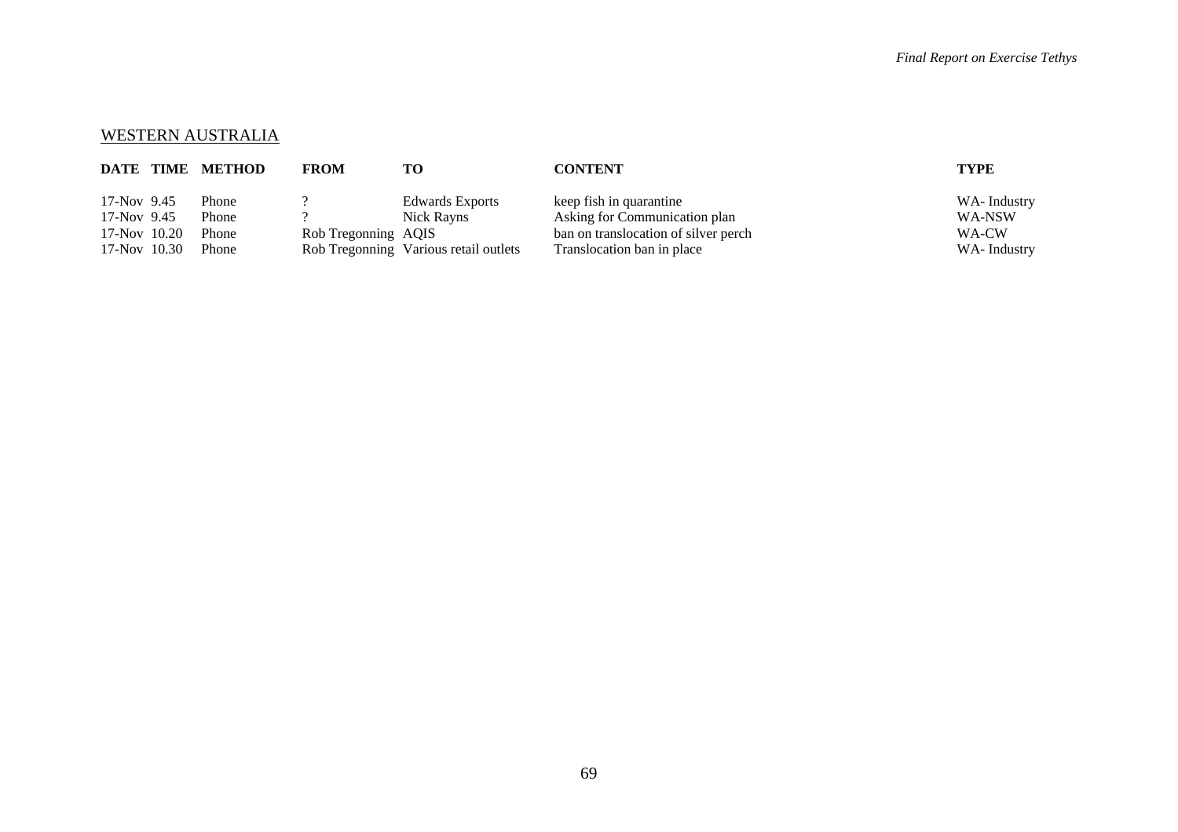## WESTERN AUSTRALIA

| DATE | TIME | METHOD | FROM | TO | CONTENT | TYPE |
|---|---|---|---|---|---|---|
| 17-Nov | 9.45 | Phone | ? | Edwards Exports | keep fish in quarantine | WA- Industry |
| 17-Nov | 9.45 | Phone | ? | Nick Rayns | Asking for Communication plan | WA-NSW |
| 17-Nov | 10.20 | Phone | Rob Tregonning | AQIS | ban on translocation of silver perch | WA-CW |
| 17-Nov | 10.30 | Phone | Rob Tregonning | Various retail outlets | Translocation ban in place | WA- Industry |